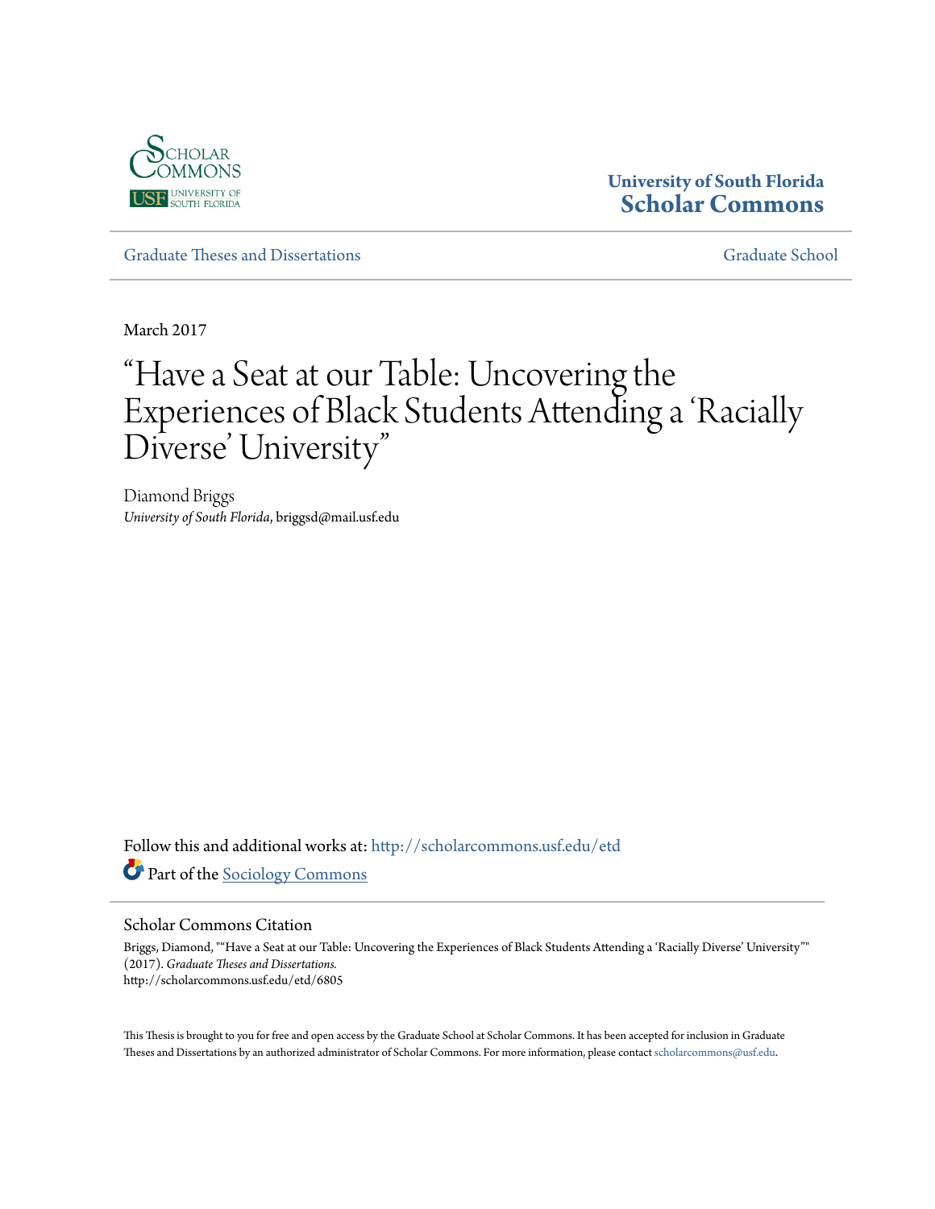University of South Florida
Scholar Commons

Graduate Theses and Dissertations

Graduate School

March 2017

# "Have a Seat at our Table: Uncovering the Experiences of Black Students Attending a 'Racially Diverse' University"

Diamond Briggs
*University of South Florida*, briggsd@mail.usf.edu

Follow this and additional works at: http://scholarcommons.usf.edu/etd

Part of the Sociology Commons

## Scholar Commons Citation

Briggs, Diamond, ""Have a Seat at our Table: Uncovering the Experiences of Black Students Attending a 'Racially Diverse' University"" (2017). *Graduate Theses and Dissertations.*
http://scholarcommons.usf.edu/etd/6805

This Thesis is brought to you for free and open access by the Graduate School at Scholar Commons. It has been accepted for inclusion in Graduate Theses and Dissertations by an authorized administrator of Scholar Commons. For more information, please contact scholarcommons@usf.edu.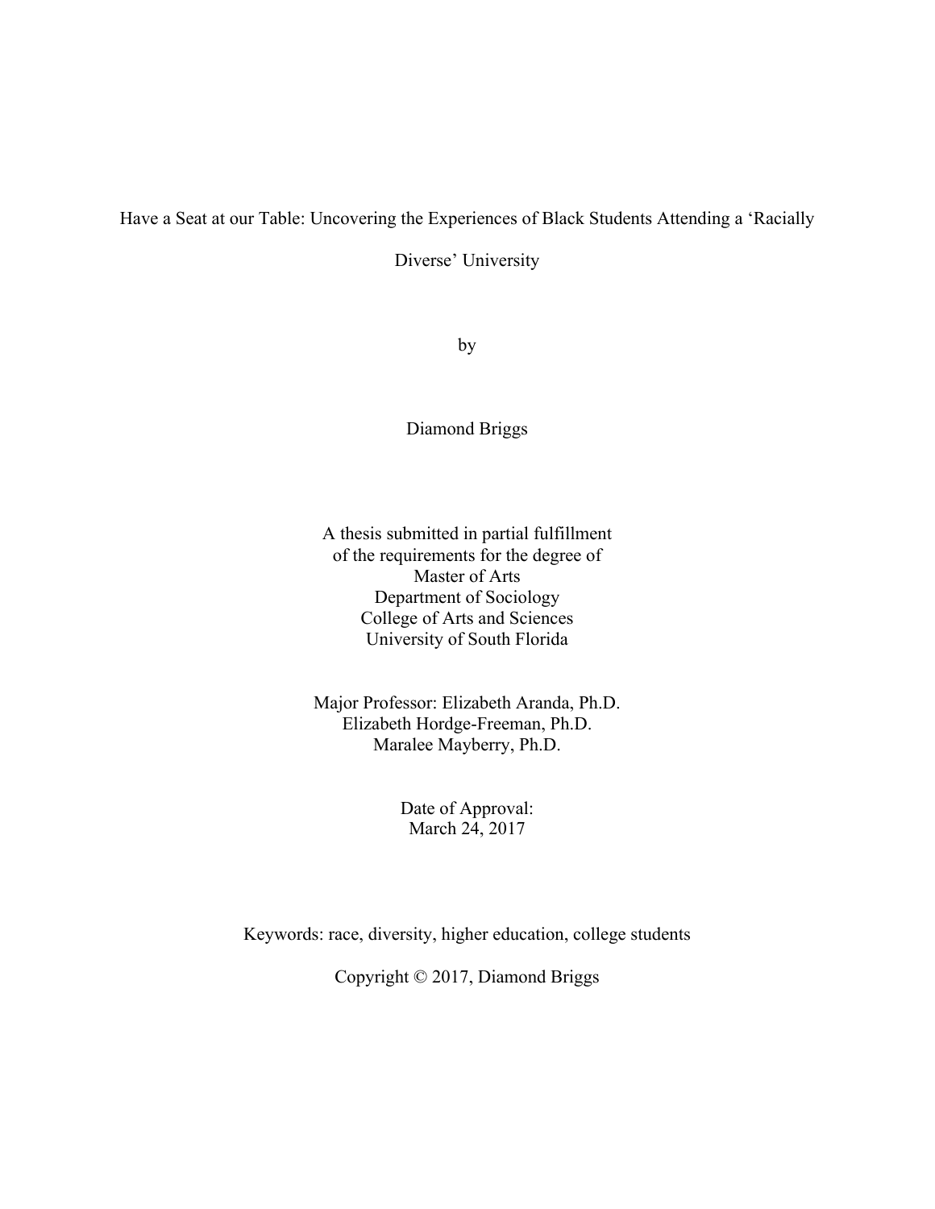# Have a Seat at our Table: Uncovering the Experiences of Black Students Attending a 'Racially Diverse' University

by

Diamond Briggs

A thesis submitted in partial fulfillment
of the requirements for the degree of
Master of Arts
Department of Sociology
College of Arts and Sciences
University of South Florida

Major Professor: Elizabeth Aranda, Ph.D.
Elizabeth Hordge-Freeman, Ph.D.
Maralee Mayberry, Ph.D.

Date of Approval:
March 24, 2017

Keywords: race, diversity, higher education, college students

Copyright © 2017, Diamond Briggs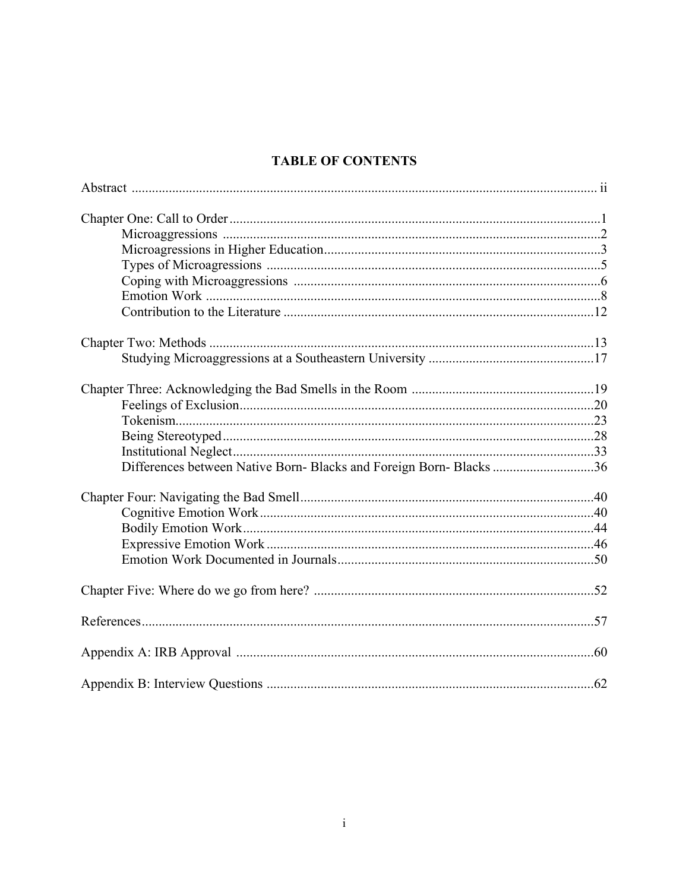# TABLE OF CONTENTS

Abstract ..... ii

Chapter One: Call to Order ..... 1
- Microaggressions ..... 2
- Microagressions in Higher Education ..... 3
- Types of Microagressions ..... 5
- Coping with Microaggressions ..... 6
- Emotion Work ..... 8
- Contribution to the Literature ..... 12

Chapter Two: Methods ..... 13
- Studying Microaggressions at a Southeastern University ..... 17

Chapter Three: Acknowledging the Bad Smells in the Room ..... 19
- Feelings of Exclusion ..... 20
- Tokenism ..... 23
- Being Stereotyped ..... 28
- Institutional Neglect ..... 33
- Differences between Native Born- Blacks and Foreign Born- Blacks ..... 36

Chapter Four: Navigating the Bad Smell ..... 40
- Cognitive Emotion Work ..... 40
- Bodily Emotion Work ..... 44
- Expressive Emotion Work ..... 46
- Emotion Work Documented in Journals ..... 50

Chapter Five: Where do we go from here? ..... 52

References ..... 57

Appendix A: IRB Approval ..... 60

Appendix B: Interview Questions ..... 62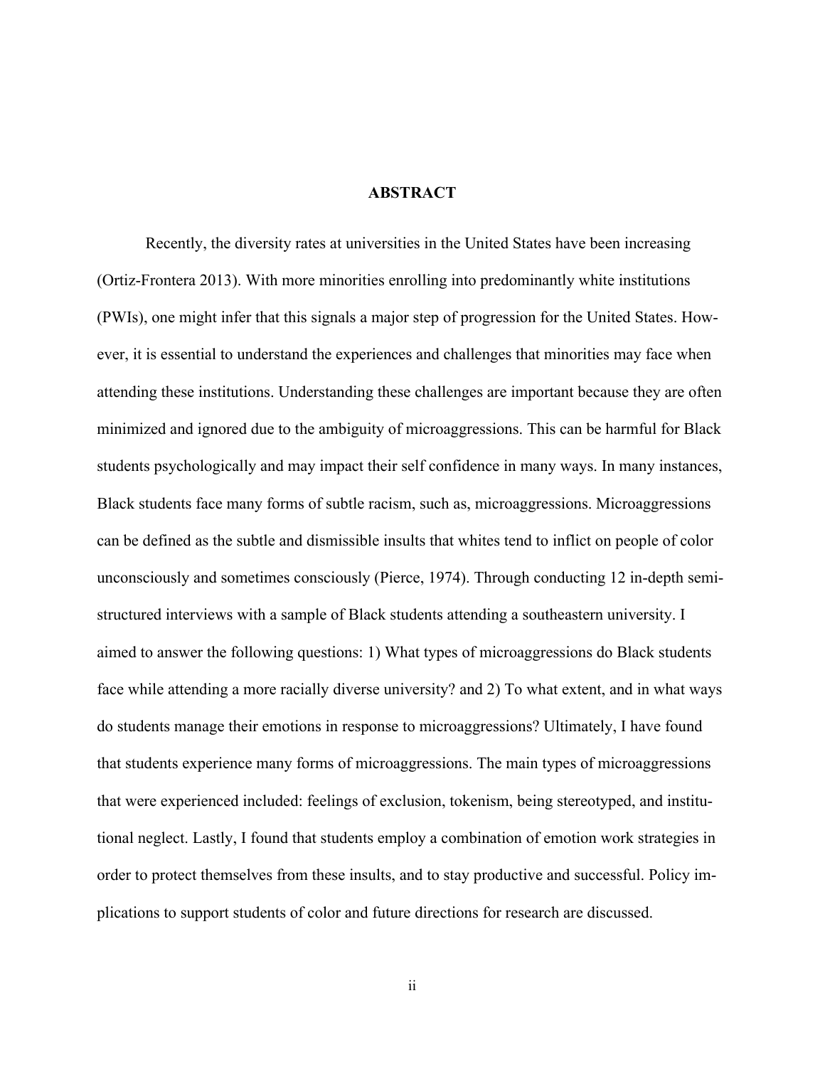# ABSTRACT

Recently, the diversity rates at universities in the United States have been increasing (Ortiz-Frontera 2013). With more minorities enrolling into predominantly white institutions (PWIs), one might infer that this signals a major step of progression for the United States. However, it is essential to understand the experiences and challenges that minorities may face when attending these institutions. Understanding these challenges are important because they are often minimized and ignored due to the ambiguity of microaggressions. This can be harmful for Black students psychologically and may impact their self confidence in many ways. In many instances, Black students face many forms of subtle racism, such as, microaggressions. Microaggressions can be defined as the subtle and dismissible insults that whites tend to inflict on people of color unconsciously and sometimes consciously (Pierce, 1974). Through conducting 12 in-depth semi-structured interviews with a sample of Black students attending a southeastern university. I aimed to answer the following questions: 1) What types of microaggressions do Black students face while attending a more racially diverse university? and 2) To what extent, and in what ways do students manage their emotions in response to microaggressions? Ultimately, I have found that students experience many forms of microaggressions. The main types of microaggressions that were experienced included: feelings of exclusion, tokenism, being stereotyped, and institutional neglect. Lastly, I found that students employ a combination of emotion work strategies in order to protect themselves from these insults, and to stay productive and successful. Policy implications to support students of color and future directions for research are discussed.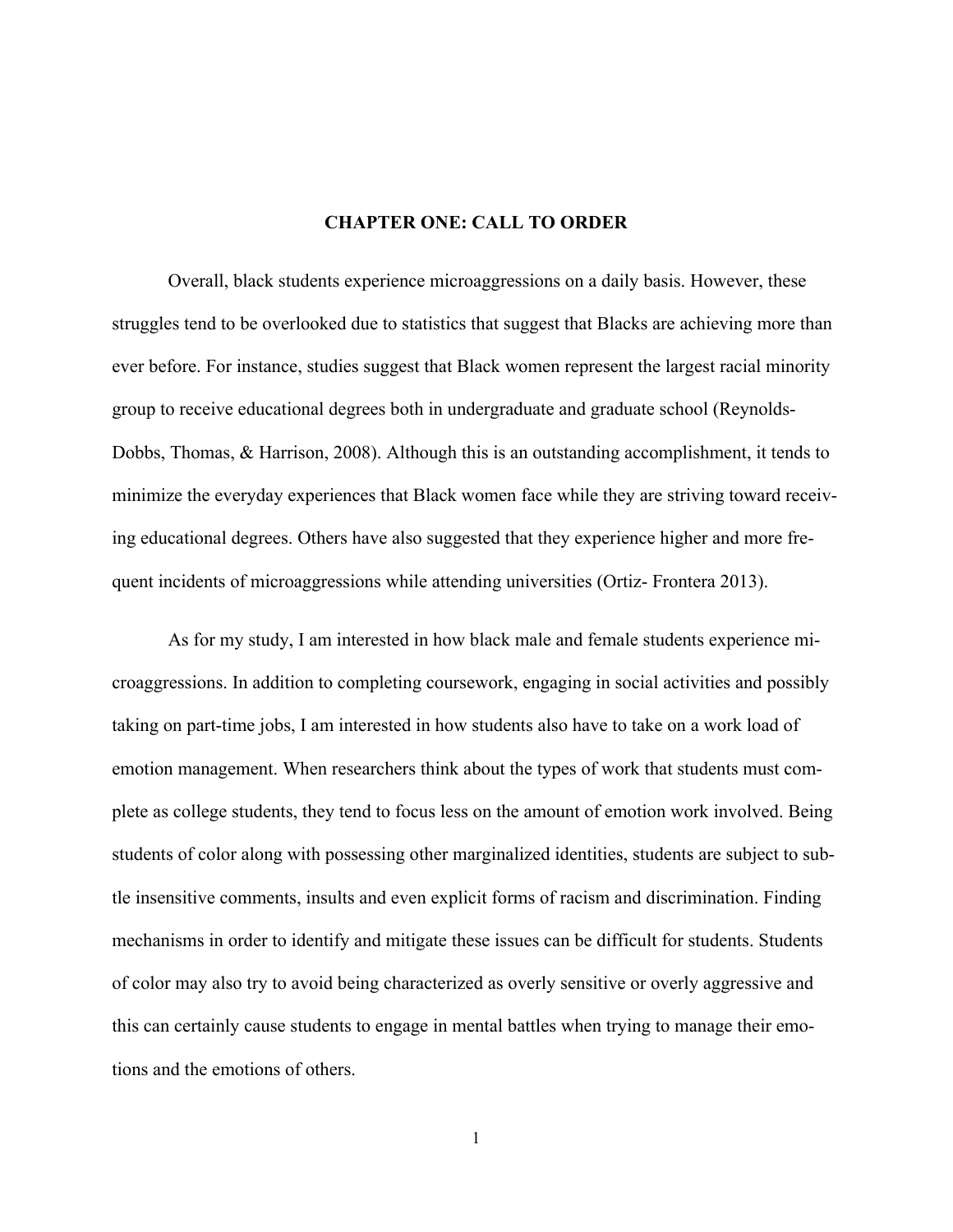# CHAPTER ONE: CALL TO ORDER

Overall, black students experience microaggressions on a daily basis. However, these struggles tend to be overlooked due to statistics that suggest that Blacks are achieving more than ever before. For instance, studies suggest that Black women represent the largest racial minority group to receive educational degrees both in undergraduate and graduate school (Reynolds-Dobbs, Thomas, & Harrison, 2008). Although this is an outstanding accomplishment, it tends to minimize the everyday experiences that Black women face while they are striving toward receiving educational degrees. Others have also suggested that they experience higher and more frequent incidents of microaggressions while attending universities (Ortiz- Frontera 2013).

As for my study, I am interested in how black male and female students experience microaggressions. In addition to completing coursework, engaging in social activities and possibly taking on part-time jobs, I am interested in how students also have to take on a work load of emotion management. When researchers think about the types of work that students must complete as college students, they tend to focus less on the amount of emotion work involved. Being students of color along with possessing other marginalized identities, students are subject to subtle insensitive comments, insults and even explicit forms of racism and discrimination. Finding mechanisms in order to identify and mitigate these issues can be difficult for students. Students of color may also try to avoid being characterized as overly sensitive or overly aggressive and this can certainly cause students to engage in mental battles when trying to manage their emotions and the emotions of others.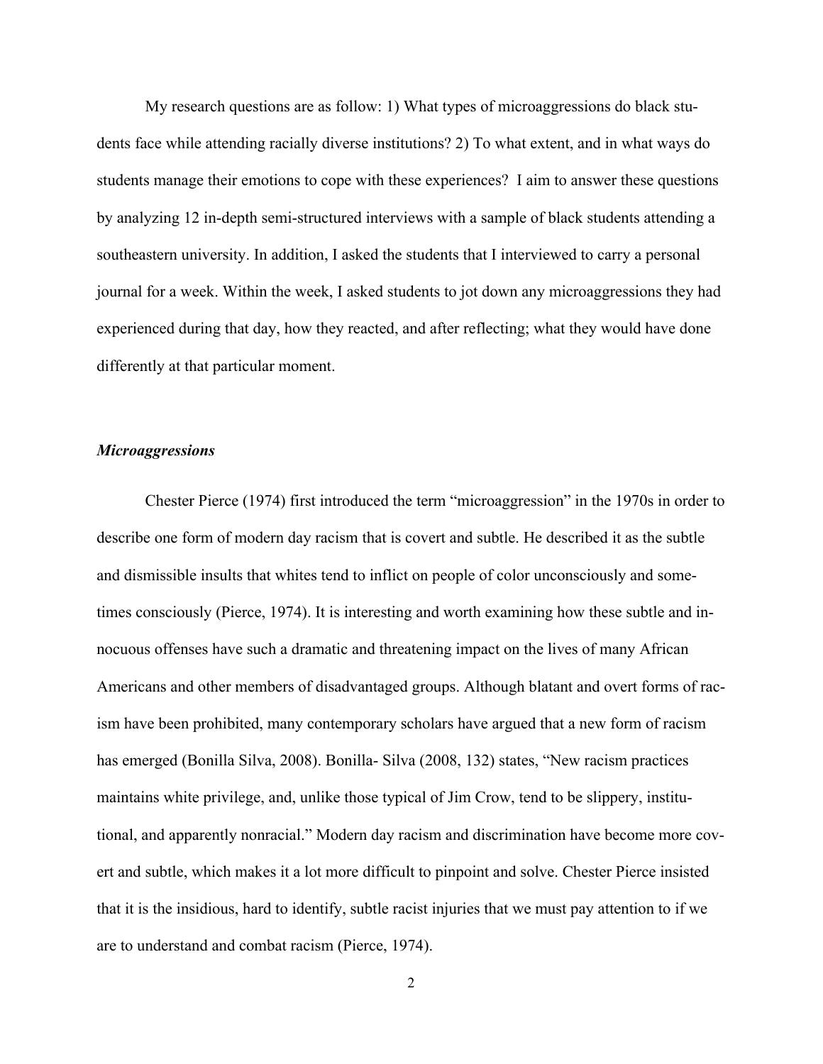My research questions are as follow: 1) What types of microaggressions do black students face while attending racially diverse institutions? 2) To what extent, and in what ways do students manage their emotions to cope with these experiences? I aim to answer these questions by analyzing 12 in-depth semi-structured interviews with a sample of black students attending a southeastern university. In addition, I asked the students that I interviewed to carry a personal journal for a week. Within the week, I asked students to jot down any microaggressions they had experienced during that day, how they reacted, and after reflecting; what they would have done differently at that particular moment.

### *Microaggressions*

Chester Pierce (1974) first introduced the term "microaggression" in the 1970s in order to describe one form of modern day racism that is covert and subtle. He described it as the subtle and dismissible insults that whites tend to inflict on people of color unconsciously and sometimes consciously (Pierce, 1974). It is interesting and worth examining how these subtle and innocuous offenses have such a dramatic and threatening impact on the lives of many African Americans and other members of disadvantaged groups. Although blatant and overt forms of racism have been prohibited, many contemporary scholars have argued that a new form of racism has emerged (Bonilla Silva, 2008). Bonilla- Silva (2008, 132) states, "New racism practices maintains white privilege, and, unlike those typical of Jim Crow, tend to be slippery, institutional, and apparently nonracial." Modern day racism and discrimination have become more covert and subtle, which makes it a lot more difficult to pinpoint and solve. Chester Pierce insisted that it is the insidious, hard to identify, subtle racist injuries that we must pay attention to if we are to understand and combat racism (Pierce, 1974).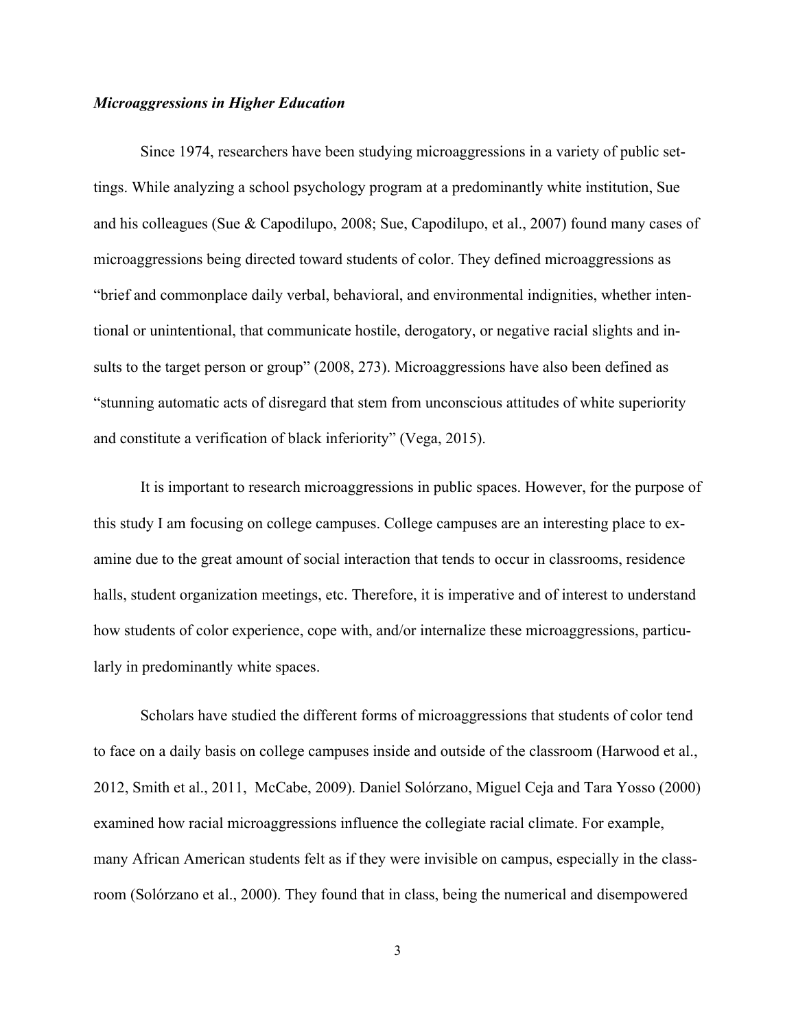### *Microaggressions in Higher Education*

Since 1974, researchers have been studying microaggressions in a variety of public settings. While analyzing a school psychology program at a predominantly white institution, Sue and his colleagues (Sue & Capodilupo, 2008; Sue, Capodilupo, et al., 2007) found many cases of microaggressions being directed toward students of color. They defined microaggressions as "brief and commonplace daily verbal, behavioral, and environmental indignities, whether intentional or unintentional, that communicate hostile, derogatory, or negative racial slights and insults to the target person or group" (2008, 273). Microaggressions have also been defined as "stunning automatic acts of disregard that stem from unconscious attitudes of white superiority and constitute a verification of black inferiority" (Vega, 2015).

It is important to research microaggressions in public spaces. However, for the purpose of this study I am focusing on college campuses. College campuses are an interesting place to examine due to the great amount of social interaction that tends to occur in classrooms, residence halls, student organization meetings, etc. Therefore, it is imperative and of interest to understand how students of color experience, cope with, and/or internalize these microaggressions, particularly in predominantly white spaces.

Scholars have studied the different forms of microaggressions that students of color tend to face on a daily basis on college campuses inside and outside of the classroom (Harwood et al., 2012, Smith et al., 2011, McCabe, 2009). Daniel Solórzano, Miguel Ceja and Tara Yosso (2000) examined how racial microaggressions influence the collegiate racial climate. For example, many African American students felt as if they were invisible on campus, especially in the classroom (Solórzano et al., 2000). They found that in class, being the numerical and disempowered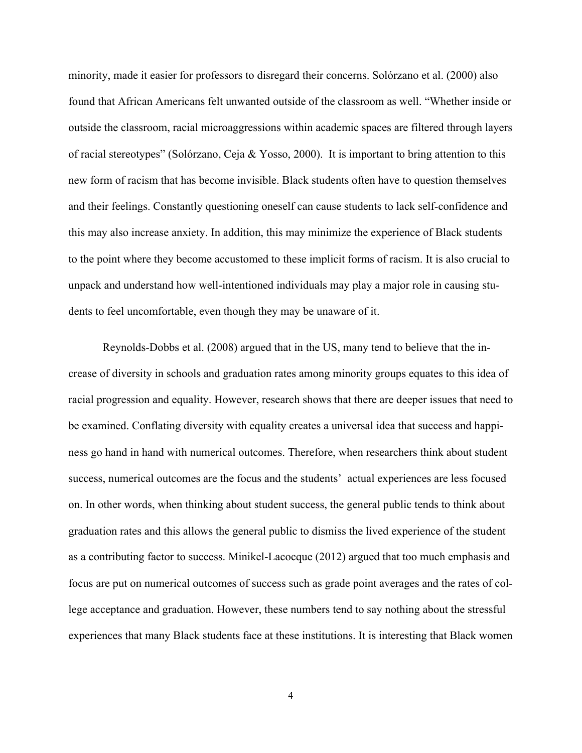minority, made it easier for professors to disregard their concerns. Solórzano et al. (2000) also found that African Americans felt unwanted outside of the classroom as well. "Whether inside or outside the classroom, racial microaggressions within academic spaces are filtered through layers of racial stereotypes" (Solórzano, Ceja & Yosso, 2000). It is important to bring attention to this new form of racism that has become invisible. Black students often have to question themselves and their feelings. Constantly questioning oneself can cause students to lack self-confidence and this may also increase anxiety. In addition, this may minimize the experience of Black students to the point where they become accustomed to these implicit forms of racism. It is also crucial to unpack and understand how well-intentioned individuals may play a major role in causing students to feel uncomfortable, even though they may be unaware of it.

Reynolds-Dobbs et al. (2008) argued that in the US, many tend to believe that the increase of diversity in schools and graduation rates among minority groups equates to this idea of racial progression and equality. However, research shows that there are deeper issues that need to be examined. Conflating diversity with equality creates a universal idea that success and happiness go hand in hand with numerical outcomes. Therefore, when researchers think about student success, numerical outcomes are the focus and the students' actual experiences are less focused on. In other words, when thinking about student success, the general public tends to think about graduation rates and this allows the general public to dismiss the lived experience of the student as a contributing factor to success. Minikel-Lacocque (2012) argued that too much emphasis and focus are put on numerical outcomes of success such as grade point averages and the rates of college acceptance and graduation. However, these numbers tend to say nothing about the stressful experiences that many Black students face at these institutions. It is interesting that Black women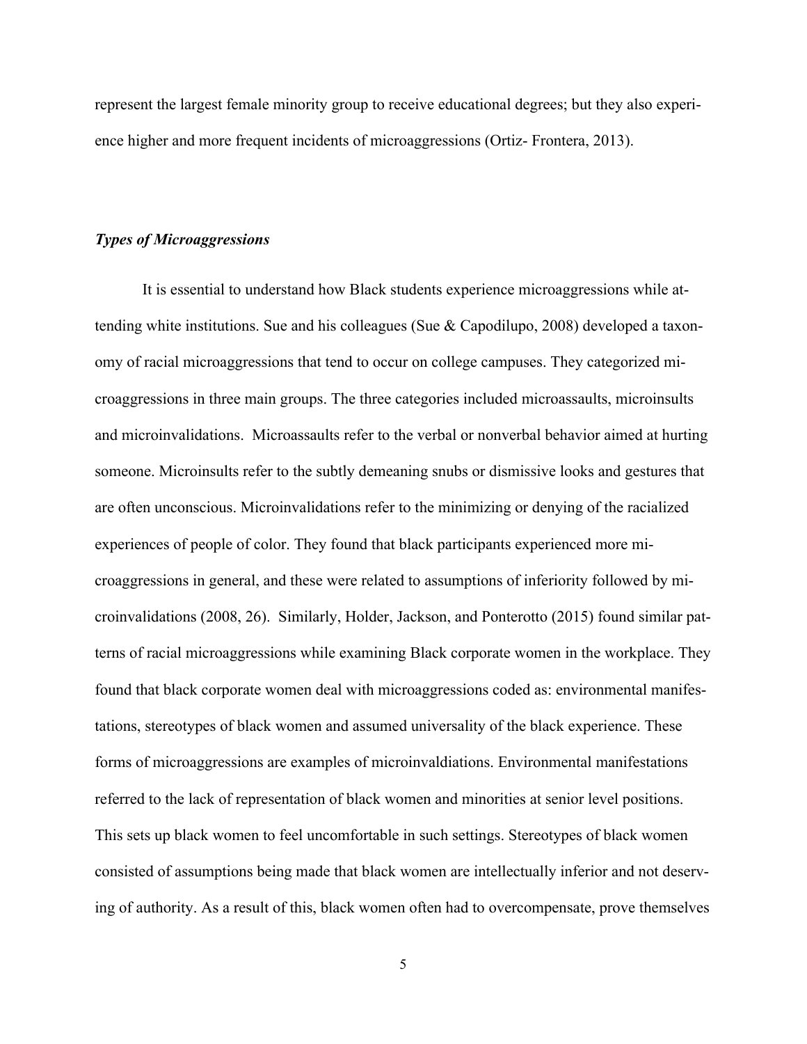represent the largest female minority group to receive educational degrees; but they also experience higher and more frequent incidents of microaggressions (Ortiz- Frontera, 2013).

### *Types of Microaggressions*

It is essential to understand how Black students experience microaggressions while attending white institutions. Sue and his colleagues (Sue & Capodilupo, 2008) developed a taxonomy of racial microaggressions that tend to occur on college campuses. They categorized microaggressions in three main groups. The three categories included microassaults, microinsults and microinvalidations. Microassaults refer to the verbal or nonverbal behavior aimed at hurting someone. Microinsults refer to the subtly demeaning snubs or dismissive looks and gestures that are often unconscious. Microinvalidations refer to the minimizing or denying of the racialized experiences of people of color. They found that black participants experienced more microaggressions in general, and these were related to assumptions of inferiority followed by microinvalidations (2008, 26). Similarly, Holder, Jackson, and Ponterotto (2015) found similar patterns of racial microaggressions while examining Black corporate women in the workplace. They found that black corporate women deal with microaggressions coded as: environmental manifestations, stereotypes of black women and assumed universality of the black experience. These forms of microaggressions are examples of microinvaldiations. Environmental manifestations referred to the lack of representation of black women and minorities at senior level positions. This sets up black women to feel uncomfortable in such settings. Stereotypes of black women consisted of assumptions being made that black women are intellectually inferior and not deserving of authority. As a result of this, black women often had to overcompensate, prove themselves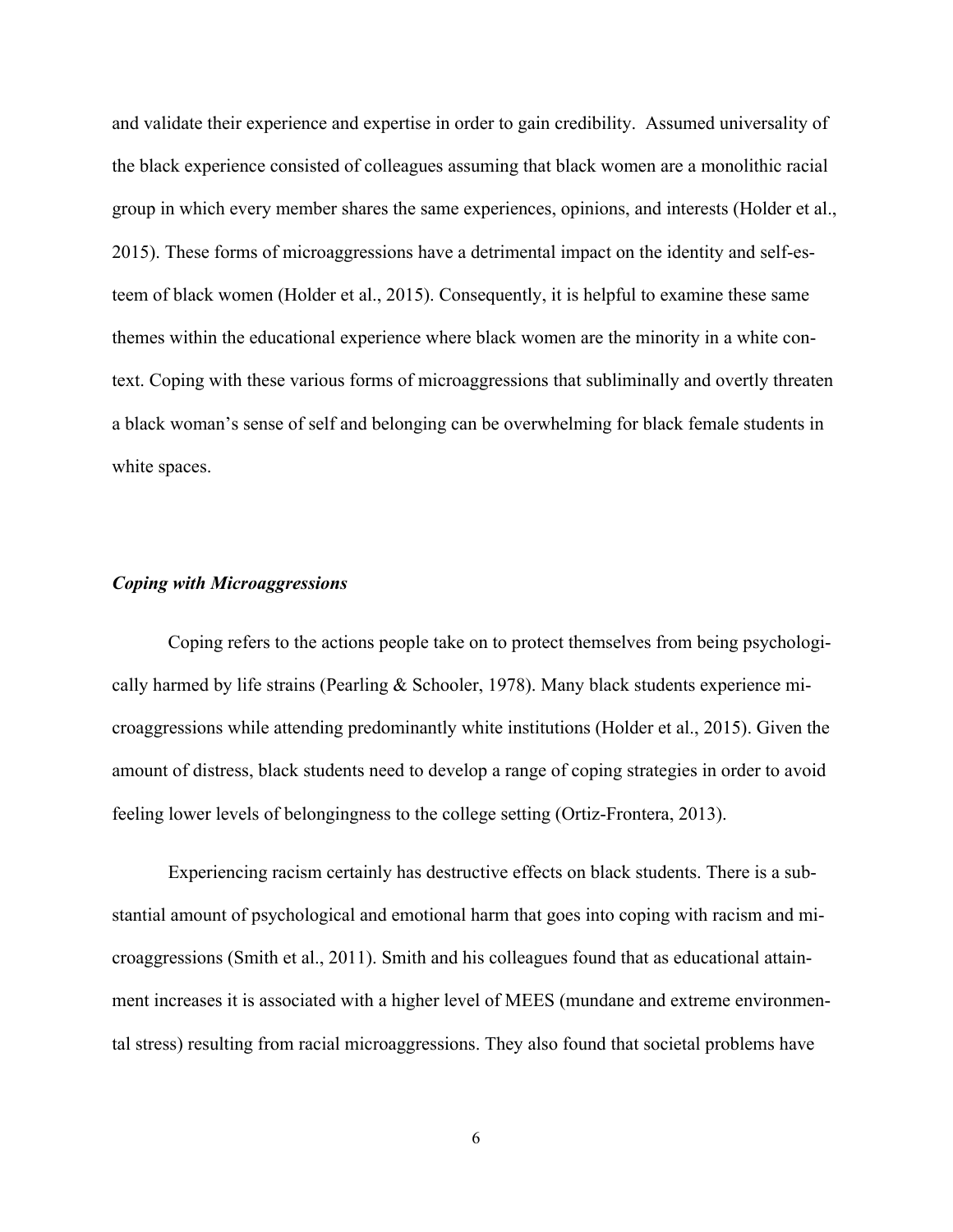and validate their experience and expertise in order to gain credibility.  Assumed universality of the black experience consisted of colleagues assuming that black women are a monolithic racial group in which every member shares the same experiences, opinions, and interests (Holder et al., 2015). These forms of microaggressions have a detrimental impact on the identity and self-esteem of black women (Holder et al., 2015). Consequently, it is helpful to examine these same themes within the educational experience where black women are the minority in a white context. Coping with these various forms of microaggressions that subliminally and overtly threaten a black woman's sense of self and belonging can be overwhelming for black female students in white spaces.

### *Coping with Microaggressions*

Coping refers to the actions people take on to protect themselves from being psychologically harmed by life strains (Pearling & Schooler, 1978). Many black students experience microaggressions while attending predominantly white institutions (Holder et al., 2015). Given the amount of distress, black students need to develop a range of coping strategies in order to avoid feeling lower levels of belongingness to the college setting (Ortiz-Frontera, 2013).

Experiencing racism certainly has destructive effects on black students. There is a substantial amount of psychological and emotional harm that goes into coping with racism and microaggressions (Smith et al., 2011). Smith and his colleagues found that as educational attainment increases it is associated with a higher level of MEES (mundane and extreme environmental stress) resulting from racial microaggressions. They also found that societal problems have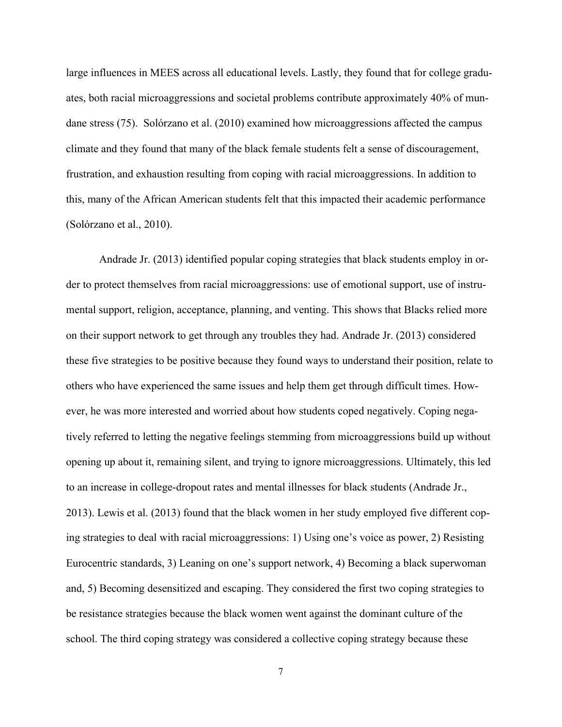large influences in MEES across all educational levels. Lastly, they found that for college graduates, both racial microaggressions and societal problems contribute approximately 40% of mundane stress (75). Solórzano et al. (2010) examined how microaggressions affected the campus climate and they found that many of the black female students felt a sense of discouragement, frustration, and exhaustion resulting from coping with racial microaggressions. In addition to this, many of the African American students felt that this impacted their academic performance (Solórzano et al., 2010).

Andrade Jr. (2013) identified popular coping strategies that black students employ in order to protect themselves from racial microaggressions: use of emotional support, use of instrumental support, religion, acceptance, planning, and venting. This shows that Blacks relied more on their support network to get through any troubles they had. Andrade Jr. (2013) considered these five strategies to be positive because they found ways to understand their position, relate to others who have experienced the same issues and help them get through difficult times. However, he was more interested and worried about how students coped negatively. Coping negatively referred to letting the negative feelings stemming from microaggressions build up without opening up about it, remaining silent, and trying to ignore microaggressions. Ultimately, this led to an increase in college-dropout rates and mental illnesses for black students (Andrade Jr., 2013). Lewis et al. (2013) found that the black women in her study employed five different coping strategies to deal with racial microaggressions: 1) Using one's voice as power, 2) Resisting Eurocentric standards, 3) Leaning on one's support network, 4) Becoming a black superwoman and, 5) Becoming desensitized and escaping. They considered the first two coping strategies to be resistance strategies because the black women went against the dominant culture of the school. The third coping strategy was considered a collective coping strategy because these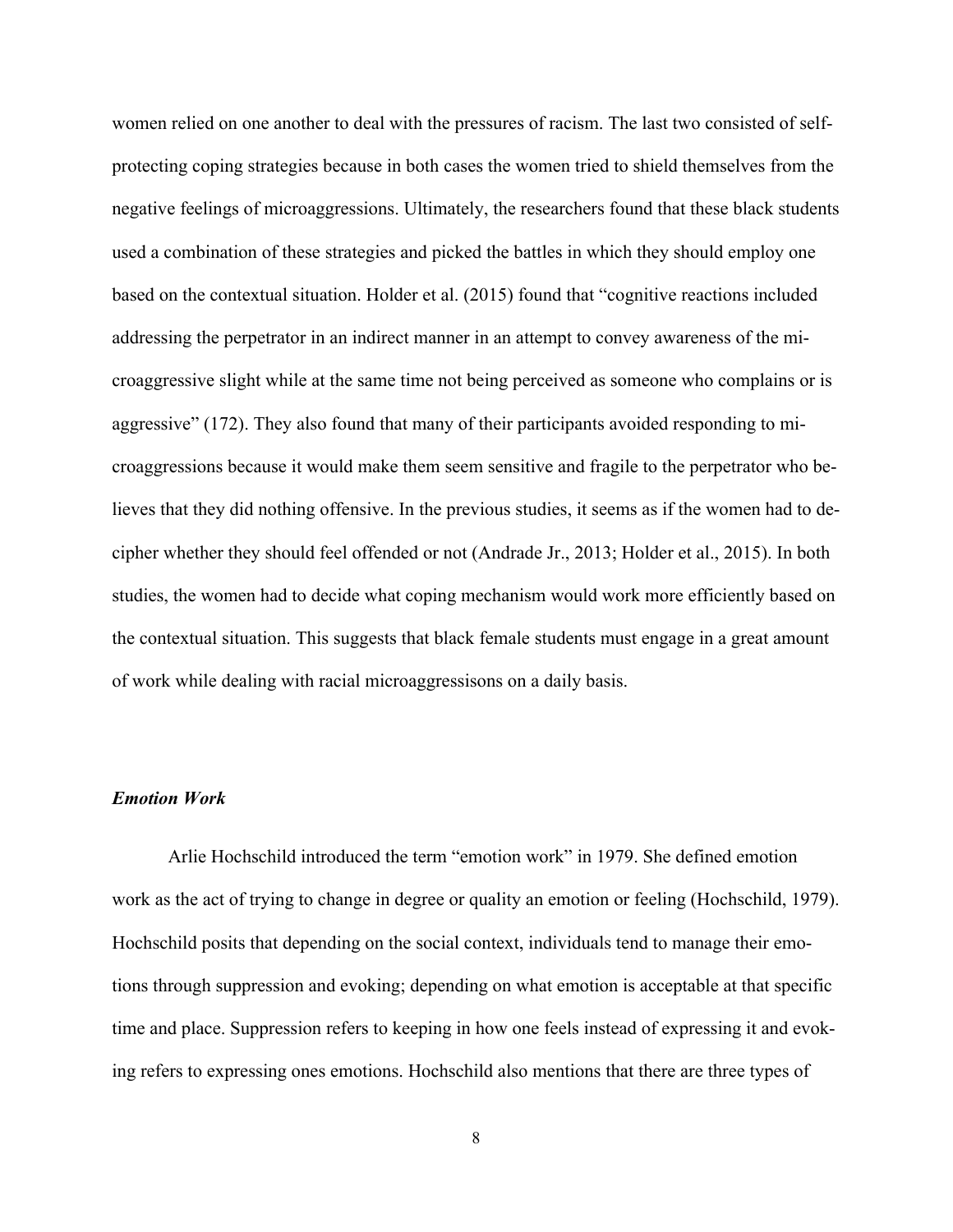women relied on one another to deal with the pressures of racism. The last two consisted of self-protecting coping strategies because in both cases the women tried to shield themselves from the negative feelings of microaggressions. Ultimately, the researchers found that these black students used a combination of these strategies and picked the battles in which they should employ one based on the contextual situation. Holder et al. (2015) found that "cognitive reactions included addressing the perpetrator in an indirect manner in an attempt to convey awareness of the microaggressive slight while at the same time not being perceived as someone who complains or is aggressive" (172). They also found that many of their participants avoided responding to microaggressions because it would make them seem sensitive and fragile to the perpetrator who believes that they did nothing offensive. In the previous studies, it seems as if the women had to decipher whether they should feel offended or not (Andrade Jr., 2013; Holder et al., 2015). In both studies, the women had to decide what coping mechanism would work more efficiently based on the contextual situation. This suggests that black female students must engage in a great amount of work while dealing with racial microaggressisons on a daily basis.

### *Emotion Work*

Arlie Hochschild introduced the term "emotion work" in 1979. She defined emotion work as the act of trying to change in degree or quality an emotion or feeling (Hochschild, 1979). Hochschild posits that depending on the social context, individuals tend to manage their emotions through suppression and evoking; depending on what emotion is acceptable at that specific time and place. Suppression refers to keeping in how one feels instead of expressing it and evoking refers to expressing ones emotions. Hochschild also mentions that there are three types of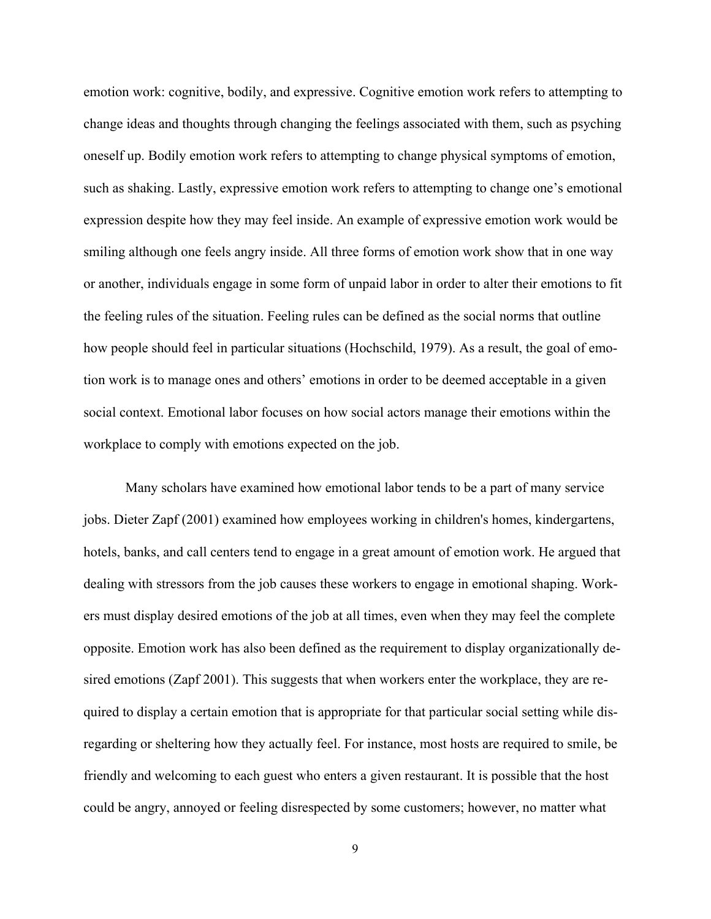emotion work: cognitive, bodily, and expressive. Cognitive emotion work refers to attempting to change ideas and thoughts through changing the feelings associated with them, such as psyching oneself up. Bodily emotion work refers to attempting to change physical symptoms of emotion, such as shaking. Lastly, expressive emotion work refers to attempting to change one's emotional expression despite how they may feel inside. An example of expressive emotion work would be smiling although one feels angry inside. All three forms of emotion work show that in one way or another, individuals engage in some form of unpaid labor in order to alter their emotions to fit the feeling rules of the situation. Feeling rules can be defined as the social norms that outline how people should feel in particular situations (Hochschild, 1979). As a result, the goal of emotion work is to manage ones and others' emotions in order to be deemed acceptable in a given social context. Emotional labor focuses on how social actors manage their emotions within the workplace to comply with emotions expected on the job.

Many scholars have examined how emotional labor tends to be a part of many service jobs. Dieter Zapf (2001) examined how employees working in children's homes, kindergartens, hotels, banks, and call centers tend to engage in a great amount of emotion work. He argued that dealing with stressors from the job causes these workers to engage in emotional shaping. Workers must display desired emotions of the job at all times, even when they may feel the complete opposite. Emotion work has also been defined as the requirement to display organizationally desired emotions (Zapf 2001). This suggests that when workers enter the workplace, they are required to display a certain emotion that is appropriate for that particular social setting while disregarding or sheltering how they actually feel. For instance, most hosts are required to smile, be friendly and welcoming to each guest who enters a given restaurant. It is possible that the host could be angry, annoyed or feeling disrespected by some customers; however, no matter what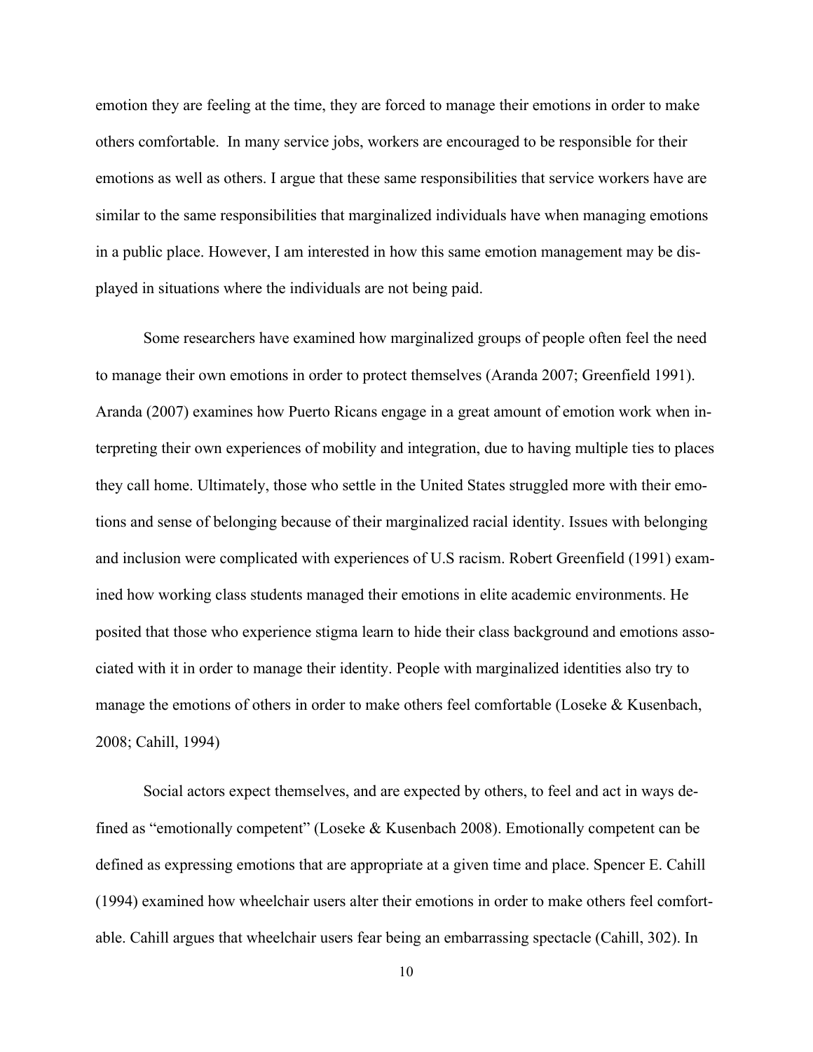emotion they are feeling at the time, they are forced to manage their emotions in order to make others comfortable. In many service jobs, workers are encouraged to be responsible for their emotions as well as others. I argue that these same responsibilities that service workers have are similar to the same responsibilities that marginalized individuals have when managing emotions in a public place. However, I am interested in how this same emotion management may be displayed in situations where the individuals are not being paid.

Some researchers have examined how marginalized groups of people often feel the need to manage their own emotions in order to protect themselves (Aranda 2007; Greenfield 1991). Aranda (2007) examines how Puerto Ricans engage in a great amount of emotion work when interpreting their own experiences of mobility and integration, due to having multiple ties to places they call home. Ultimately, those who settle in the United States struggled more with their emotions and sense of belonging because of their marginalized racial identity. Issues with belonging and inclusion were complicated with experiences of U.S racism. Robert Greenfield (1991) examined how working class students managed their emotions in elite academic environments. He posited that those who experience stigma learn to hide their class background and emotions associated with it in order to manage their identity. People with marginalized identities also try to manage the emotions of others in order to make others feel comfortable (Loseke & Kusenbach, 2008; Cahill, 1994)

Social actors expect themselves, and are expected by others, to feel and act in ways defined as "emotionally competent" (Loseke & Kusenbach 2008). Emotionally competent can be defined as expressing emotions that are appropriate at a given time and place. Spencer E. Cahill (1994) examined how wheelchair users alter their emotions in order to make others feel comfortable. Cahill argues that wheelchair users fear being an embarrassing spectacle (Cahill, 302). In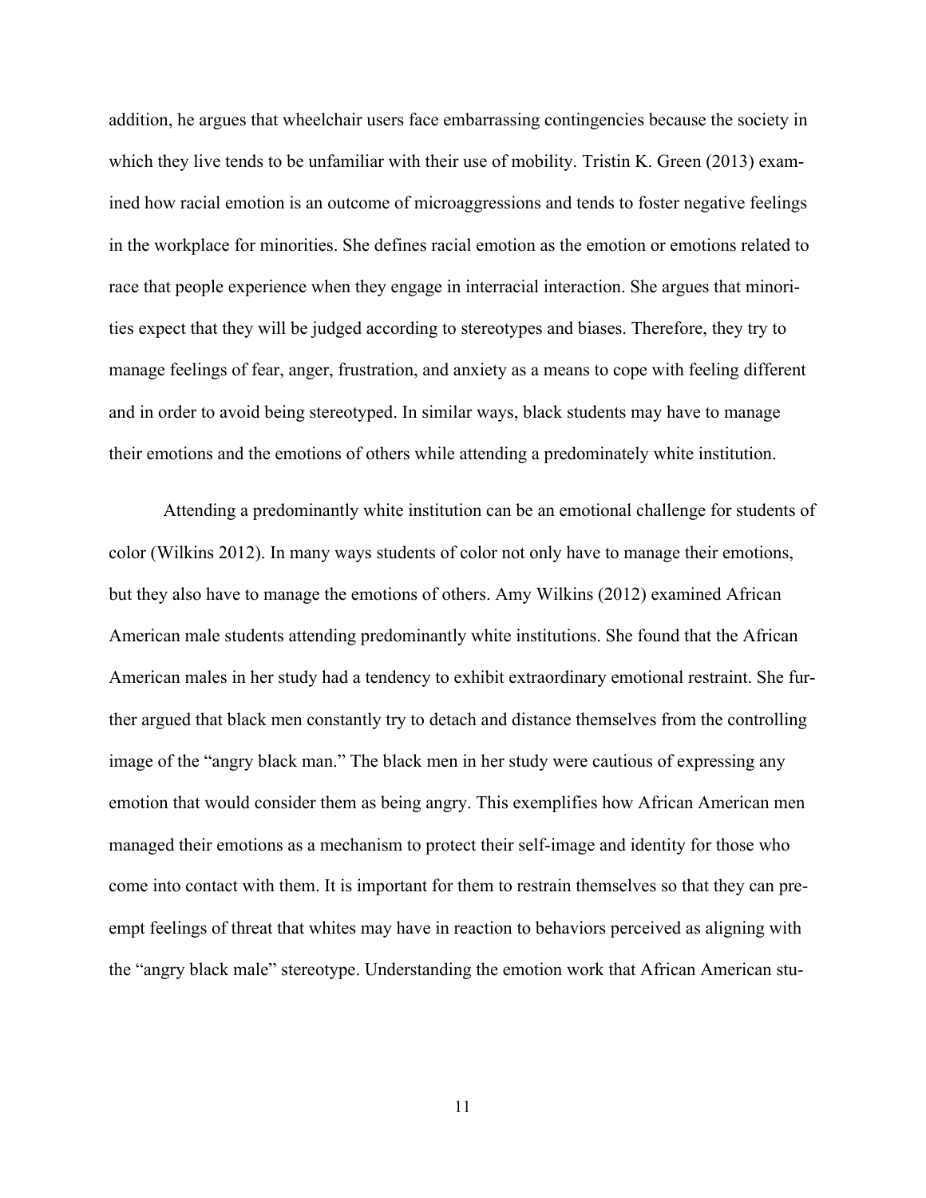addition, he argues that wheelchair users face embarrassing contingencies because the society in which they live tends to be unfamiliar with their use of mobility. Tristin K. Green (2013) examined how racial emotion is an outcome of microaggressions and tends to foster negative feelings in the workplace for minorities. She defines racial emotion as the emotion or emotions related to race that people experience when they engage in interracial interaction. She argues that minorities expect that they will be judged according to stereotypes and biases. Therefore, they try to manage feelings of fear, anger, frustration, and anxiety as a means to cope with feeling different and in order to avoid being stereotyped. In similar ways, black students may have to manage their emotions and the emotions of others while attending a predominately white institution.

Attending a predominantly white institution can be an emotional challenge for students of color (Wilkins 2012). In many ways students of color not only have to manage their emotions, but they also have to manage the emotions of others. Amy Wilkins (2012) examined African American male students attending predominantly white institutions. She found that the African American males in her study had a tendency to exhibit extraordinary emotional restraint. She further argued that black men constantly try to detach and distance themselves from the controlling image of the "angry black man." The black men in her study were cautious of expressing any emotion that would consider them as being angry. This exemplifies how African American men managed their emotions as a mechanism to protect their self-image and identity for those who come into contact with them. It is important for them to restrain themselves so that they can preempt feelings of threat that whites may have in reaction to behaviors perceived as aligning with the "angry black male" stereotype. Understanding the emotion work that African American stu-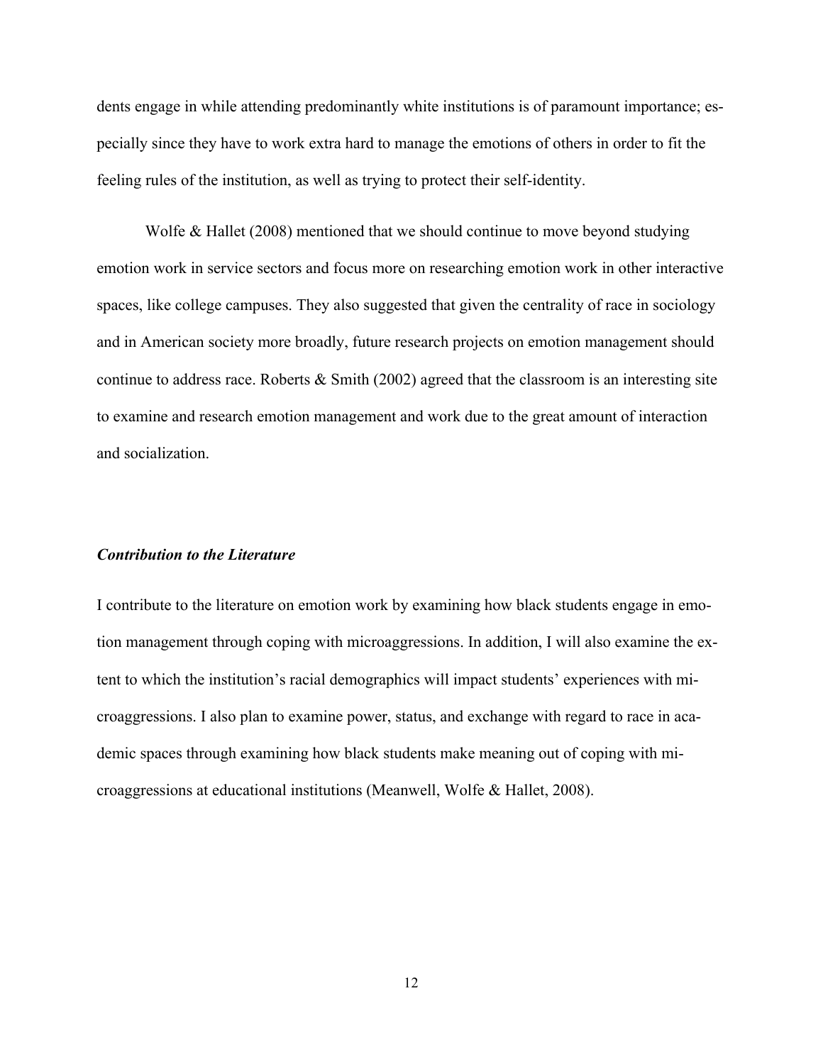dents engage in while attending predominantly white institutions is of paramount importance; especially since they have to work extra hard to manage the emotions of others in order to fit the feeling rules of the institution, as well as trying to protect their self-identity.

Wolfe & Hallet (2008) mentioned that we should continue to move beyond studying emotion work in service sectors and focus more on researching emotion work in other interactive spaces, like college campuses. They also suggested that given the centrality of race in sociology and in American society more broadly, future research projects on emotion management should continue to address race. Roberts & Smith (2002) agreed that the classroom is an interesting site to examine and research emotion management and work due to the great amount of interaction and socialization.

### *Contribution to the Literature*

I contribute to the literature on emotion work by examining how black students engage in emotion management through coping with microaggressions. In addition, I will also examine the extent to which the institution's racial demographics will impact students' experiences with microaggressions. I also plan to examine power, status, and exchange with regard to race in academic spaces through examining how black students make meaning out of coping with microaggressions at educational institutions (Meanwell, Wolfe & Hallet, 2008).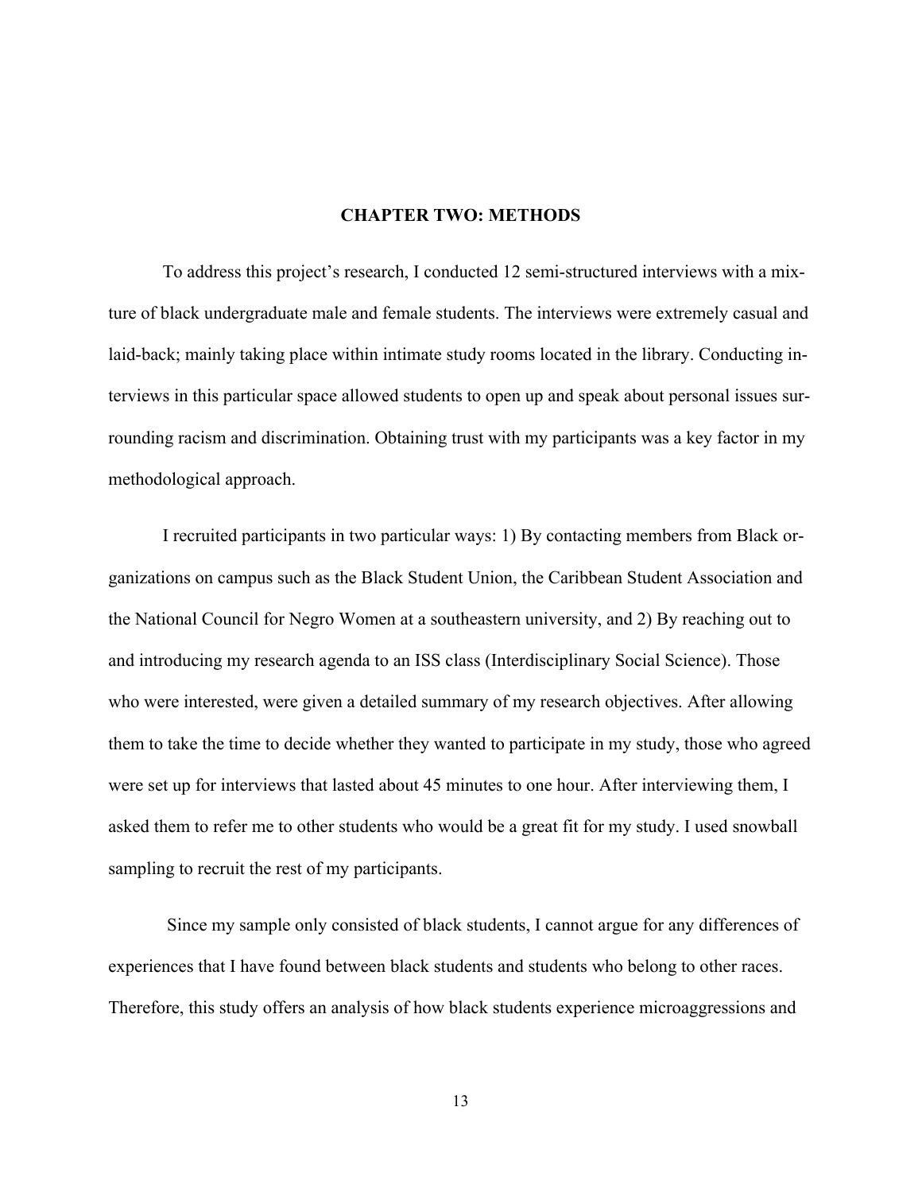## CHAPTER TWO: METHODS

To address this project's research, I conducted 12 semi-structured interviews with a mixture of black undergraduate male and female students. The interviews were extremely casual and laid-back; mainly taking place within intimate study rooms located in the library. Conducting interviews in this particular space allowed students to open up and speak about personal issues surrounding racism and discrimination. Obtaining trust with my participants was a key factor in my methodological approach.

I recruited participants in two particular ways: 1) By contacting members from Black organizations on campus such as the Black Student Union, the Caribbean Student Association and the National Council for Negro Women at a southeastern university, and 2) By reaching out to and introducing my research agenda to an ISS class (Interdisciplinary Social Science). Those who were interested, were given a detailed summary of my research objectives. After allowing them to take the time to decide whether they wanted to participate in my study, those who agreed were set up for interviews that lasted about 45 minutes to one hour. After interviewing them, I asked them to refer me to other students who would be a great fit for my study. I used snowball sampling to recruit the rest of my participants.

Since my sample only consisted of black students, I cannot argue for any differences of experiences that I have found between black students and students who belong to other races. Therefore, this study offers an analysis of how black students experience microaggressions and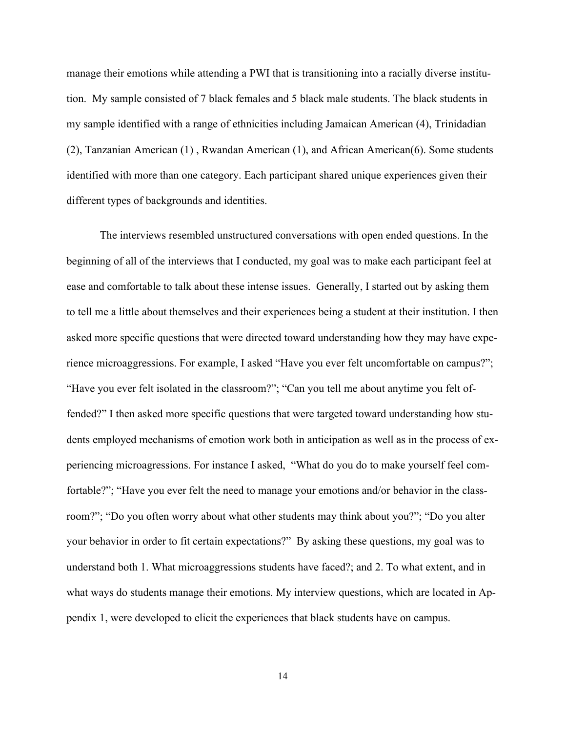manage their emotions while attending a PWI that is transitioning into a racially diverse institution. My sample consisted of 7 black females and 5 black male students. The black students in my sample identified with a range of ethnicities including Jamaican American (4), Trinidadian (2), Tanzanian American (1) , Rwandan American (1), and African American(6). Some students identified with more than one category. Each participant shared unique experiences given their different types of backgrounds and identities.

The interviews resembled unstructured conversations with open ended questions. In the beginning of all of the interviews that I conducted, my goal was to make each participant feel at ease and comfortable to talk about these intense issues. Generally, I started out by asking them to tell me a little about themselves and their experiences being a student at their institution. I then asked more specific questions that were directed toward understanding how they may have experience microaggressions. For example, I asked "Have you ever felt uncomfortable on campus?"; "Have you ever felt isolated in the classroom?"; "Can you tell me about anytime you felt offended?" I then asked more specific questions that were targeted toward understanding how students employed mechanisms of emotion work both in anticipation as well as in the process of experiencing microagressions. For instance I asked, "What do you do to make yourself feel comfortable?"; "Have you ever felt the need to manage your emotions and/or behavior in the classroom?"; "Do you often worry about what other students may think about you?"; "Do you alter your behavior in order to fit certain expectations?" By asking these questions, my goal was to understand both 1. What microaggressions students have faced?; and 2. To what extent, and in what ways do students manage their emotions. My interview questions, which are located in Appendix 1, were developed to elicit the experiences that black students have on campus.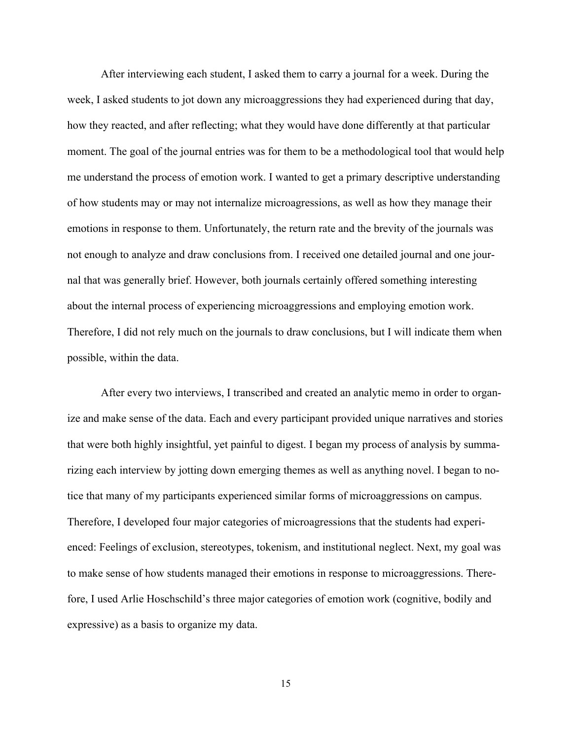After interviewing each student, I asked them to carry a journal for a week. During the week, I asked students to jot down any microaggressions they had experienced during that day, how they reacted, and after reflecting; what they would have done differently at that particular moment. The goal of the journal entries was for them to be a methodological tool that would help me understand the process of emotion work. I wanted to get a primary descriptive understanding of how students may or may not internalize microagressions, as well as how they manage their emotions in response to them. Unfortunately, the return rate and the brevity of the journals was not enough to analyze and draw conclusions from. I received one detailed journal and one journal that was generally brief. However, both journals certainly offered something interesting about the internal process of experiencing microaggressions and employing emotion work. Therefore, I did not rely much on the journals to draw conclusions, but I will indicate them when possible, within the data.

After every two interviews, I transcribed and created an analytic memo in order to organize and make sense of the data. Each and every participant provided unique narratives and stories that were both highly insightful, yet painful to digest. I began my process of analysis by summarizing each interview by jotting down emerging themes as well as anything novel. I began to notice that many of my participants experienced similar forms of microaggressions on campus. Therefore, I developed four major categories of microagressions that the students had experienced: Feelings of exclusion, stereotypes, tokenism, and institutional neglect. Next, my goal was to make sense of how students managed their emotions in response to microaggressions. Therefore, I used Arlie Hoschschild's three major categories of emotion work (cognitive, bodily and expressive) as a basis to organize my data.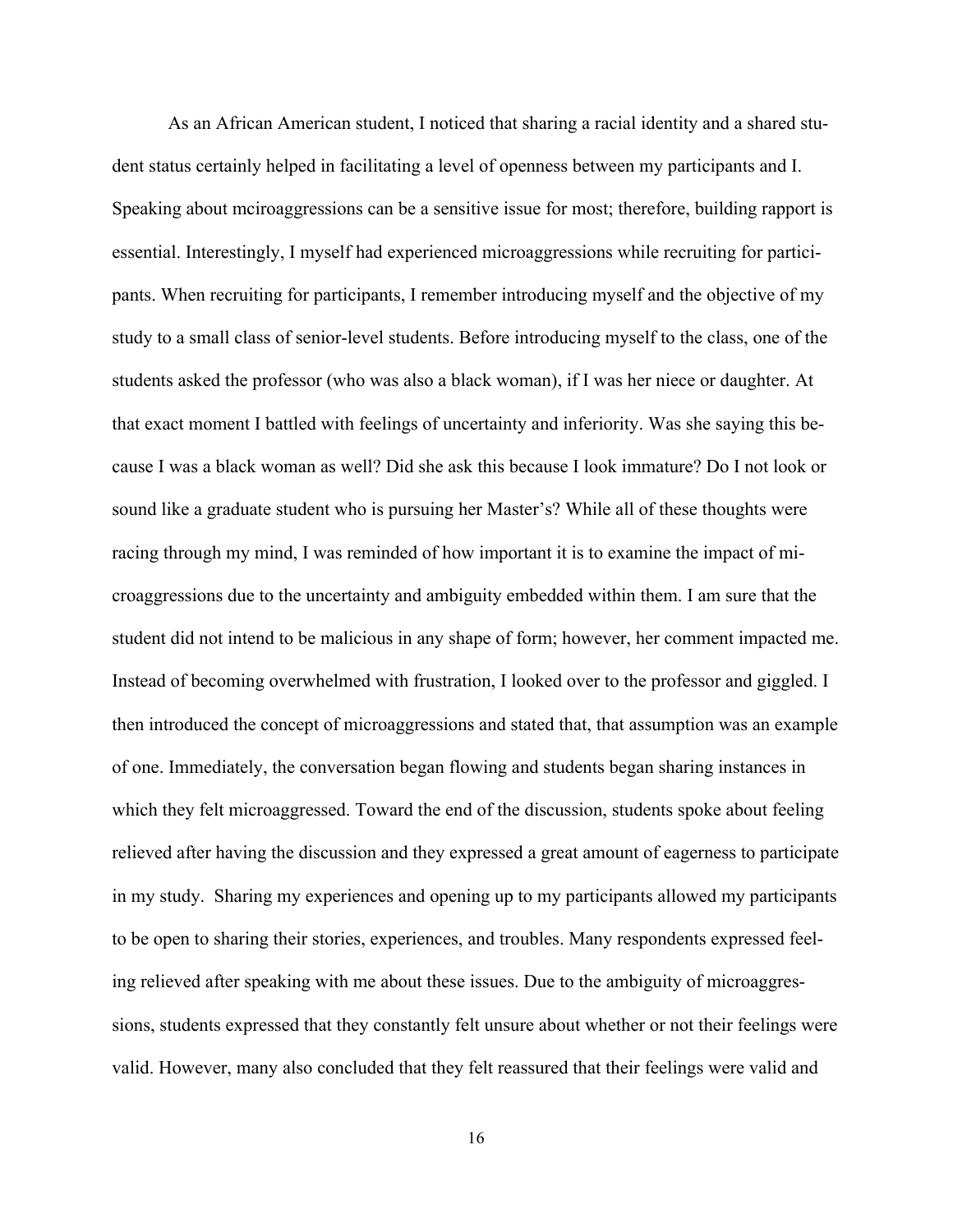As an African American student, I noticed that sharing a racial identity and a shared student status certainly helped in facilitating a level of openness between my participants and I. Speaking about mciroaggressions can be a sensitive issue for most; therefore, building rapport is essential. Interestingly, I myself had experienced microaggressions while recruiting for participants. When recruiting for participants, I remember introducing myself and the objective of my study to a small class of senior-level students. Before introducing myself to the class, one of the students asked the professor (who was also a black woman), if I was her niece or daughter. At that exact moment I battled with feelings of uncertainty and inferiority. Was she saying this because I was a black woman as well? Did she ask this because I look immature? Do I not look or sound like a graduate student who is pursuing her Master's? While all of these thoughts were racing through my mind, I was reminded of how important it is to examine the impact of microaggressions due to the uncertainty and ambiguity embedded within them. I am sure that the student did not intend to be malicious in any shape of form; however, her comment impacted me. Instead of becoming overwhelmed with frustration, I looked over to the professor and giggled. I then introduced the concept of microaggressions and stated that, that assumption was an example of one. Immediately, the conversation began flowing and students began sharing instances in which they felt microaggressed. Toward the end of the discussion, students spoke about feeling relieved after having the discussion and they expressed a great amount of eagerness to participate in my study. Sharing my experiences and opening up to my participants allowed my participants to be open to sharing their stories, experiences, and troubles. Many respondents expressed feeling relieved after speaking with me about these issues. Due to the ambiguity of microaggressions, students expressed that they constantly felt unsure about whether or not their feelings were valid. However, many also concluded that they felt reassured that their feelings were valid and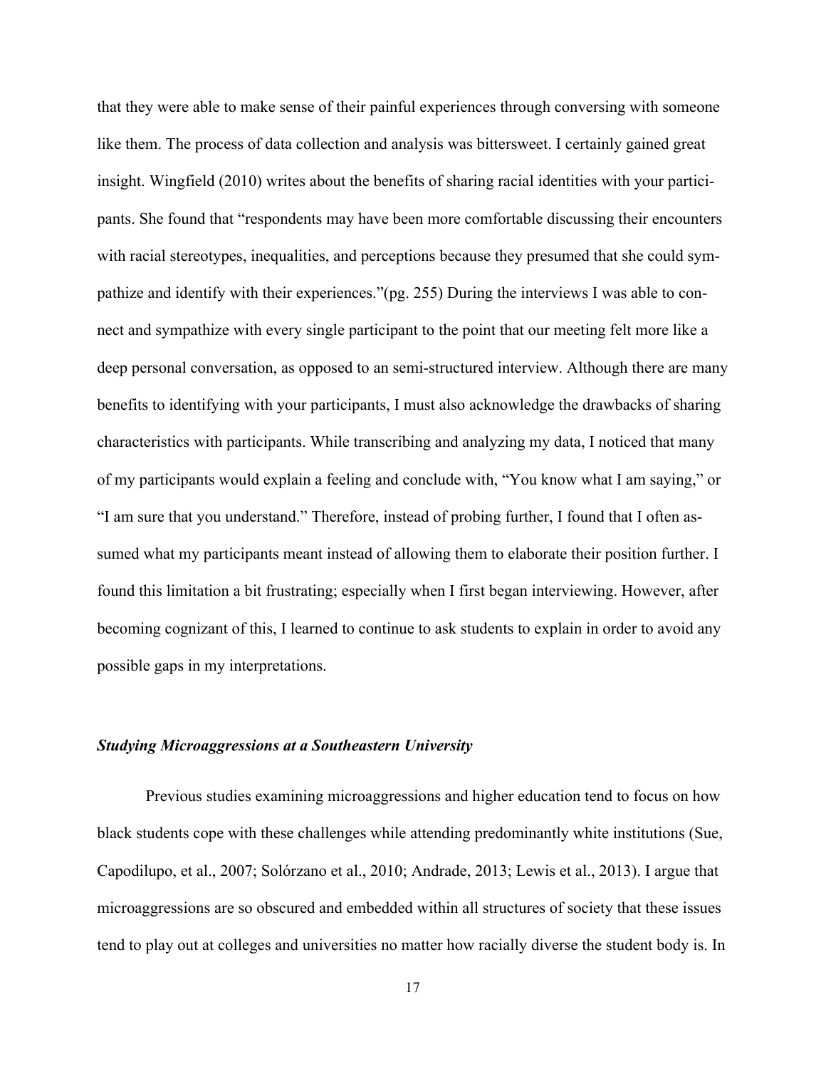that they were able to make sense of their painful experiences through conversing with someone like them. The process of data collection and analysis was bittersweet. I certainly gained great insight. Wingfield (2010) writes about the benefits of sharing racial identities with your participants. She found that "respondents may have been more comfortable discussing their encounters with racial stereotypes, inequalities, and perceptions because they presumed that she could sympathize and identify with their experiences."(pg. 255) During the interviews I was able to connect and sympathize with every single participant to the point that our meeting felt more like a deep personal conversation, as opposed to an semi-structured interview. Although there are many benefits to identifying with your participants, I must also acknowledge the drawbacks of sharing characteristics with participants. While transcribing and analyzing my data, I noticed that many of my participants would explain a feeling and conclude with, "You know what I am saying," or "I am sure that you understand." Therefore, instead of probing further, I found that I often assumed what my participants meant instead of allowing them to elaborate their position further. I found this limitation a bit frustrating; especially when I first began interviewing. However, after becoming cognizant of this, I learned to continue to ask students to explain in order to avoid any possible gaps in my interpretations.

### ***Studying Microaggressions at a Southeastern University***

Previous studies examining microaggressions and higher education tend to focus on how black students cope with these challenges while attending predominantly white institutions (Sue, Capodilupo, et al., 2007; Solórzano et al., 2010; Andrade, 2013; Lewis et al., 2013). I argue that microaggressions are so obscured and embedded within all structures of society that these issues tend to play out at colleges and universities no matter how racially diverse the student body is. In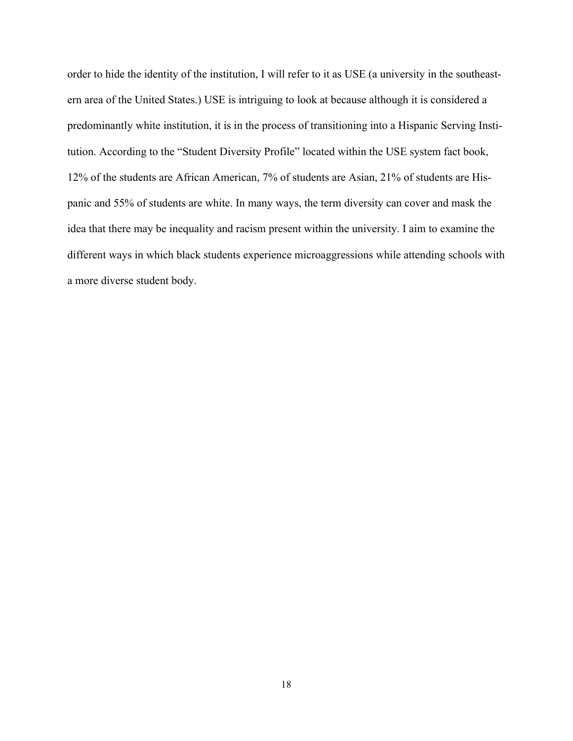order to hide the identity of the institution, I will refer to it as USE (a university in the southeastern area of the United States.) USE is intriguing to look at because although it is considered a predominantly white institution, it is in the process of transitioning into a Hispanic Serving Institution. According to the "Student Diversity Profile" located within the USE system fact book, 12% of the students are African American, 7% of students are Asian, 21% of students are Hispanic and 55% of students are white. In many ways, the term diversity can cover and mask the idea that there may be inequality and racism present within the university. I aim to examine the different ways in which black students experience microaggressions while attending schools with a more diverse student body.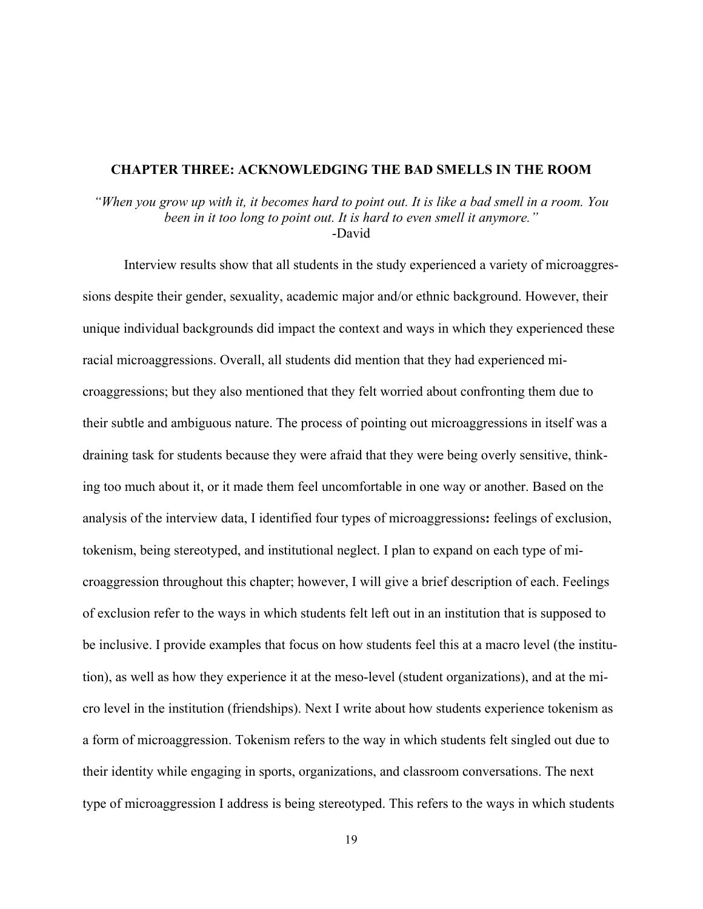# CHAPTER THREE: ACKNOWLEDGING THE BAD SMELLS IN THE ROOM

*"When you grow up with it, it becomes hard to point out. It is like a bad smell in a room. You been in it too long to point out. It is hard to even smell it anymore."*
-David

Interview results show that all students in the study experienced a variety of microaggressions despite their gender, sexuality, academic major and/or ethnic background. However, their unique individual backgrounds did impact the context and ways in which they experienced these racial microaggressions. Overall, all students did mention that they had experienced microaggressions; but they also mentioned that they felt worried about confronting them due to their subtle and ambiguous nature. The process of pointing out microaggressions in itself was a draining task for students because they were afraid that they were being overly sensitive, thinking too much about it, or it made them feel uncomfortable in one way or another. Based on the analysis of the interview data, I identified four types of microaggressions**:** feelings of exclusion, tokenism, being stereotyped, and institutional neglect. I plan to expand on each type of microaggression throughout this chapter; however, I will give a brief description of each. Feelings of exclusion refer to the ways in which students felt left out in an institution that is supposed to be inclusive. I provide examples that focus on how students feel this at a macro level (the institution), as well as how they experience it at the meso-level (student organizations), and at the micro level in the institution (friendships). Next I write about how students experience tokenism as a form of microaggression. Tokenism refers to the way in which students felt singled out due to their identity while engaging in sports, organizations, and classroom conversations. The next type of microaggression I address is being stereotyped. This refers to the ways in which students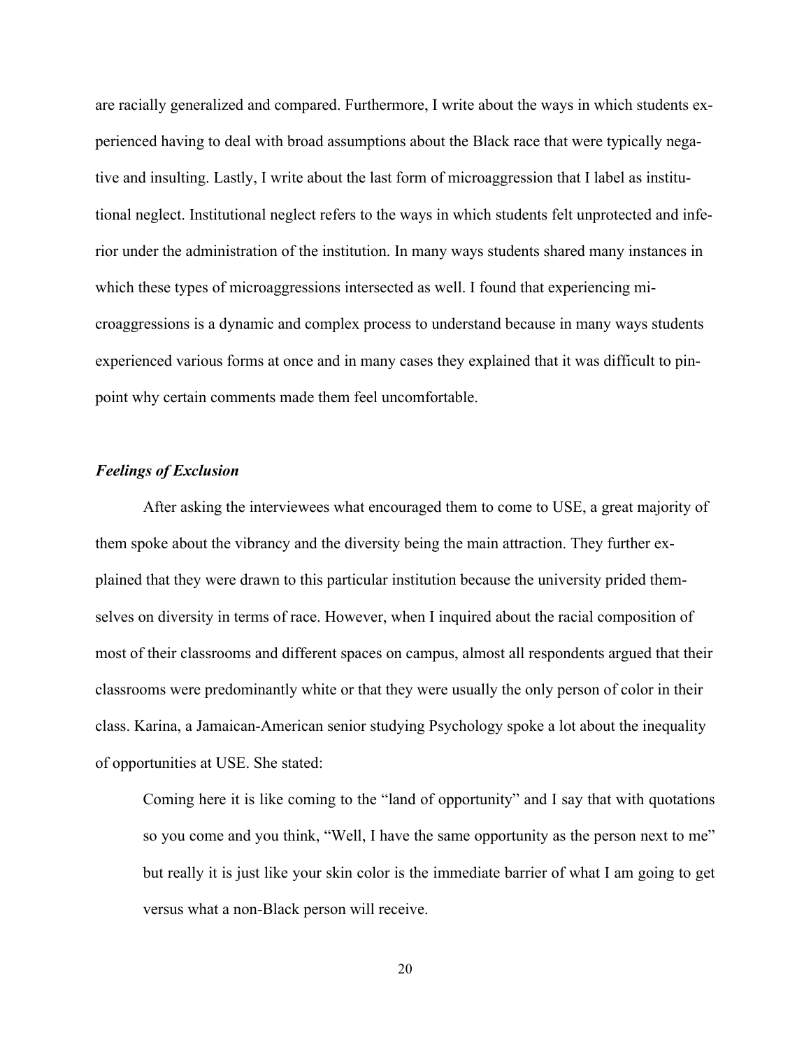are racially generalized and compared. Furthermore, I write about the ways in which students experienced having to deal with broad assumptions about the Black race that were typically negative and insulting. Lastly, I write about the last form of microaggression that I label as institutional neglect. Institutional neglect refers to the ways in which students felt unprotected and inferior under the administration of the institution. In many ways students shared many instances in which these types of microaggressions intersected as well. I found that experiencing microaggressions is a dynamic and complex process to understand because in many ways students experienced various forms at once and in many cases they explained that it was difficult to pinpoint why certain comments made them feel uncomfortable.

### *Feelings of Exclusion*

After asking the interviewees what encouraged them to come to USE, a great majority of them spoke about the vibrancy and the diversity being the main attraction. They further explained that they were drawn to this particular institution because the university prided themselves on diversity in terms of race. However, when I inquired about the racial composition of most of their classrooms and different spaces on campus, almost all respondents argued that their classrooms were predominantly white or that they were usually the only person of color in their class. Karina, a Jamaican-American senior studying Psychology spoke a lot about the inequality of opportunities at USE. She stated:

> Coming here it is like coming to the "land of opportunity" and I say that with quotations so you come and you think, "Well, I have the same opportunity as the person next to me" but really it is just like your skin color is the immediate barrier of what I am going to get versus what a non-Black person will receive.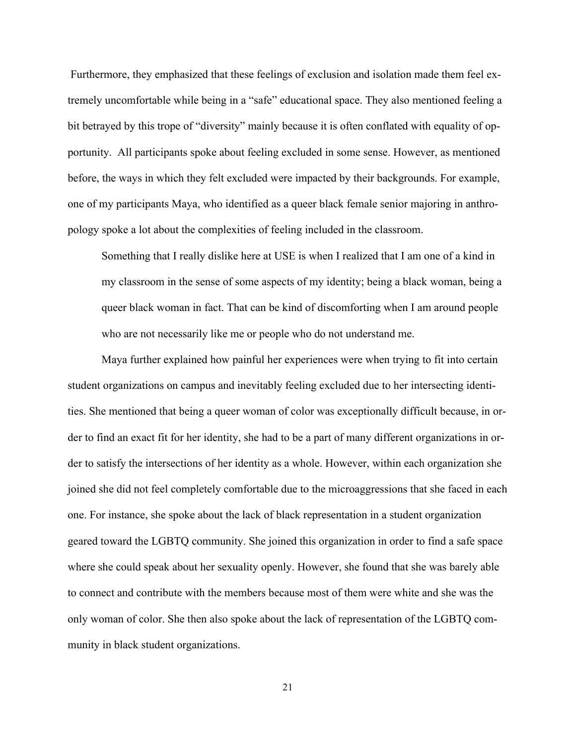Furthermore, they emphasized that these feelings of exclusion and isolation made them feel extremely uncomfortable while being in a "safe" educational space. They also mentioned feeling a bit betrayed by this trope of "diversity" mainly because it is often conflated with equality of opportunity. All participants spoke about feeling excluded in some sense. However, as mentioned before, the ways in which they felt excluded were impacted by their backgrounds. For example, one of my participants Maya, who identified as a queer black female senior majoring in anthropology spoke a lot about the complexities of feeling included in the classroom.

> Something that I really dislike here at USE is when I realized that I am one of a kind in my classroom in the sense of some aspects of my identity; being a black woman, being a queer black woman in fact. That can be kind of discomforting when I am around people who are not necessarily like me or people who do not understand me.

Maya further explained how painful her experiences were when trying to fit into certain student organizations on campus and inevitably feeling excluded due to her intersecting identities. She mentioned that being a queer woman of color was exceptionally difficult because, in order to find an exact fit for her identity, she had to be a part of many different organizations in order to satisfy the intersections of her identity as a whole. However, within each organization she joined she did not feel completely comfortable due to the microaggressions that she faced in each one. For instance, she spoke about the lack of black representation in a student organization geared toward the LGBTQ community. She joined this organization in order to find a safe space where she could speak about her sexuality openly. However, she found that she was barely able to connect and contribute with the members because most of them were white and she was the only woman of color. She then also spoke about the lack of representation of the LGBTQ community in black student organizations.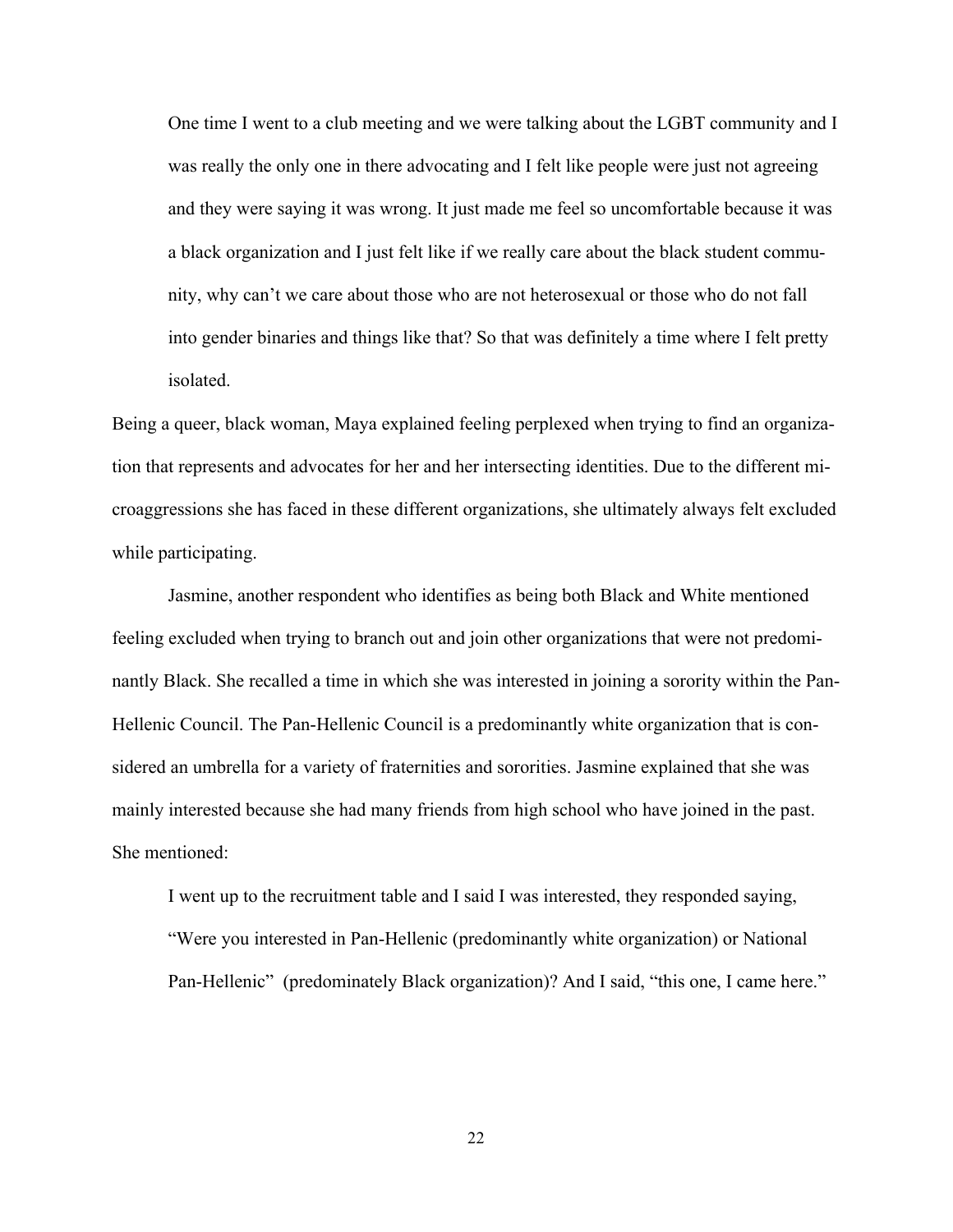> One time I went to a club meeting and we were talking about the LGBT community and I was really the only one in there advocating and I felt like people were just not agreeing and they were saying it was wrong. It just made me feel so uncomfortable because it was a black organization and I just felt like if we really care about the black student community, why can't we care about those who are not heterosexual or those who do not fall into gender binaries and things like that? So that was definitely a time where I felt pretty isolated.

Being a queer, black woman, Maya explained feeling perplexed when trying to find an organization that represents and advocates for her and her intersecting identities. Due to the different microaggressions she has faced in these different organizations, she ultimately always felt excluded while participating.

Jasmine, another respondent who identifies as being both Black and White mentioned feeling excluded when trying to branch out and join other organizations that were not predominantly Black. She recalled a time in which she was interested in joining a sorority within the Pan-Hellenic Council. The Pan-Hellenic Council is a predominantly white organization that is considered an umbrella for a variety of fraternities and sororities. Jasmine explained that she was mainly interested because she had many friends from high school who have joined in the past. She mentioned:

> I went up to the recruitment table and I said I was interested, they responded saying, "Were you interested in Pan-Hellenic (predominantly white organization) or National Pan-Hellenic" (predominately Black organization)? And I said, "this one, I came here."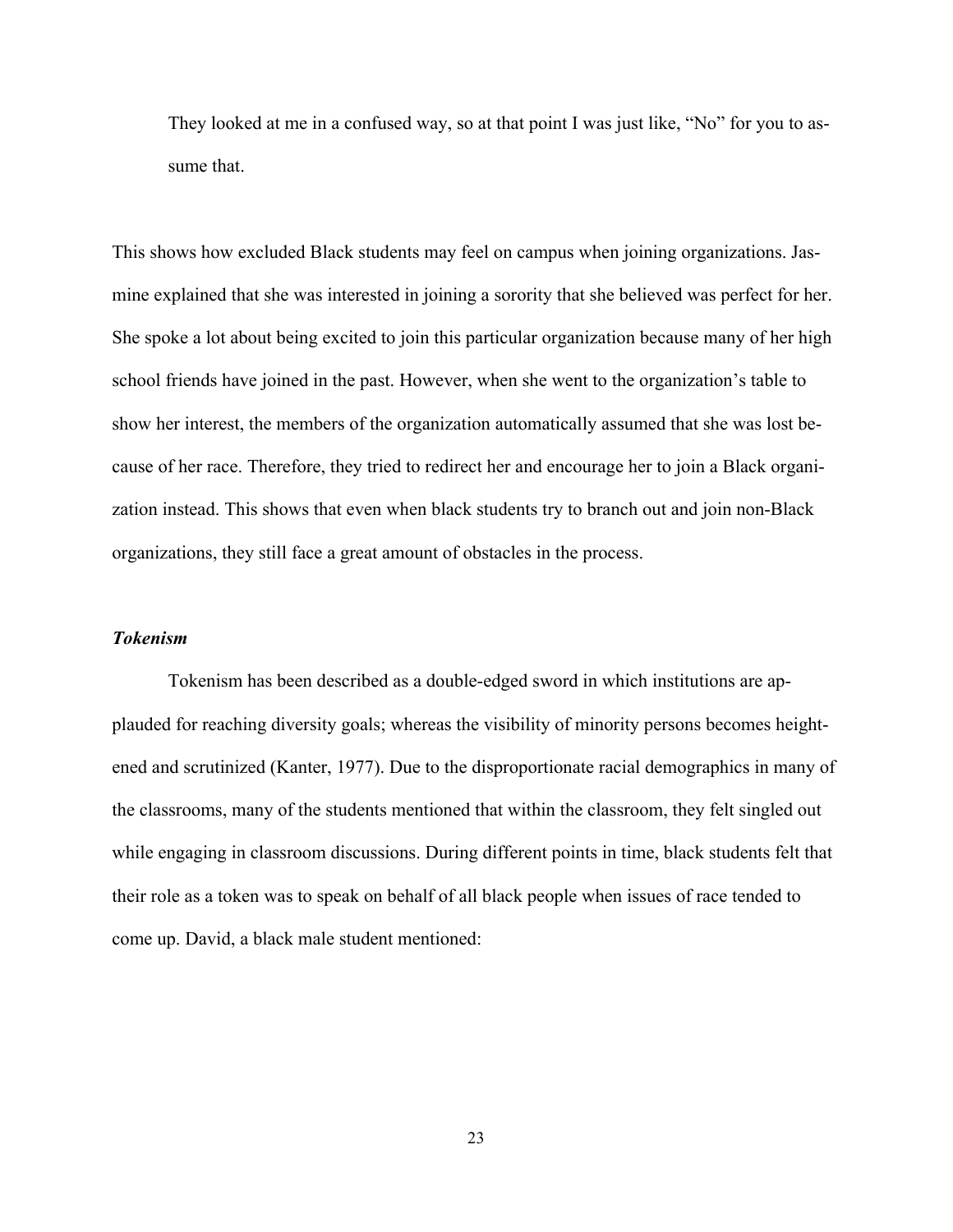> They looked at me in a confused way, so at that point I was just like, "No" for you to assume that.

This shows how excluded Black students may feel on campus when joining organizations. Jasmine explained that she was interested in joining a sorority that she believed was perfect for her. She spoke a lot about being excited to join this particular organization because many of her high school friends have joined in the past. However, when she went to the organization's table to show her interest, the members of the organization automatically assumed that she was lost because of her race. Therefore, they tried to redirect her and encourage her to join a Black organization instead. This shows that even when black students try to branch out and join non-Black organizations, they still face a great amount of obstacles in the process.

### *Tokenism*

Tokenism has been described as a double-edged sword in which institutions are applauded for reaching diversity goals; whereas the visibility of minority persons becomes heightened and scrutinized (Kanter, 1977). Due to the disproportionate racial demographics in many of the classrooms, many of the students mentioned that within the classroom, they felt singled out while engaging in classroom discussions. During different points in time, black students felt that their role as a token was to speak on behalf of all black people when issues of race tended to come up. David, a black male student mentioned: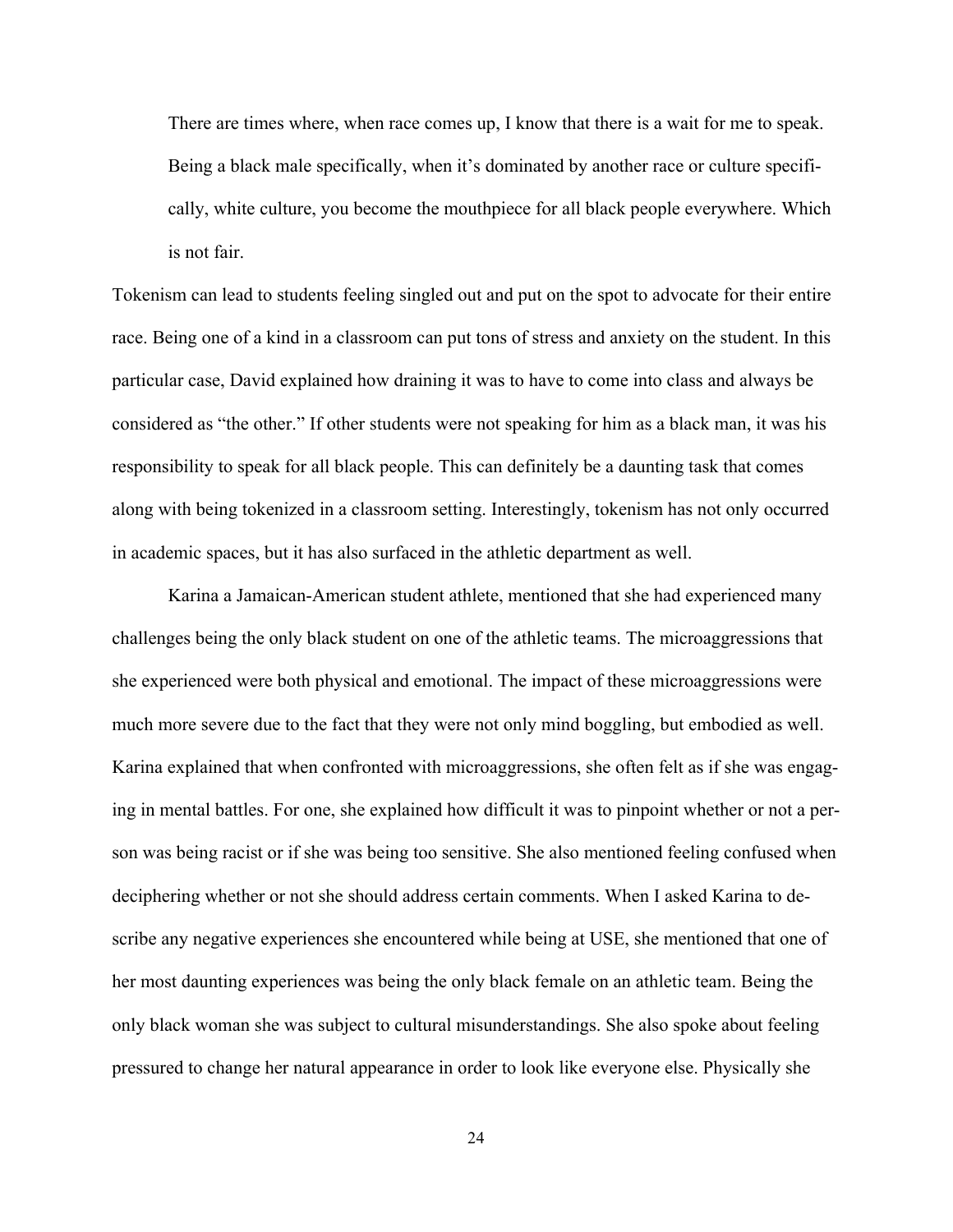> There are times where, when race comes up, I know that there is a wait for me to speak. Being a black male specifically, when it's dominated by another race or culture specifically, white culture, you become the mouthpiece for all black people everywhere. Which is not fair.

Tokenism can lead to students feeling singled out and put on the spot to advocate for their entire race. Being one of a kind in a classroom can put tons of stress and anxiety on the student. In this particular case, David explained how draining it was to have to come into class and always be considered as "the other." If other students were not speaking for him as a black man, it was his responsibility to speak for all black people. This can definitely be a daunting task that comes along with being tokenized in a classroom setting. Interestingly, tokenism has not only occurred in academic spaces, but it has also surfaced in the athletic department as well.

Karina a Jamaican-American student athlete, mentioned that she had experienced many challenges being the only black student on one of the athletic teams. The microaggressions that she experienced were both physical and emotional. The impact of these microaggressions were much more severe due to the fact that they were not only mind boggling, but embodied as well. Karina explained that when confronted with microaggressions, she often felt as if she was engaging in mental battles. For one, she explained how difficult it was to pinpoint whether or not a person was being racist or if she was being too sensitive. She also mentioned feeling confused when deciphering whether or not she should address certain comments. When I asked Karina to describe any negative experiences she encountered while being at USE, she mentioned that one of her most daunting experiences was being the only black female on an athletic team. Being the only black woman she was subject to cultural misunderstandings. She also spoke about feeling pressured to change her natural appearance in order to look like everyone else. Physically she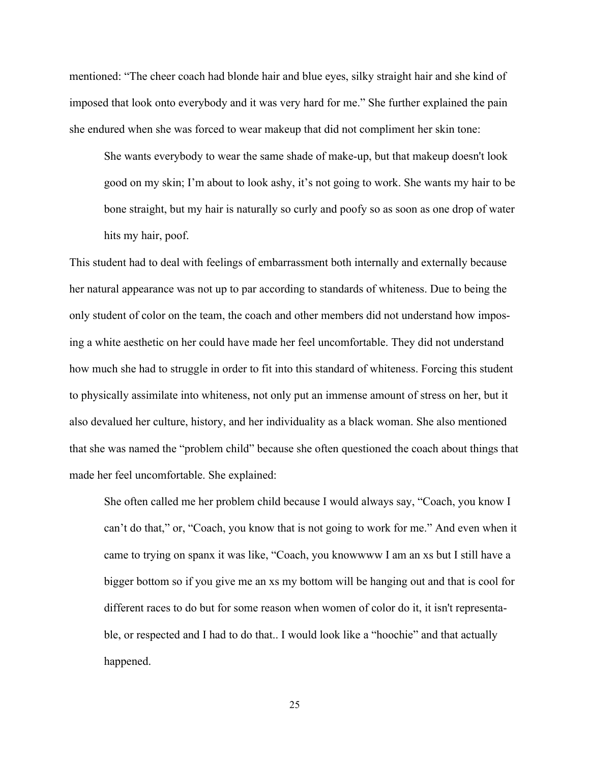mentioned: "The cheer coach had blonde hair and blue eyes, silky straight hair and she kind of imposed that look onto everybody and it was very hard for me." She further explained the pain she endured when she was forced to wear makeup that did not compliment her skin tone:

> She wants everybody to wear the same shade of make-up, but that makeup doesn't look good on my skin; I'm about to look ashy, it's not going to work. She wants my hair to be bone straight, but my hair is naturally so curly and poofy so as soon as one drop of water hits my hair, poof.

This student had to deal with feelings of embarrassment both internally and externally because her natural appearance was not up to par according to standards of whiteness. Due to being the only student of color on the team, the coach and other members did not understand how imposing a white aesthetic on her could have made her feel uncomfortable. They did not understand how much she had to struggle in order to fit into this standard of whiteness. Forcing this student to physically assimilate into whiteness, not only put an immense amount of stress on her, but it also devalued her culture, history, and her individuality as a black woman. She also mentioned that she was named the "problem child" because she often questioned the coach about things that made her feel uncomfortable. She explained:

> She often called me her problem child because I would always say, "Coach, you know I can't do that," or, "Coach, you know that is not going to work for me." And even when it came to trying on spanx it was like, "Coach, you knowwww I am an xs but I still have a bigger bottom so if you give me an xs my bottom will be hanging out and that is cool for different races to do but for some reason when women of color do it, it isn't representable, or respected and I had to do that.. I would look like a "hoochie" and that actually happened.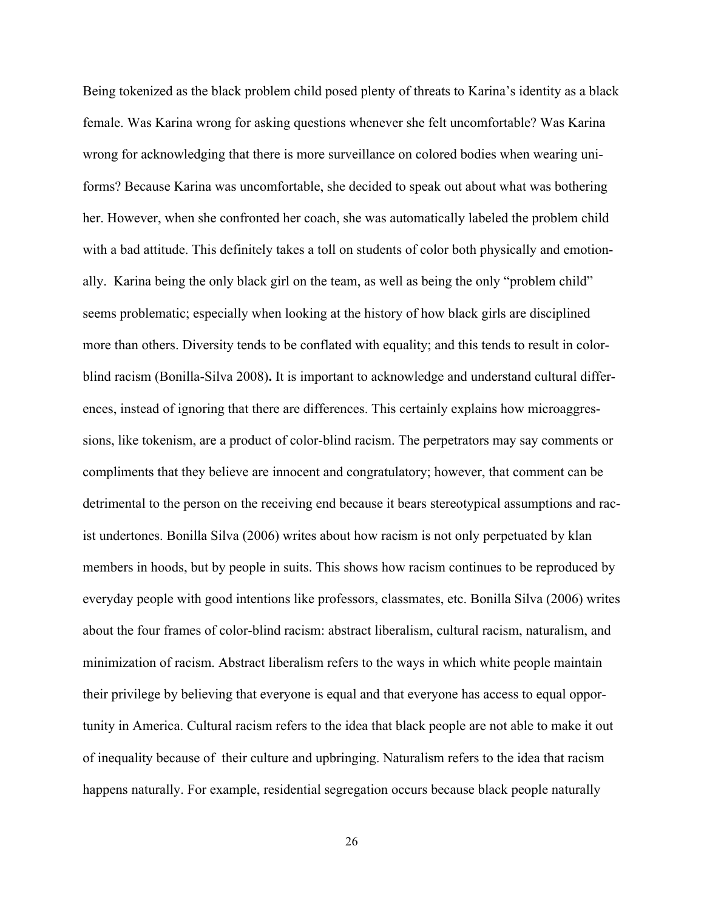Being tokenized as the black problem child posed plenty of threats to Karina's identity as a black female. Was Karina wrong for asking questions whenever she felt uncomfortable? Was Karina wrong for acknowledging that there is more surveillance on colored bodies when wearing uniforms? Because Karina was uncomfortable, she decided to speak out about what was bothering her. However, when she confronted her coach, she was automatically labeled the problem child with a bad attitude. This definitely takes a toll on students of color both physically and emotionally. Karina being the only black girl on the team, as well as being the only "problem child" seems problematic; especially when looking at the history of how black girls are disciplined more than others. Diversity tends to be conflated with equality; and this tends to result in color-blind racism (Bonilla-Silva 2008)**.** It is important to acknowledge and understand cultural differences, instead of ignoring that there are differences. This certainly explains how microaggressions, like tokenism, are a product of color-blind racism. The perpetrators may say comments or compliments that they believe are innocent and congratulatory; however, that comment can be detrimental to the person on the receiving end because it bears stereotypical assumptions and racist undertones. Bonilla Silva (2006) writes about how racism is not only perpetuated by klan members in hoods, but by people in suits. This shows how racism continues to be reproduced by everyday people with good intentions like professors, classmates, etc. Bonilla Silva (2006) writes about the four frames of color-blind racism: abstract liberalism, cultural racism, naturalism, and minimization of racism. Abstract liberalism refers to the ways in which white people maintain their privilege by believing that everyone is equal and that everyone has access to equal opportunity in America. Cultural racism refers to the idea that black people are not able to make it out of inequality because of their culture and upbringing. Naturalism refers to the idea that racism happens naturally. For example, residential segregation occurs because black people naturally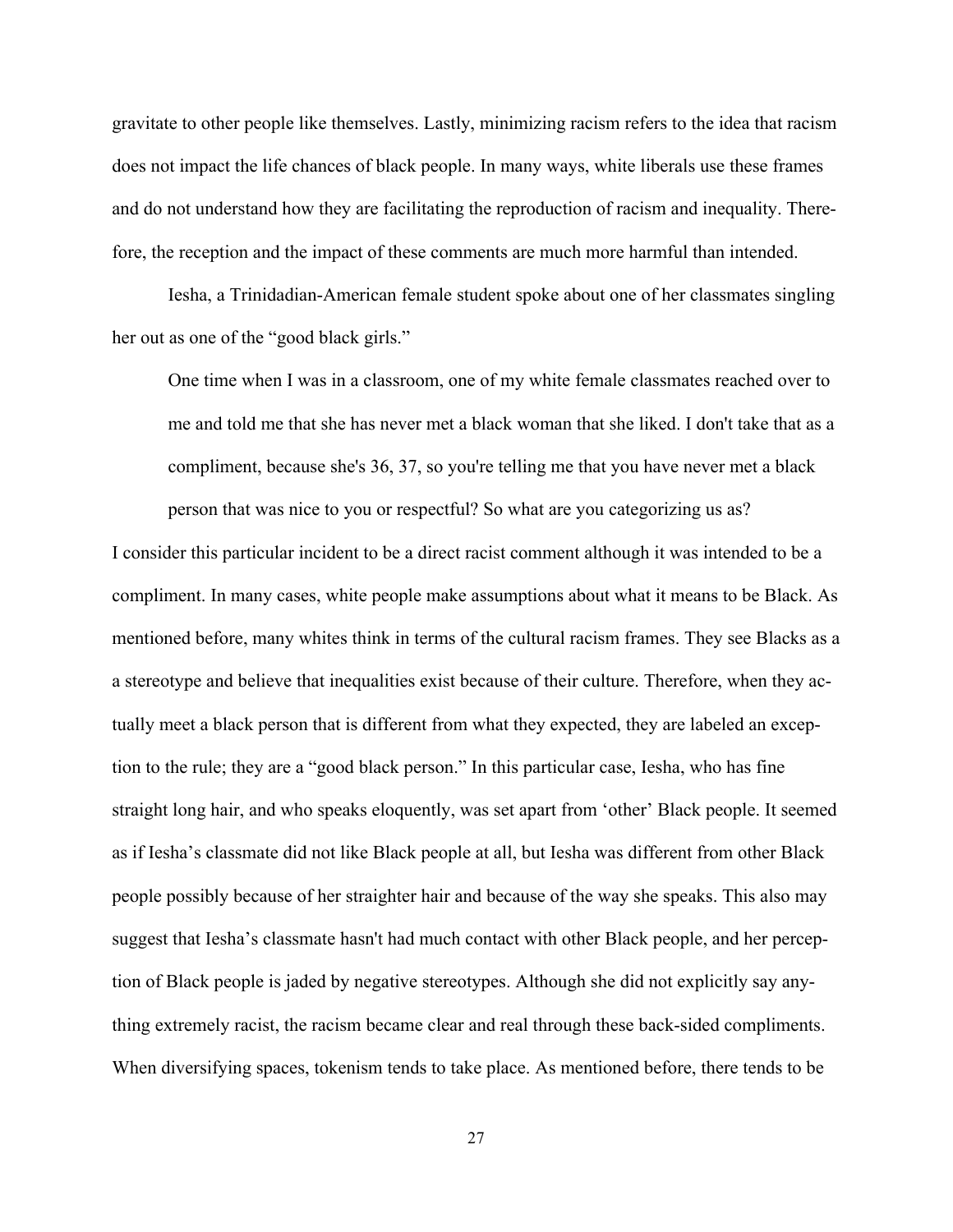gravitate to other people like themselves. Lastly, minimizing racism refers to the idea that racism does not impact the life chances of black people. In many ways, white liberals use these frames and do not understand how they are facilitating the reproduction of racism and inequality. Therefore, the reception and the impact of these comments are much more harmful than intended.

Iesha, a Trinidadian-American female student spoke about one of her classmates singling her out as one of the "good black girls."

> One time when I was in a classroom, one of my white female classmates reached over to me and told me that she has never met a black woman that she liked. I don't take that as a compliment, because she's 36, 37, so you're telling me that you have never met a black person that was nice to you or respectful? So what are you categorizing us as?

I consider this particular incident to be a direct racist comment although it was intended to be a compliment. In many cases, white people make assumptions about what it means to be Black. As mentioned before, many whites think in terms of the cultural racism frames. They see Blacks as a a stereotype and believe that inequalities exist because of their culture. Therefore, when they actually meet a black person that is different from what they expected, they are labeled an exception to the rule; they are a "good black person." In this particular case, Iesha, who has fine straight long hair, and who speaks eloquently, was set apart from 'other' Black people. It seemed as if Iesha's classmate did not like Black people at all, but Iesha was different from other Black people possibly because of her straighter hair and because of the way she speaks. This also may suggest that Iesha's classmate hasn't had much contact with other Black people, and her perception of Black people is jaded by negative stereotypes. Although she did not explicitly say anything extremely racist, the racism became clear and real through these back-sided compliments. When diversifying spaces, tokenism tends to take place. As mentioned before, there tends to be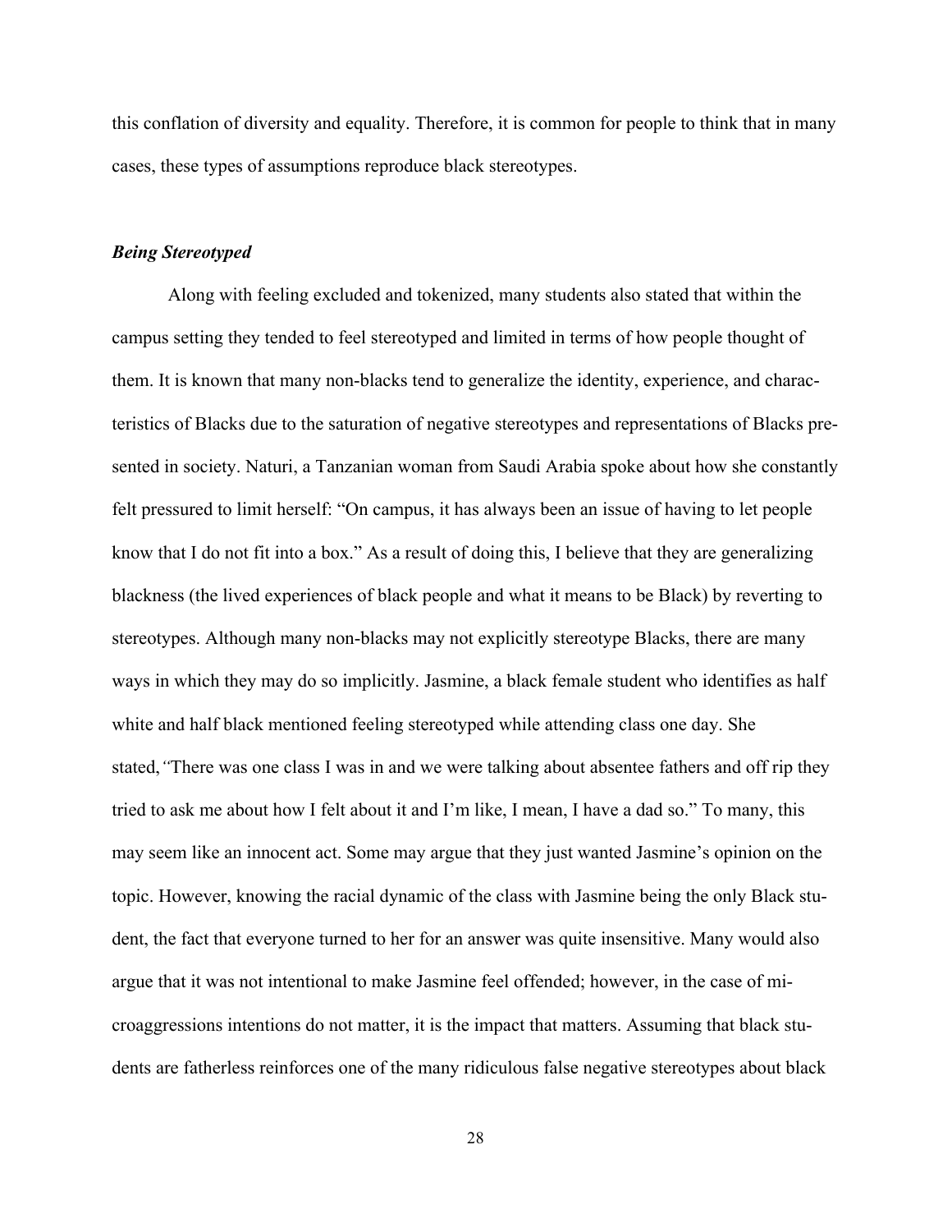this conflation of diversity and equality. Therefore, it is common for people to think that in many cases, these types of assumptions reproduce black stereotypes.

### ***Being Stereotyped***

Along with feeling excluded and tokenized, many students also stated that within the campus setting they tended to feel stereotyped and limited in terms of how people thought of them. It is known that many non-blacks tend to generalize the identity, experience, and characteristics of Blacks due to the saturation of negative stereotypes and representations of Blacks presented in society. Naturi, a Tanzanian woman from Saudi Arabia spoke about how she constantly felt pressured to limit herself: "On campus, it has always been an issue of having to let people know that I do not fit into a box." As a result of doing this, I believe that they are generalizing blackness (the lived experiences of black people and what it means to be Black) by reverting to stereotypes. Although many non-blacks may not explicitly stereotype Blacks, there are many ways in which they may do so implicitly. Jasmine, a black female student who identifies as half white and half black mentioned feeling stereotyped while attending class one day. She stated,*"*There was one class I was in and we were talking about absentee fathers and off rip they tried to ask me about how I felt about it and I'm like, I mean, I have a dad so." To many, this may seem like an innocent act. Some may argue that they just wanted Jasmine's opinion on the topic. However, knowing the racial dynamic of the class with Jasmine being the only Black student, the fact that everyone turned to her for an answer was quite insensitive. Many would also argue that it was not intentional to make Jasmine feel offended; however, in the case of microaggressions intentions do not matter, it is the impact that matters. Assuming that black students are fatherless reinforces one of the many ridiculous false negative stereotypes about black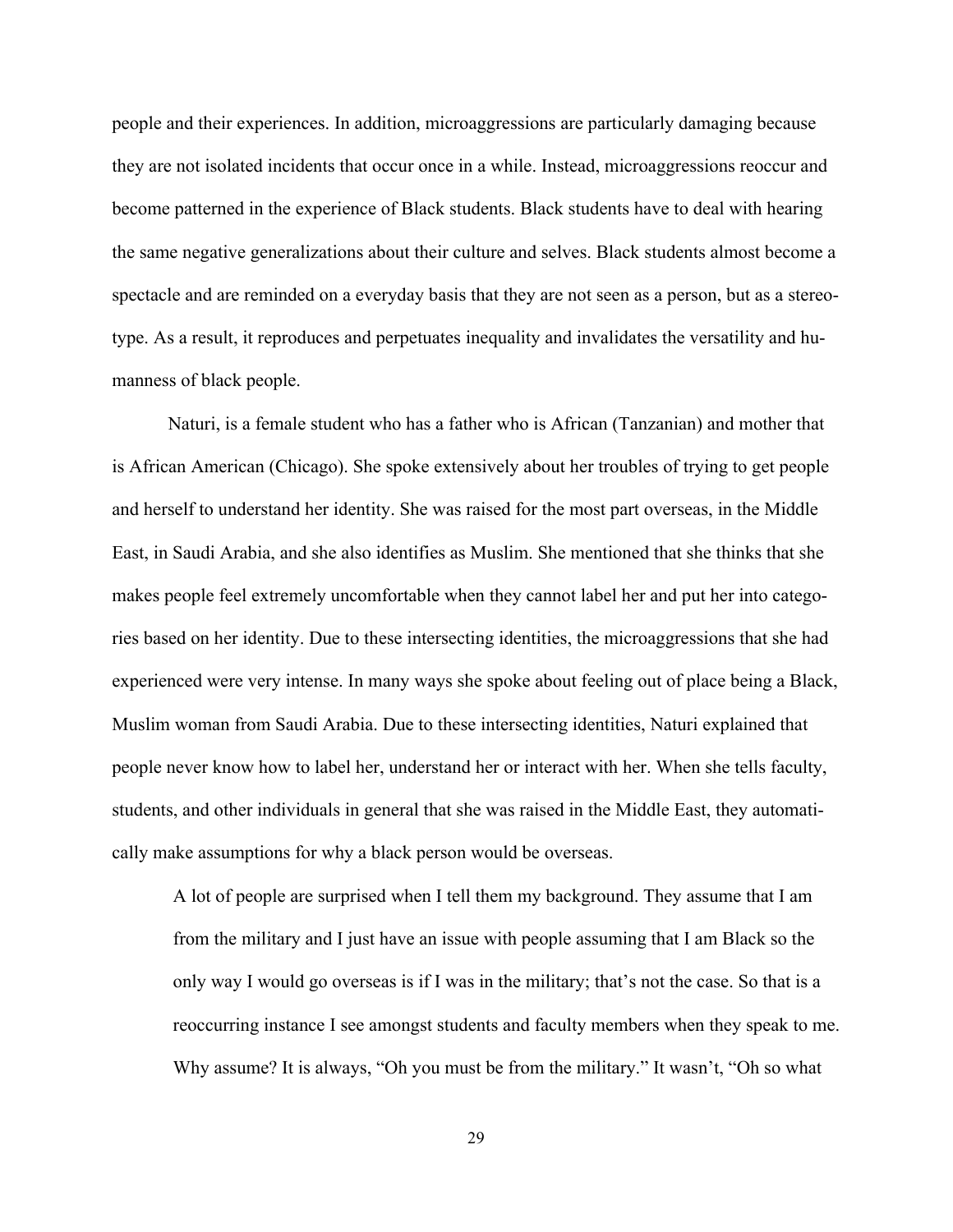people and their experiences. In addition, microaggressions are particularly damaging because they are not isolated incidents that occur once in a while. Instead, microaggressions reoccur and become patterned in the experience of Black students. Black students have to deal with hearing the same negative generalizations about their culture and selves. Black students almost become a spectacle and are reminded on a everyday basis that they are not seen as a person, but as a stereotype. As a result, it reproduces and perpetuates inequality and invalidates the versatility and humanness of black people.

Naturi, is a female student who has a father who is African (Tanzanian) and mother that is African American (Chicago). She spoke extensively about her troubles of trying to get people and herself to understand her identity. She was raised for the most part overseas, in the Middle East, in Saudi Arabia, and she also identifies as Muslim. She mentioned that she thinks that she makes people feel extremely uncomfortable when they cannot label her and put her into categories based on her identity. Due to these intersecting identities, the microaggressions that she had experienced were very intense. In many ways she spoke about feeling out of place being a Black, Muslim woman from Saudi Arabia. Due to these intersecting identities, Naturi explained that people never know how to label her, understand her or interact with her. When she tells faculty, students, and other individuals in general that she was raised in the Middle East, they automatically make assumptions for why a black person would be overseas.

> A lot of people are surprised when I tell them my background. They assume that I am from the military and I just have an issue with people assuming that I am Black so the only way I would go overseas is if I was in the military; that's not the case. So that is a reoccurring instance I see amongst students and faculty members when they speak to me. Why assume? It is always, "Oh you must be from the military." It wasn't, "Oh so what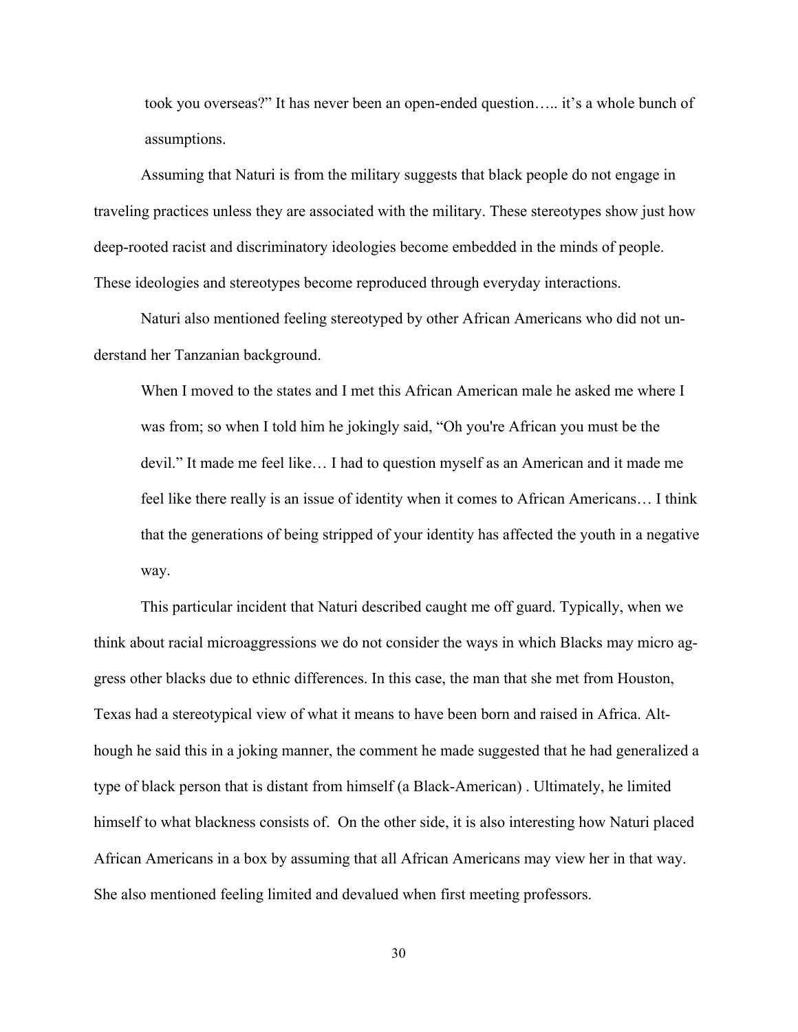took you overseas?" It has never been an open-ended question….. it's a whole bunch of assumptions.

Assuming that Naturi is from the military suggests that black people do not engage in traveling practices unless they are associated with the military. These stereotypes show just how deep-rooted racist and discriminatory ideologies become embedded in the minds of people. These ideologies and stereotypes become reproduced through everyday interactions.

Naturi also mentioned feeling stereotyped by other African Americans who did not understand her Tanzanian background.

> When I moved to the states and I met this African American male he asked me where I was from; so when I told him he jokingly said, "Oh you're African you must be the devil." It made me feel like… I had to question myself as an American and it made me feel like there really is an issue of identity when it comes to African Americans… I think that the generations of being stripped of your identity has affected the youth in a negative way.

This particular incident that Naturi described caught me off guard. Typically, when we think about racial microaggressions we do not consider the ways in which Blacks may micro aggress other blacks due to ethnic differences. In this case, the man that she met from Houston, Texas had a stereotypical view of what it means to have been born and raised in Africa. Although he said this in a joking manner, the comment he made suggested that he had generalized a type of black person that is distant from himself (a Black-American) . Ultimately, he limited himself to what blackness consists of. On the other side, it is also interesting how Naturi placed African Americans in a box by assuming that all African Americans may view her in that way. She also mentioned feeling limited and devalued when first meeting professors.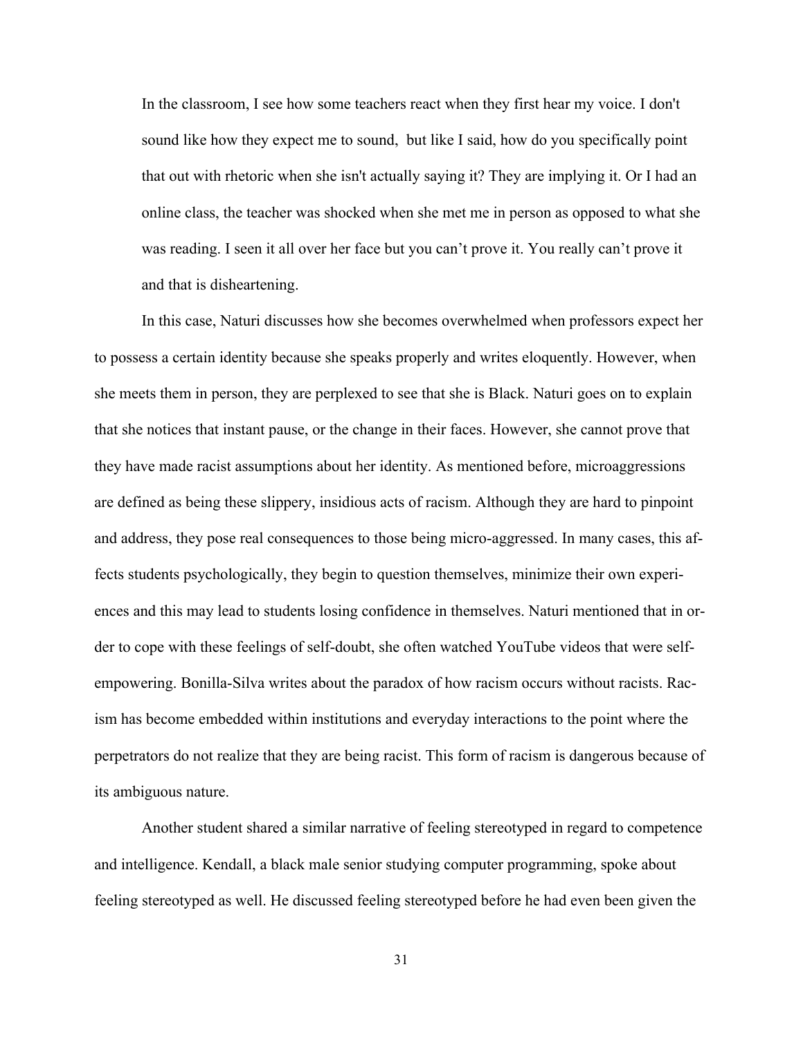> In the classroom, I see how some teachers react when they first hear my voice. I don't sound like how they expect me to sound,  but like I said, how do you specifically point that out with rhetoric when she isn't actually saying it? They are implying it. Or I had an online class, the teacher was shocked when she met me in person as opposed to what she was reading. I seen it all over her face but you can't prove it. You really can't prove it and that is disheartening.

In this case, Naturi discusses how she becomes overwhelmed when professors expect her to possess a certain identity because she speaks properly and writes eloquently. However, when she meets them in person, they are perplexed to see that she is Black. Naturi goes on to explain that she notices that instant pause, or the change in their faces. However, she cannot prove that they have made racist assumptions about her identity. As mentioned before, microaggressions are defined as being these slippery, insidious acts of racism. Although they are hard to pinpoint and address, they pose real consequences to those being micro-aggressed. In many cases, this affects students psychologically, they begin to question themselves, minimize their own experiences and this may lead to students losing confidence in themselves. Naturi mentioned that in order to cope with these feelings of self-doubt, she often watched YouTube videos that were self-empowering. Bonilla-Silva writes about the paradox of how racism occurs without racists. Racism has become embedded within institutions and everyday interactions to the point where the perpetrators do not realize that they are being racist. This form of racism is dangerous because of its ambiguous nature.

Another student shared a similar narrative of feeling stereotyped in regard to competence and intelligence. Kendall, a black male senior studying computer programming, spoke about feeling stereotyped as well. He discussed feeling stereotyped before he had even been given the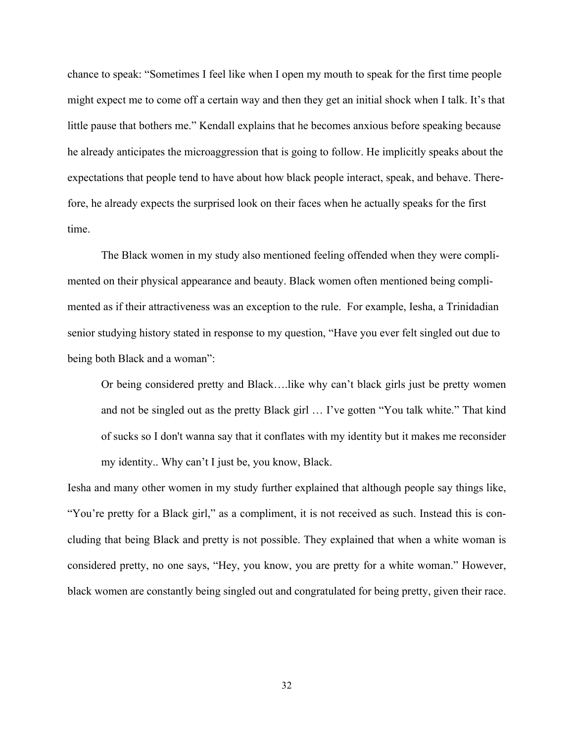chance to speak: "Sometimes I feel like when I open my mouth to speak for the first time people might expect me to come off a certain way and then they get an initial shock when I talk. It's that little pause that bothers me." Kendall explains that he becomes anxious before speaking because he already anticipates the microaggression that is going to follow. He implicitly speaks about the expectations that people tend to have about how black people interact, speak, and behave. Therefore, he already expects the surprised look on their faces when he actually speaks for the first time.

The Black women in my study also mentioned feeling offended when they were complimented on their physical appearance and beauty. Black women often mentioned being complimented as if their attractiveness was an exception to the rule. For example, Iesha, a Trinidadian senior studying history stated in response to my question, "Have you ever felt singled out due to being both Black and a woman":

> Or being considered pretty and Black….like why can't black girls just be pretty women and not be singled out as the pretty Black girl … I've gotten "You talk white." That kind of sucks so I don't wanna say that it conflates with my identity but it makes me reconsider my identity.. Why can't I just be, you know, Black.

Iesha and many other women in my study further explained that although people say things like, "You're pretty for a Black girl," as a compliment, it is not received as such. Instead this is concluding that being Black and pretty is not possible. They explained that when a white woman is considered pretty, no one says, "Hey, you know, you are pretty for a white woman." However, black women are constantly being singled out and congratulated for being pretty, given their race.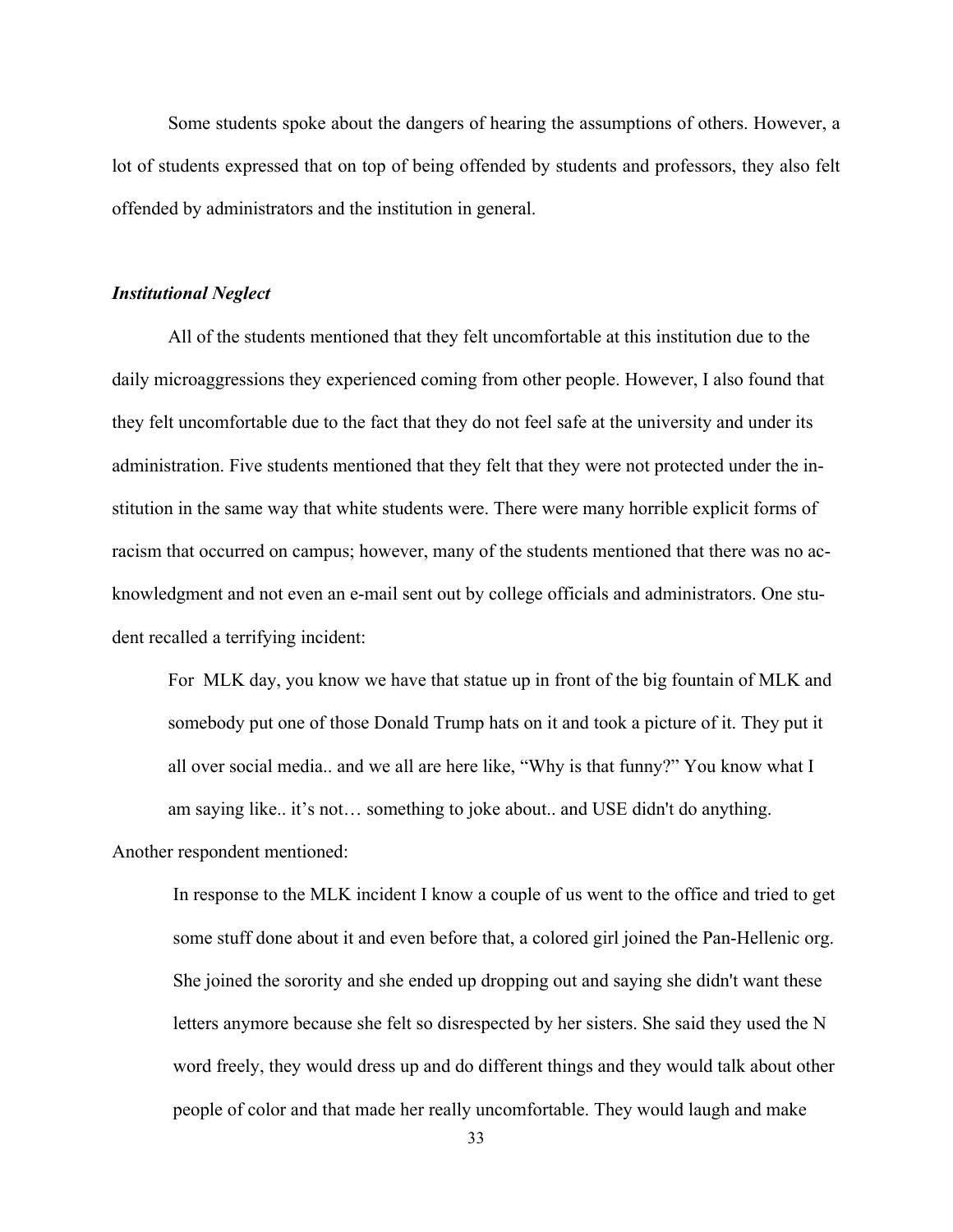Some students spoke about the dangers of hearing the assumptions of others. However, a lot of students expressed that on top of being offended by students and professors, they also felt offended by administrators and the institution in general.

### *Institutional Neglect*

All of the students mentioned that they felt uncomfortable at this institution due to the daily microaggressions they experienced coming from other people. However, I also found that they felt uncomfortable due to the fact that they do not feel safe at the university and under its administration. Five students mentioned that they felt that they were not protected under the institution in the same way that white students were. There were many horrible explicit forms of racism that occurred on campus; however, many of the students mentioned that there was no acknowledgment and not even an e-mail sent out by college officials and administrators. One student recalled a terrifying incident:

> For MLK day, you know we have that statue up in front of the big fountain of MLK and somebody put one of those Donald Trump hats on it and took a picture of it. They put it all over social media.. and we all are here like, "Why is that funny?" You know what I am saying like.. it's not… something to joke about.. and USE didn't do anything.

Another respondent mentioned:

> In response to the MLK incident I know a couple of us went to the office and tried to get some stuff done about it and even before that, a colored girl joined the Pan-Hellenic org. She joined the sorority and she ended up dropping out and saying she didn't want these letters anymore because she felt so disrespected by her sisters. She said they used the N word freely, they would dress up and do different things and they would talk about other people of color and that made her really uncomfortable. They would laugh and make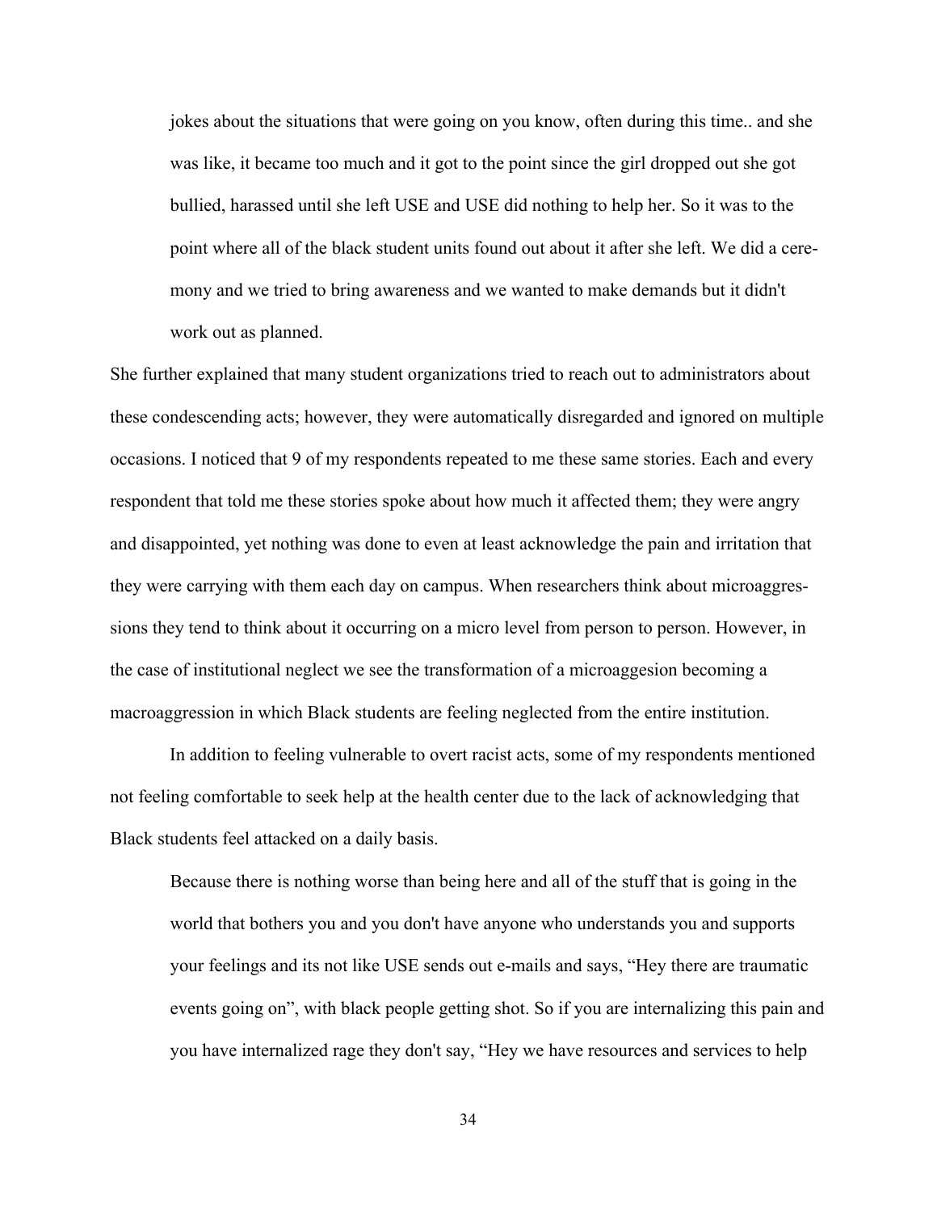> jokes about the situations that were going on you know, often during this time.. and she was like, it became too much and it got to the point since the girl dropped out she got bullied, harassed until she left USE and USE did nothing to help her. So it was to the point where all of the black student units found out about it after she left. We did a ceremony and we tried to bring awareness and we wanted to make demands but it didn't work out as planned.

She further explained that many student organizations tried to reach out to administrators about these condescending acts; however, they were automatically disregarded and ignored on multiple occasions. I noticed that 9 of my respondents repeated to me these same stories. Each and every respondent that told me these stories spoke about how much it affected them; they were angry and disappointed, yet nothing was done to even at least acknowledge the pain and irritation that they were carrying with them each day on campus. When researchers think about microaggressions they tend to think about it occurring on a micro level from person to person. However, in the case of institutional neglect we see the transformation of a microaggesion becoming a macroaggression in which Black students are feeling neglected from the entire institution.

In addition to feeling vulnerable to overt racist acts, some of my respondents mentioned not feeling comfortable to seek help at the health center due to the lack of acknowledging that Black students feel attacked on a daily basis.

> Because there is nothing worse than being here and all of the stuff that is going in the world that bothers you and you don't have anyone who understands you and supports your feelings and its not like USE sends out e-mails and says, "Hey there are traumatic events going on", with black people getting shot. So if you are internalizing this pain and you have internalized rage they don't say, "Hey we have resources and services to help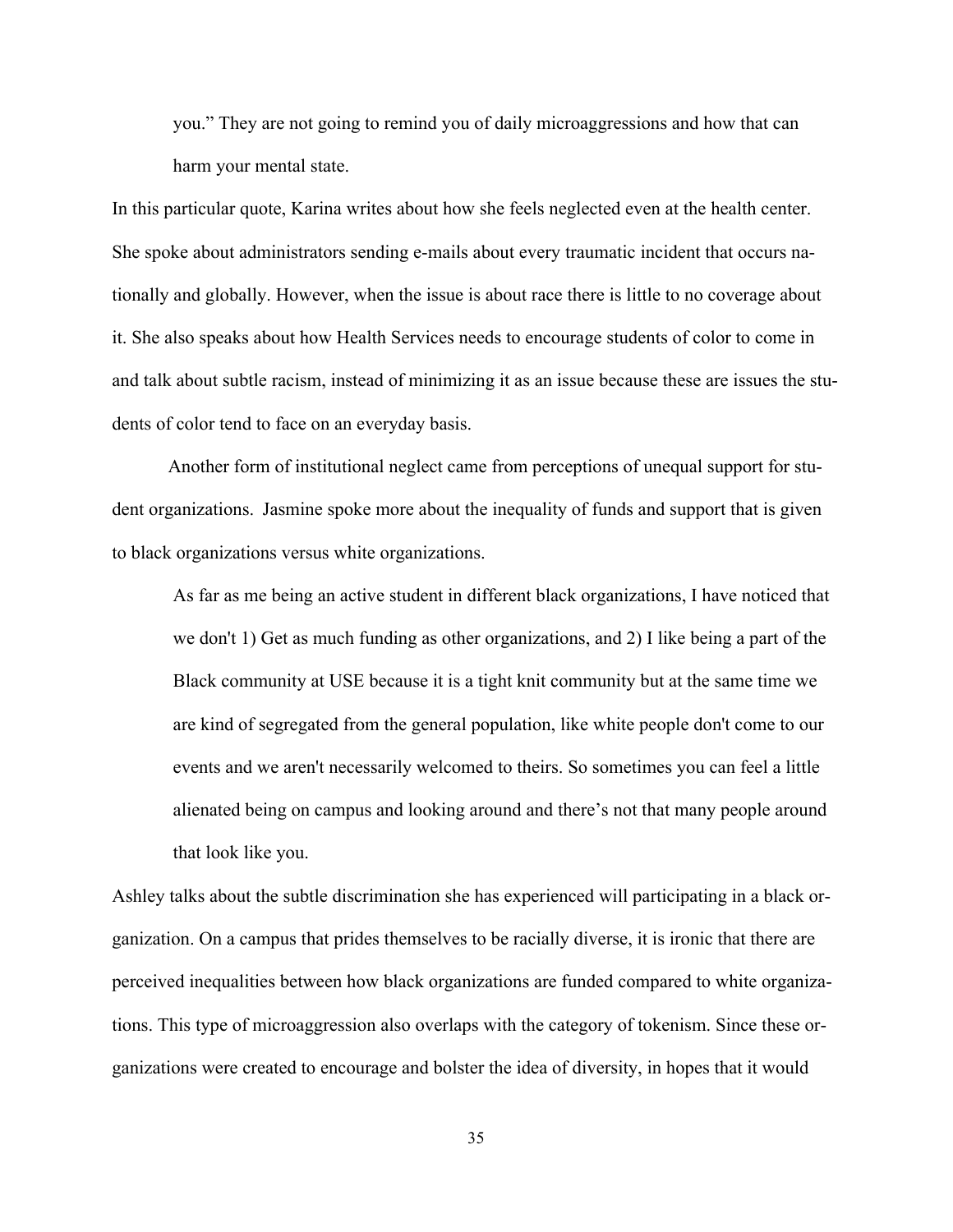> you." They are not going to remind you of daily microaggressions and how that can harm your mental state.

In this particular quote, Karina writes about how she feels neglected even at the health center. She spoke about administrators sending e-mails about every traumatic incident that occurs nationally and globally. However, when the issue is about race there is little to no coverage about it. She also speaks about how Health Services needs to encourage students of color to come in and talk about subtle racism, instead of minimizing it as an issue because these are issues the students of color tend to face on an everyday basis.

Another form of institutional neglect came from perceptions of unequal support for student organizations. Jasmine spoke more about the inequality of funds and support that is given to black organizations versus white organizations.

> As far as me being an active student in different black organizations, I have noticed that we don't 1) Get as much funding as other organizations, and 2) I like being a part of the Black community at USE because it is a tight knit community but at the same time we are kind of segregated from the general population, like white people don't come to our events and we aren't necessarily welcomed to theirs. So sometimes you can feel a little alienated being on campus and looking around and there's not that many people around that look like you.

Ashley talks about the subtle discrimination she has experienced will participating in a black organization. On a campus that prides themselves to be racially diverse, it is ironic that there are perceived inequalities between how black organizations are funded compared to white organizations. This type of microaggression also overlaps with the category of tokenism. Since these organizations were created to encourage and bolster the idea of diversity, in hopes that it would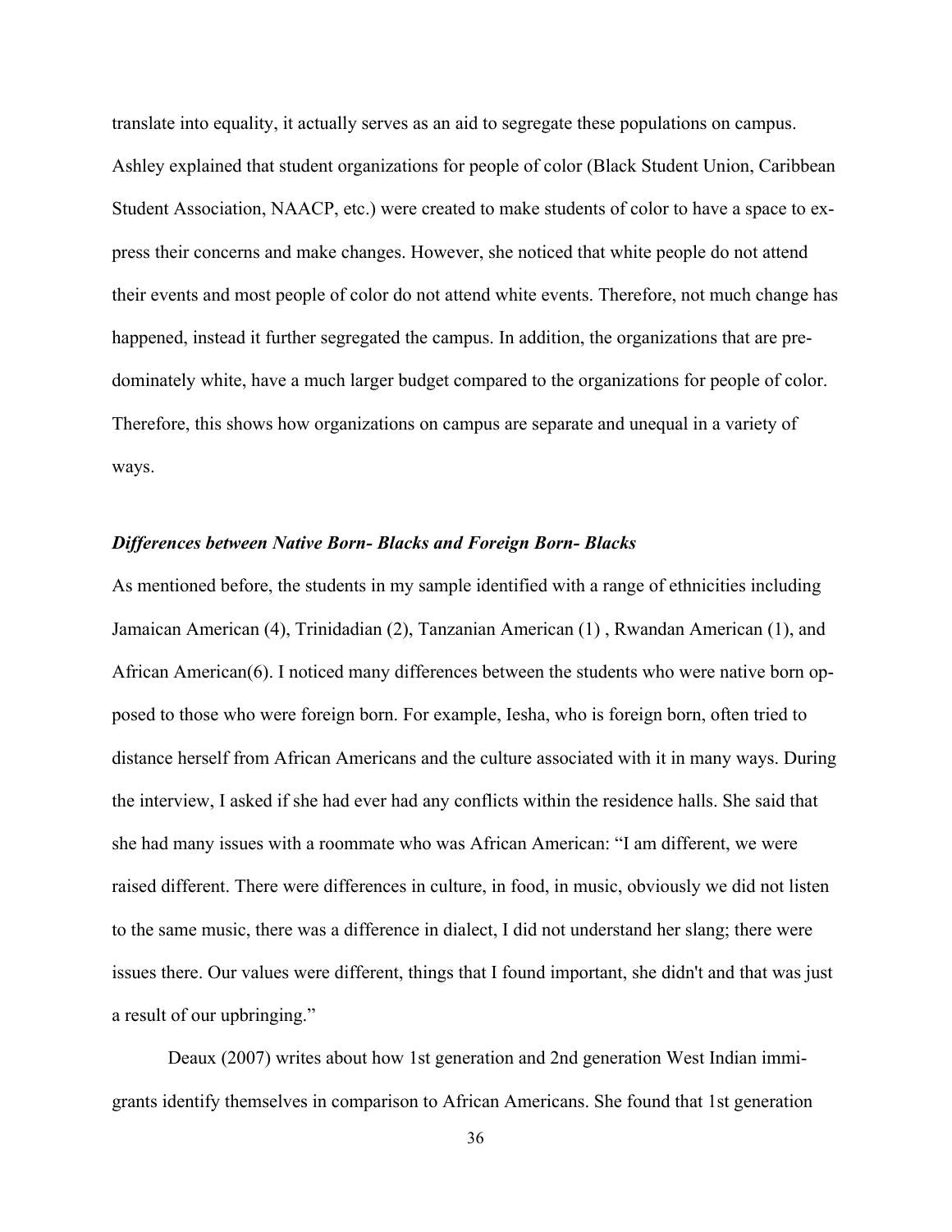translate into equality, it actually serves as an aid to segregate these populations on campus. Ashley explained that student organizations for people of color (Black Student Union, Caribbean Student Association, NAACP, etc.) were created to make students of color to have a space to express their concerns and make changes. However, she noticed that white people do not attend their events and most people of color do not attend white events. Therefore, not much change has happened, instead it further segregated the campus. In addition, the organizations that are predominately white, have a much larger budget compared to the organizations for people of color. Therefore, this shows how organizations on campus are separate and unequal in a variety of ways.

### ***Differences between Native Born- Blacks and Foreign Born- Blacks***

As mentioned before, the students in my sample identified with a range of ethnicities including Jamaican American (4), Trinidadian (2), Tanzanian American (1) , Rwandan American (1), and African American(6). I noticed many differences between the students who were native born opposed to those who were foreign born. For example, Iesha, who is foreign born, often tried to distance herself from African Americans and the culture associated with it in many ways. During the interview, I asked if she had ever had any conflicts within the residence halls. She said that she had many issues with a roommate who was African American: "I am different, we were raised different. There were differences in culture, in food, in music, obviously we did not listen to the same music, there was a difference in dialect, I did not understand her slang; there were issues there. Our values were different, things that I found important, she didn't and that was just a result of our upbringing."

Deaux (2007) writes about how 1st generation and 2nd generation West Indian immigrants identify themselves in comparison to African Americans. She found that 1st generation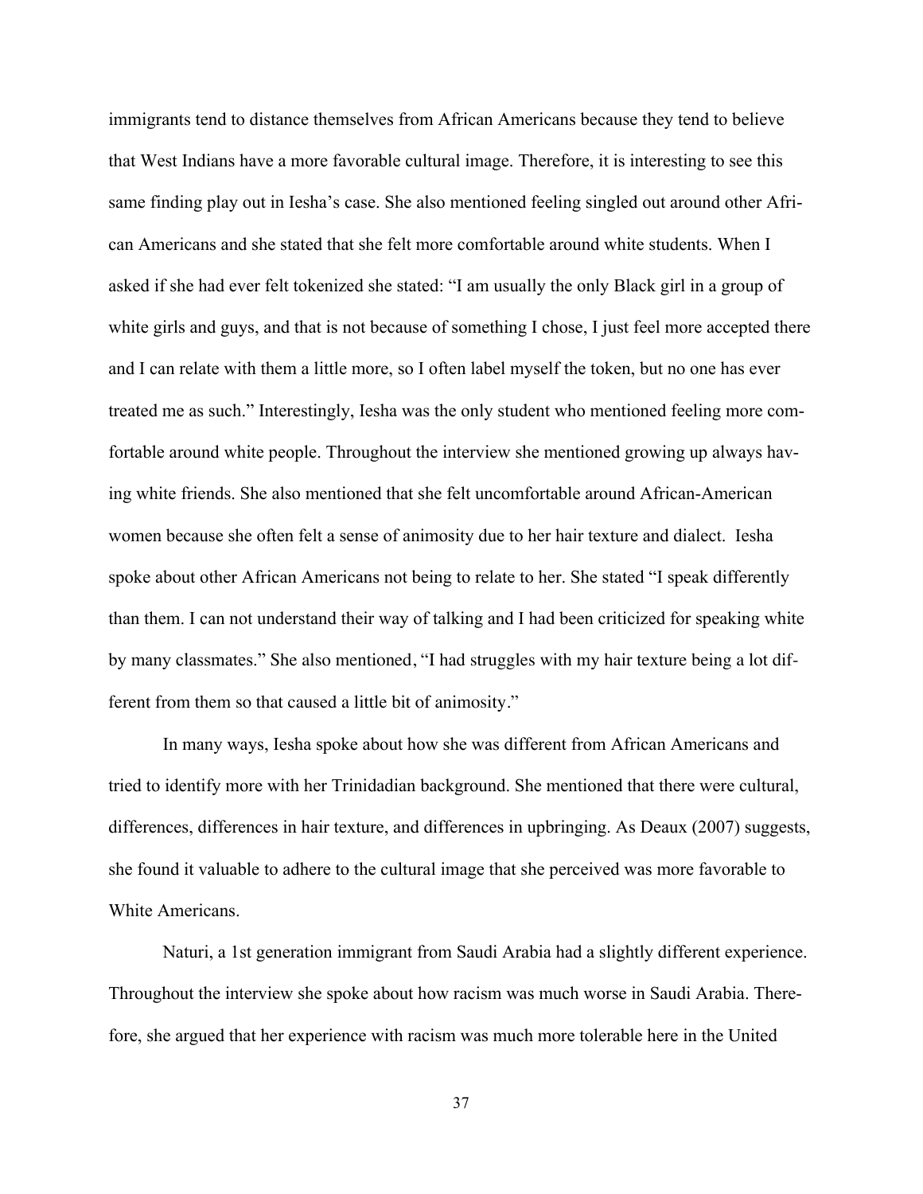immigrants tend to distance themselves from African Americans because they tend to believe that West Indians have a more favorable cultural image. Therefore, it is interesting to see this same finding play out in Iesha's case. She also mentioned feeling singled out around other African Americans and she stated that she felt more comfortable around white students. When I asked if she had ever felt tokenized she stated: "I am usually the only Black girl in a group of white girls and guys, and that is not because of something I chose, I just feel more accepted there and I can relate with them a little more, so I often label myself the token, but no one has ever treated me as such." Interestingly, Iesha was the only student who mentioned feeling more comfortable around white people. Throughout the interview she mentioned growing up always having white friends. She also mentioned that she felt uncomfortable around African-American women because she often felt a sense of animosity due to her hair texture and dialect. Iesha spoke about other African Americans not being to relate to her. She stated "I speak differently than them. I can not understand their way of talking and I had been criticized for speaking white by many classmates." She also mentioned, "I had struggles with my hair texture being a lot different from them so that caused a little bit of animosity."

In many ways, Iesha spoke about how she was different from African Americans and tried to identify more with her Trinidadian background. She mentioned that there were cultural, differences, differences in hair texture, and differences in upbringing. As Deaux (2007) suggests, she found it valuable to adhere to the cultural image that she perceived was more favorable to White Americans.

Naturi, a 1st generation immigrant from Saudi Arabia had a slightly different experience. Throughout the interview she spoke about how racism was much worse in Saudi Arabia. Therefore, she argued that her experience with racism was much more tolerable here in the United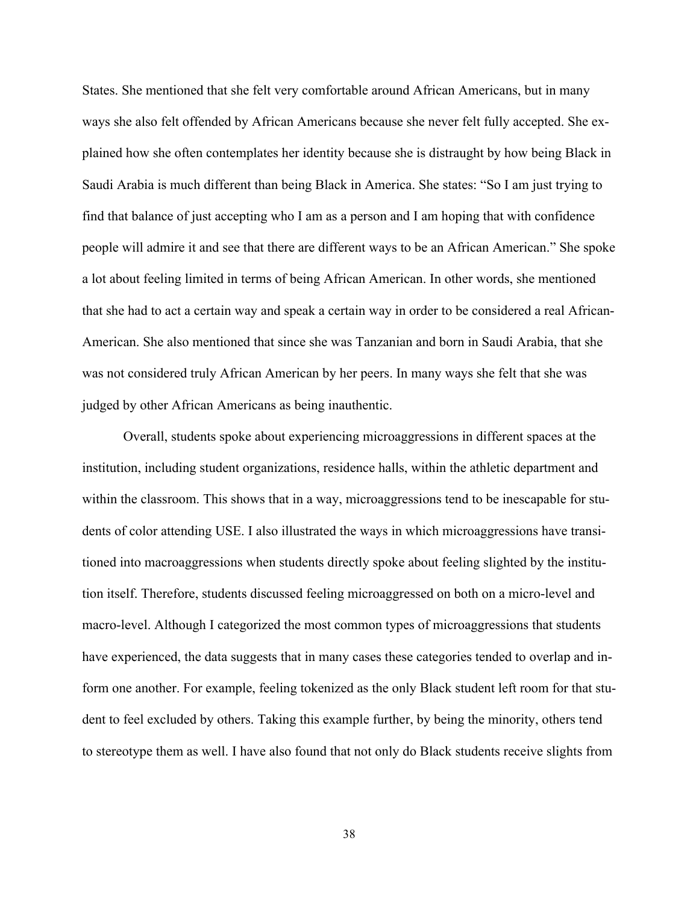States. She mentioned that she felt very comfortable around African Americans, but in many ways she also felt offended by African Americans because she never felt fully accepted. She explained how she often contemplates her identity because she is distraught by how being Black in Saudi Arabia is much different than being Black in America. She states: "So I am just trying to find that balance of just accepting who I am as a person and I am hoping that with confidence people will admire it and see that there are different ways to be an African American." She spoke a lot about feeling limited in terms of being African American. In other words, she mentioned that she had to act a certain way and speak a certain way in order to be considered a real African-American. She also mentioned that since she was Tanzanian and born in Saudi Arabia, that she was not considered truly African American by her peers. In many ways she felt that she was judged by other African Americans as being inauthentic.

Overall, students spoke about experiencing microaggressions in different spaces at the institution, including student organizations, residence halls, within the athletic department and within the classroom. This shows that in a way, microaggressions tend to be inescapable for students of color attending USE. I also illustrated the ways in which microaggressions have transitioned into macroaggressions when students directly spoke about feeling slighted by the institution itself. Therefore, students discussed feeling microaggressed on both on a micro-level and macro-level. Although I categorized the most common types of microaggressions that students have experienced, the data suggests that in many cases these categories tended to overlap and inform one another. For example, feeling tokenized as the only Black student left room for that student to feel excluded by others. Taking this example further, by being the minority, others tend to stereotype them as well. I have also found that not only do Black students receive slights from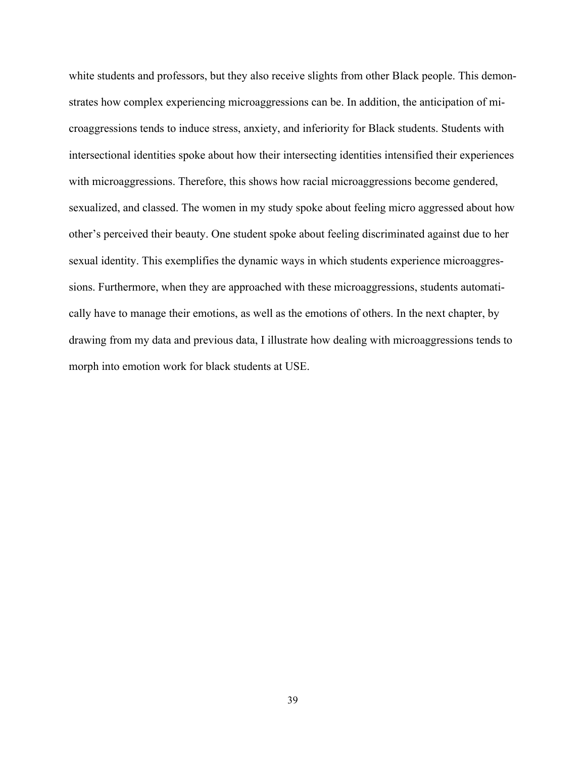white students and professors, but they also receive slights from other Black people. This demonstrates how complex experiencing microaggressions can be. In addition, the anticipation of microaggressions tends to induce stress, anxiety, and inferiority for Black students. Students with intersectional identities spoke about how their intersecting identities intensified their experiences with microaggressions. Therefore, this shows how racial microaggressions become gendered, sexualized, and classed. The women in my study spoke about feeling micro aggressed about how other's perceived their beauty. One student spoke about feeling discriminated against due to her sexual identity. This exemplifies the dynamic ways in which students experience microaggressions. Furthermore, when they are approached with these microaggressions, students automatically have to manage their emotions, as well as the emotions of others. In the next chapter, by drawing from my data and previous data, I illustrate how dealing with microaggressions tends to morph into emotion work for black students at USE.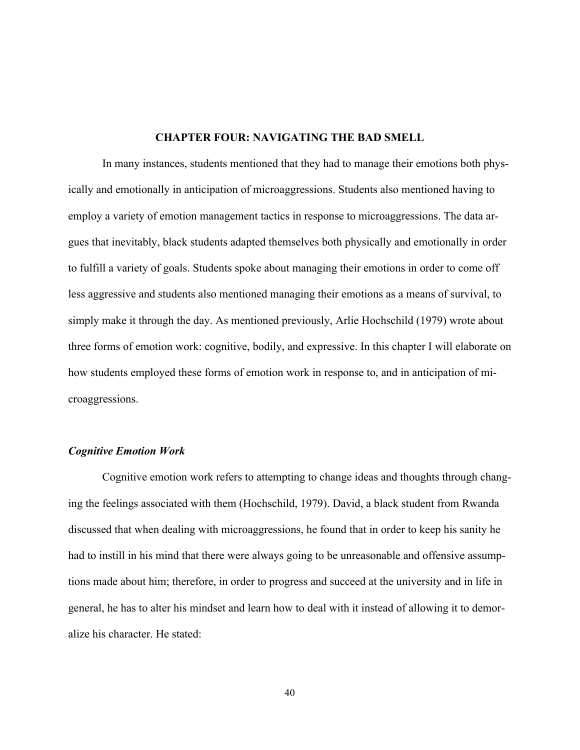# CHAPTER FOUR: NAVIGATING THE BAD SMELL

In many instances, students mentioned that they had to manage their emotions both physically and emotionally in anticipation of microaggressions. Students also mentioned having to employ a variety of emotion management tactics in response to microaggressions. The data argues that inevitably, black students adapted themselves both physically and emotionally in order to fulfill a variety of goals. Students spoke about managing their emotions in order to come off less aggressive and students also mentioned managing their emotions as a means of survival, to simply make it through the day. As mentioned previously, Arlie Hochschild (1979) wrote about three forms of emotion work: cognitive, bodily, and expressive. In this chapter I will elaborate on how students employed these forms of emotion work in response to, and in anticipation of microaggressions.

### *Cognitive Emotion Work*

Cognitive emotion work refers to attempting to change ideas and thoughts through changing the feelings associated with them (Hochschild, 1979). David, a black student from Rwanda discussed that when dealing with microaggressions, he found that in order to keep his sanity he had to instill in his mind that there were always going to be unreasonable and offensive assumptions made about him; therefore, in order to progress and succeed at the university and in life in general, he has to alter his mindset and learn how to deal with it instead of allowing it to demoralize his character. He stated: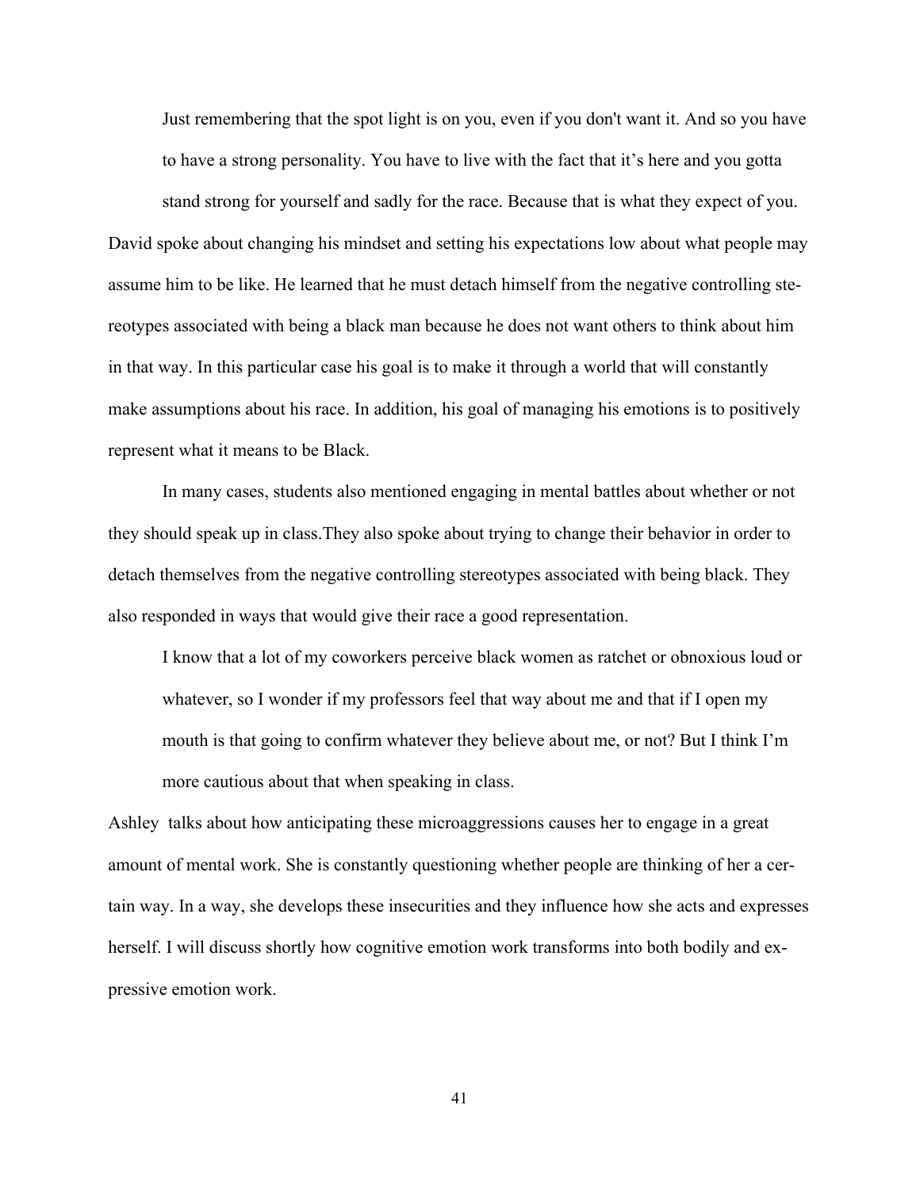> Just remembering that the spot light is on you, even if you don't want it. And so you have to have a strong personality. You have to live with the fact that it's here and you gotta stand strong for yourself and sadly for the race. Because that is what they expect of you.

David spoke about changing his mindset and setting his expectations low about what people may assume him to be like. He learned that he must detach himself from the negative controlling stereotypes associated with being a black man because he does not want others to think about him in that way. In this particular case his goal is to make it through a world that will constantly make assumptions about his race. In addition, his goal of managing his emotions is to positively represent what it means to be Black.

In many cases, students also mentioned engaging in mental battles about whether or not they should speak up in class.They also spoke about trying to change their behavior in order to detach themselves from the negative controlling stereotypes associated with being black. They also responded in ways that would give their race a good representation.

> I know that a lot of my coworkers perceive black women as ratchet or obnoxious loud or whatever, so I wonder if my professors feel that way about me and that if I open my mouth is that going to confirm whatever they believe about me, or not? But I think I'm more cautious about that when speaking in class.

Ashley talks about how anticipating these microaggressions causes her to engage in a great amount of mental work. She is constantly questioning whether people are thinking of her a certain way. In a way, she develops these insecurities and they influence how she acts and expresses herself. I will discuss shortly how cognitive emotion work transforms into both bodily and expressive emotion work.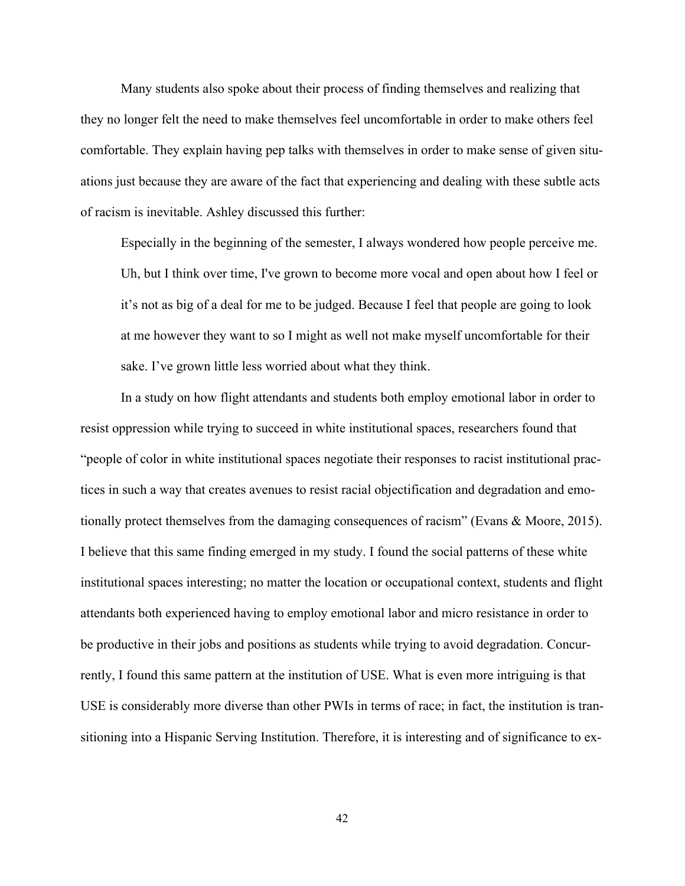Many students also spoke about their process of finding themselves and realizing that they no longer felt the need to make themselves feel uncomfortable in order to make others feel comfortable. They explain having pep talks with themselves in order to make sense of given situations just because they are aware of the fact that experiencing and dealing with these subtle acts of racism is inevitable. Ashley discussed this further:

> Especially in the beginning of the semester, I always wondered how people perceive me. Uh, but I think over time, I've grown to become more vocal and open about how I feel or it's not as big of a deal for me to be judged. Because I feel that people are going to look at me however they want to so I might as well not make myself uncomfortable for their sake. I've grown little less worried about what they think.

In a study on how flight attendants and students both employ emotional labor in order to resist oppression while trying to succeed in white institutional spaces, researchers found that "people of color in white institutional spaces negotiate their responses to racist institutional practices in such a way that creates avenues to resist racial objectification and degradation and emotionally protect themselves from the damaging consequences of racism" (Evans & Moore, 2015). I believe that this same finding emerged in my study. I found the social patterns of these white institutional spaces interesting; no matter the location or occupational context, students and flight attendants both experienced having to employ emotional labor and micro resistance in order to be productive in their jobs and positions as students while trying to avoid degradation. Concurrently, I found this same pattern at the institution of USE. What is even more intriguing is that USE is considerably more diverse than other PWIs in terms of race; in fact, the institution is transitioning into a Hispanic Serving Institution. Therefore, it is interesting and of significance to ex-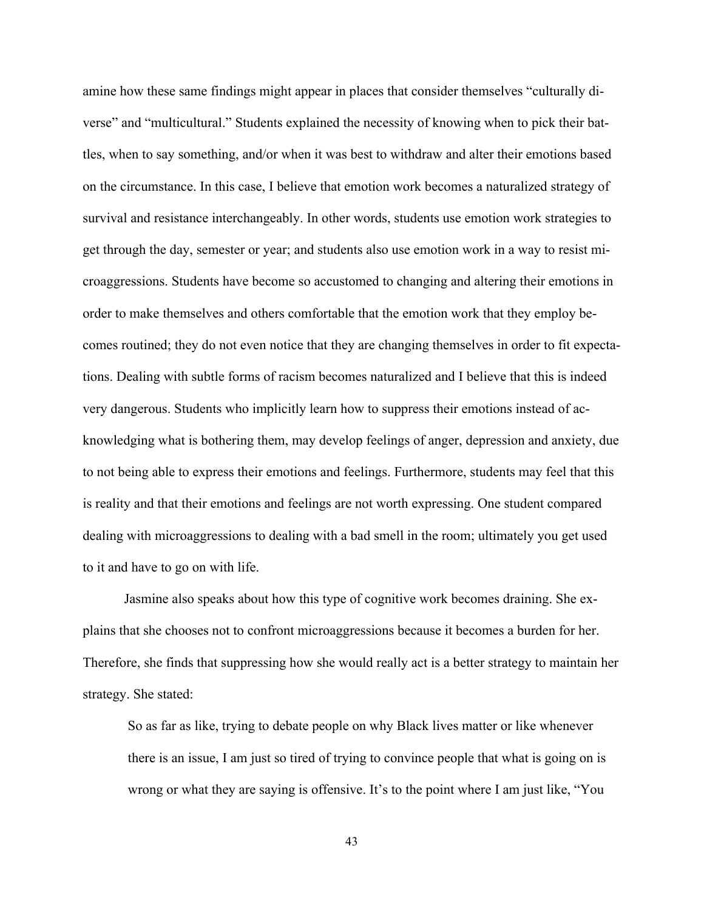amine how these same findings might appear in places that consider themselves "culturally diverse" and "multicultural." Students explained the necessity of knowing when to pick their battles, when to say something, and/or when it was best to withdraw and alter their emotions based on the circumstance. In this case, I believe that emotion work becomes a naturalized strategy of survival and resistance interchangeably. In other words, students use emotion work strategies to get through the day, semester or year; and students also use emotion work in a way to resist microaggressions. Students have become so accustomed to changing and altering their emotions in order to make themselves and others comfortable that the emotion work that they employ becomes routined; they do not even notice that they are changing themselves in order to fit expectations. Dealing with subtle forms of racism becomes naturalized and I believe that this is indeed very dangerous. Students who implicitly learn how to suppress their emotions instead of acknowledging what is bothering them, may develop feelings of anger, depression and anxiety, due to not being able to express their emotions and feelings. Furthermore, students may feel that this is reality and that their emotions and feelings are not worth expressing. One student compared dealing with microaggressions to dealing with a bad smell in the room; ultimately you get used to it and have to go on with life.

Jasmine also speaks about how this type of cognitive work becomes draining. She explains that she chooses not to confront microaggressions because it becomes a burden for her. Therefore, she finds that suppressing how she would really act is a better strategy to maintain her strategy. She stated:

> So as far as like, trying to debate people on why Black lives matter or like whenever there is an issue, I am just so tired of trying to convince people that what is going on is wrong or what they are saying is offensive. It's to the point where I am just like, "You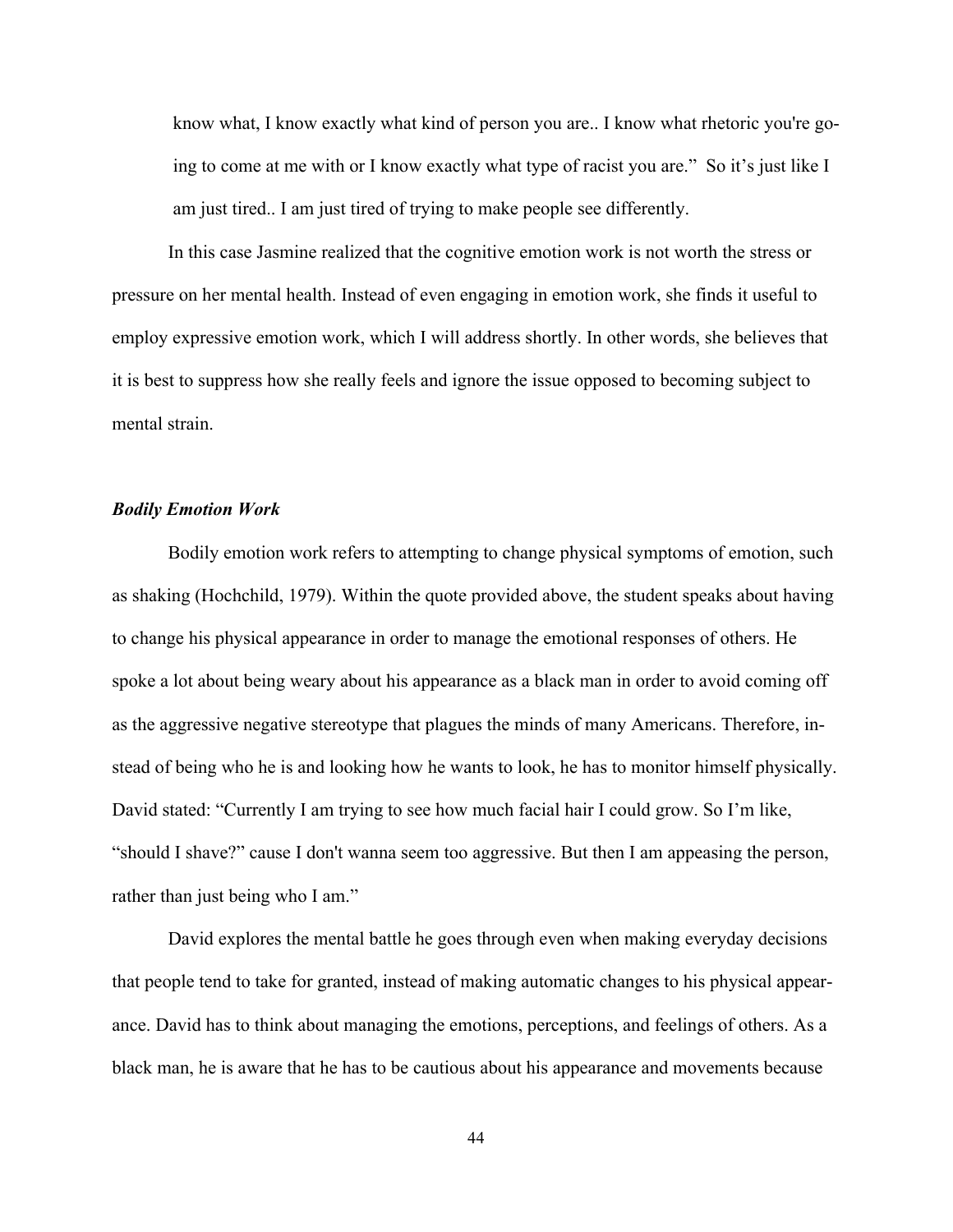> know what, I know exactly what kind of person you are.. I know what rhetoric you're going to come at me with or I know exactly what type of racist you are." So it's just like I am just tired.. I am just tired of trying to make people see differently.

In this case Jasmine realized that the cognitive emotion work is not worth the stress or pressure on her mental health. Instead of even engaging in emotion work, she finds it useful to employ expressive emotion work, which I will address shortly. In other words, she believes that it is best to suppress how she really feels and ignore the issue opposed to becoming subject to mental strain.

### *Bodily Emotion Work*

Bodily emotion work refers to attempting to change physical symptoms of emotion, such as shaking (Hochchild, 1979). Within the quote provided above, the student speaks about having to change his physical appearance in order to manage the emotional responses of others. He spoke a lot about being weary about his appearance as a black man in order to avoid coming off as the aggressive negative stereotype that plagues the minds of many Americans. Therefore, instead of being who he is and looking how he wants to look, he has to monitor himself physically. David stated: "Currently I am trying to see how much facial hair I could grow. So I'm like, "should I shave?" cause I don't wanna seem too aggressive. But then I am appeasing the person, rather than just being who I am."

David explores the mental battle he goes through even when making everyday decisions that people tend to take for granted, instead of making automatic changes to his physical appearance. David has to think about managing the emotions, perceptions, and feelings of others. As a black man, he is aware that he has to be cautious about his appearance and movements because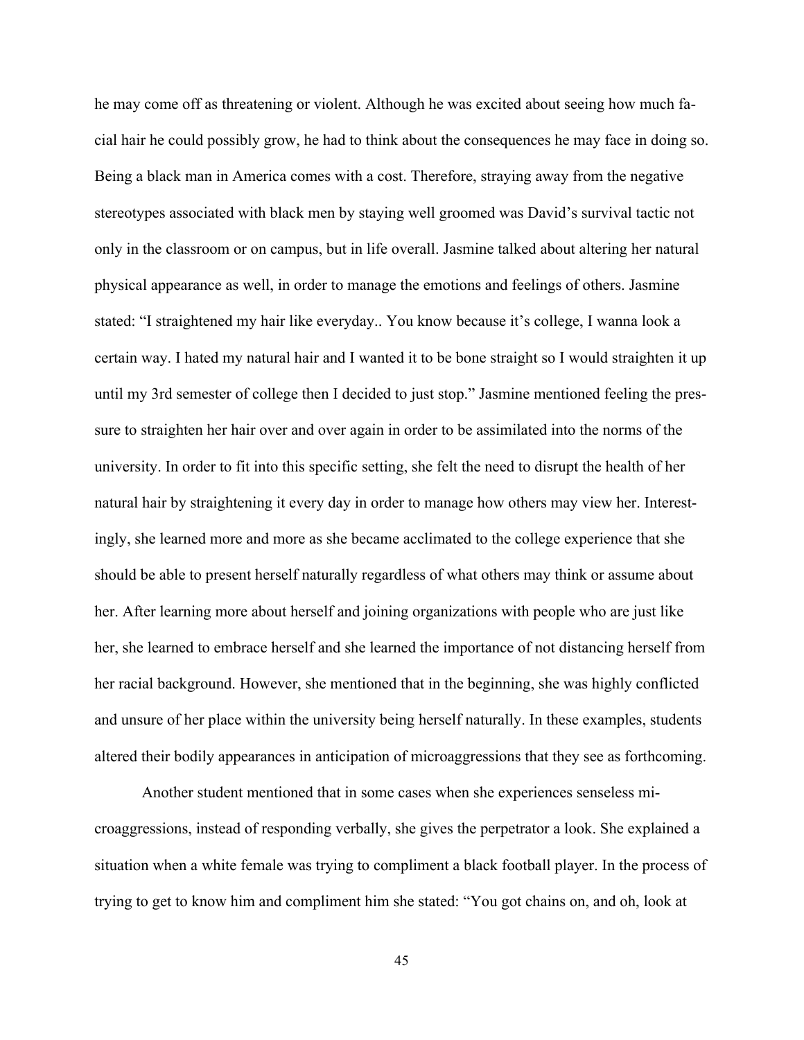he may come off as threatening or violent. Although he was excited about seeing how much facial hair he could possibly grow, he had to think about the consequences he may face in doing so. Being a black man in America comes with a cost. Therefore, straying away from the negative stereotypes associated with black men by staying well groomed was David's survival tactic not only in the classroom or on campus, but in life overall. Jasmine talked about altering her natural physical appearance as well, in order to manage the emotions and feelings of others. Jasmine stated: "I straightened my hair like everyday.. You know because it's college, I wanna look a certain way. I hated my natural hair and I wanted it to be bone straight so I would straighten it up until my 3rd semester of college then I decided to just stop." Jasmine mentioned feeling the pressure to straighten her hair over and over again in order to be assimilated into the norms of the university. In order to fit into this specific setting, she felt the need to disrupt the health of her natural hair by straightening it every day in order to manage how others may view her. Interestingly, she learned more and more as she became acclimated to the college experience that she should be able to present herself naturally regardless of what others may think or assume about her. After learning more about herself and joining organizations with people who are just like her, she learned to embrace herself and she learned the importance of not distancing herself from her racial background. However, she mentioned that in the beginning, she was highly conflicted and unsure of her place within the university being herself naturally. In these examples, students altered their bodily appearances in anticipation of microaggressions that they see as forthcoming.

Another student mentioned that in some cases when she experiences senseless microaggressions, instead of responding verbally, she gives the perpetrator a look. She explained a situation when a white female was trying to compliment a black football player. In the process of trying to get to know him and compliment him she stated: "You got chains on, and oh, look at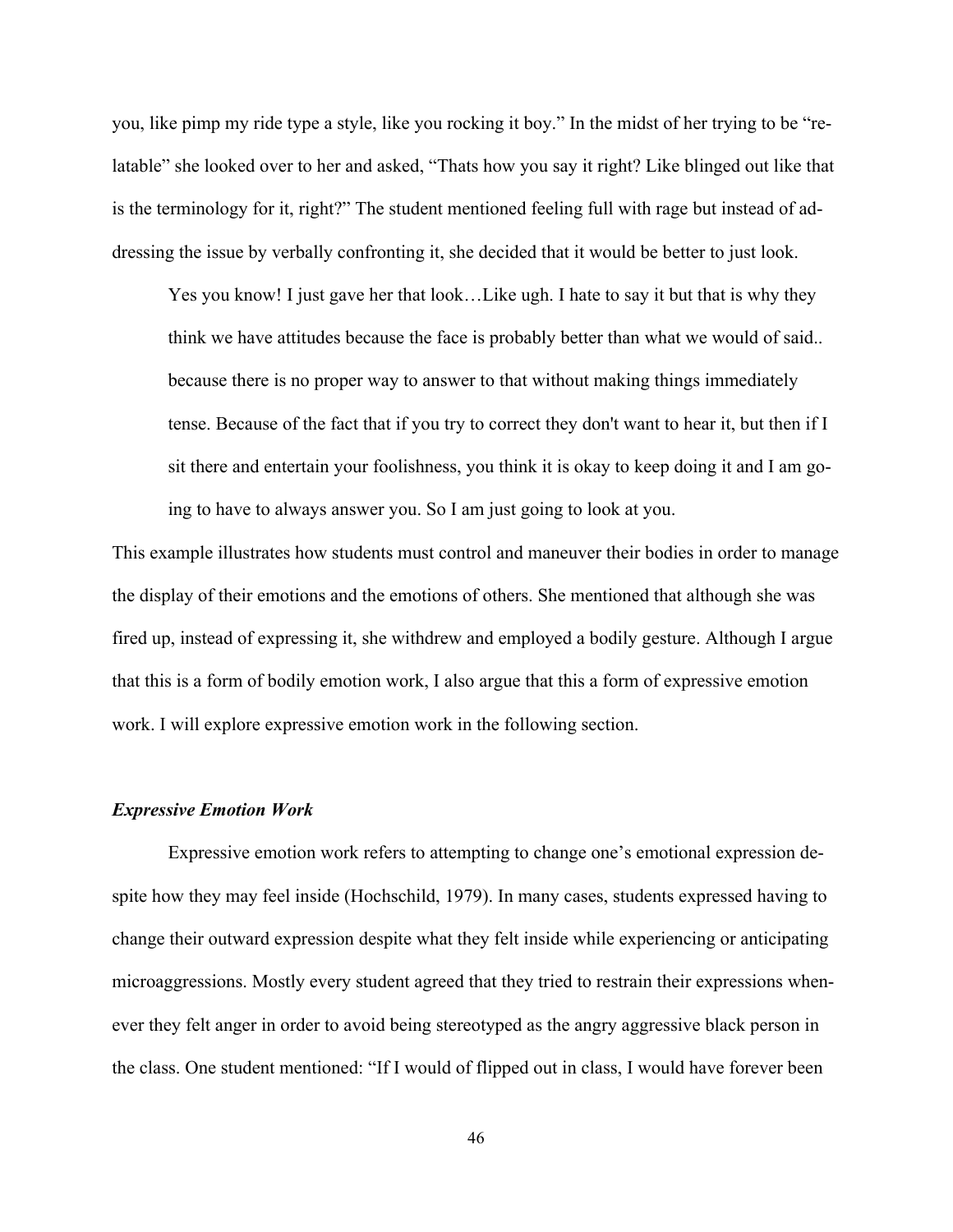you, like pimp my ride type a style, like you rocking it boy." In the midst of her trying to be "relatable" she looked over to her and asked, "Thats how you say it right? Like blinged out like that is the terminology for it, right?" The student mentioned feeling full with rage but instead of addressing the issue by verbally confronting it, she decided that it would be better to just look.

> Yes you know! I just gave her that look…Like ugh. I hate to say it but that is why they think we have attitudes because the face is probably better than what we would of said.. because there is no proper way to answer to that without making things immediately tense. Because of the fact that if you try to correct they don't want to hear it, but then if I sit there and entertain your foolishness, you think it is okay to keep doing it and I am going to have to always answer you. So I am just going to look at you.

This example illustrates how students must control and maneuver their bodies in order to manage the display of their emotions and the emotions of others. She mentioned that although she was fired up, instead of expressing it, she withdrew and employed a bodily gesture. Although I argue that this is a form of bodily emotion work, I also argue that this a form of expressive emotion work. I will explore expressive emotion work in the following section.

### *Expressive Emotion Work*

Expressive emotion work refers to attempting to change one's emotional expression despite how they may feel inside (Hochschild, 1979). In many cases, students expressed having to change their outward expression despite what they felt inside while experiencing or anticipating microaggressions. Mostly every student agreed that they tried to restrain their expressions whenever they felt anger in order to avoid being stereotyped as the angry aggressive black person in the class. One student mentioned: "If I would of flipped out in class, I would have forever been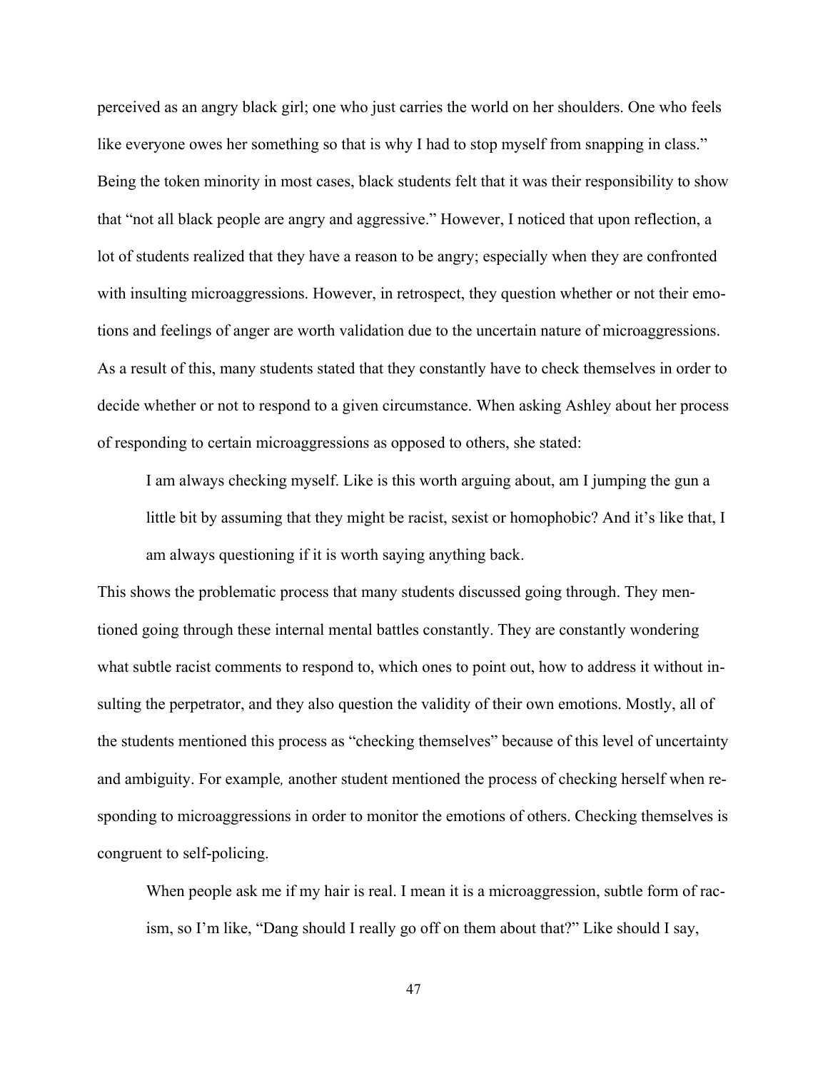perceived as an angry black girl; one who just carries the world on her shoulders. One who feels like everyone owes her something so that is why I had to stop myself from snapping in class." Being the token minority in most cases, black students felt that it was their responsibility to show that "not all black people are angry and aggressive." However, I noticed that upon reflection, a lot of students realized that they have a reason to be angry; especially when they are confronted with insulting microaggressions. However, in retrospect, they question whether or not their emotions and feelings of anger are worth validation due to the uncertain nature of microaggressions. As a result of this, many students stated that they constantly have to check themselves in order to decide whether or not to respond to a given circumstance. When asking Ashley about her process of responding to certain microaggressions as opposed to others, she stated:

> I am always checking myself. Like is this worth arguing about, am I jumping the gun a little bit by assuming that they might be racist, sexist or homophobic? And it's like that, I am always questioning if it is worth saying anything back.

This shows the problematic process that many students discussed going through. They mentioned going through these internal mental battles constantly. They are constantly wondering what subtle racist comments to respond to, which ones to point out, how to address it without insulting the perpetrator, and they also question the validity of their own emotions. Mostly, all of the students mentioned this process as "checking themselves" because of this level of uncertainty and ambiguity. For example*,* another student mentioned the process of checking herself when responding to microaggressions in order to monitor the emotions of others. Checking themselves is congruent to self-policing.

> When people ask me if my hair is real. I mean it is a microaggression, subtle form of racism, so I'm like, "Dang should I really go off on them about that?" Like should I say,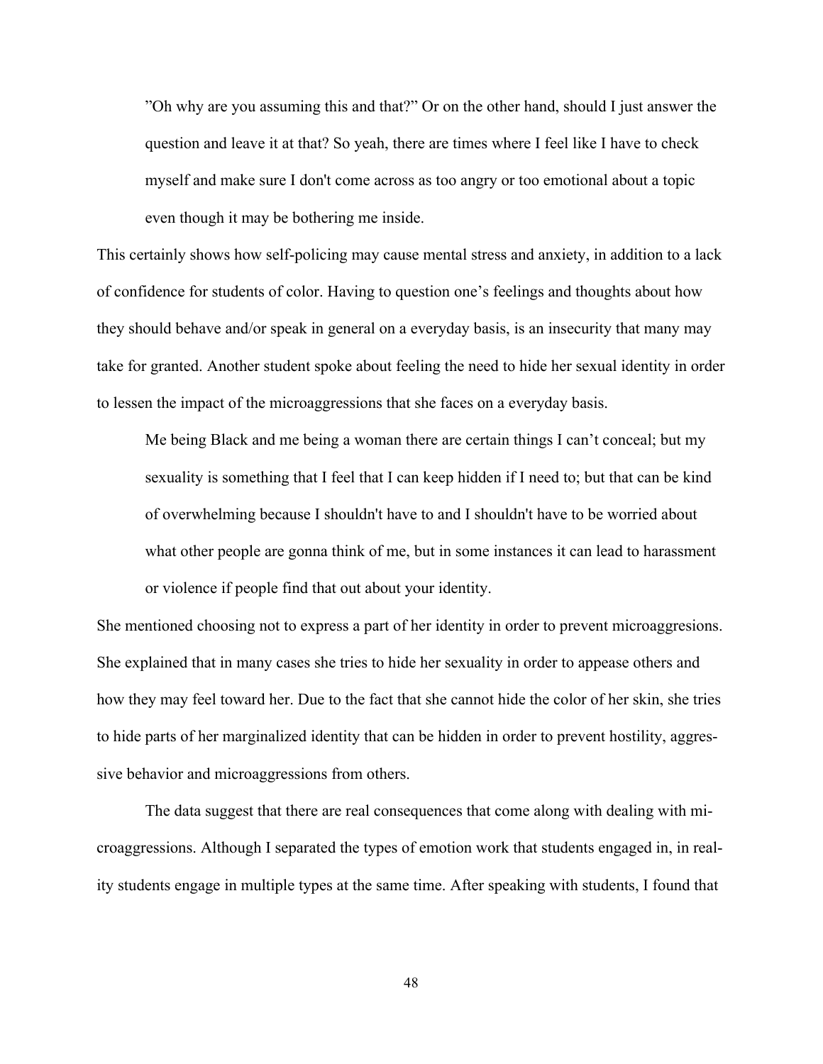> ”Oh why are you assuming this and that?” Or on the other hand, should I just answer the question and leave it at that? So yeah, there are times where I feel like I have to check myself and make sure I don't come across as too angry or too emotional about a topic even though it may be bothering me inside.

This certainly shows how self-policing may cause mental stress and anxiety, in addition to a lack of confidence for students of color. Having to question one’s feelings and thoughts about how they should behave and/or speak in general on a everyday basis, is an insecurity that many may take for granted. Another student spoke about feeling the need to hide her sexual identity in order to lessen the impact of the microaggressions that she faces on a everyday basis.

> Me being Black and me being a woman there are certain things I can’t conceal; but my sexuality is something that I feel that I can keep hidden if I need to; but that can be kind of overwhelming because I shouldn't have to and I shouldn't have to be worried about what other people are gonna think of me, but in some instances it can lead to harassment or violence if people find that out about your identity.

She mentioned choosing not to express a part of her identity in order to prevent microaggresions. She explained that in many cases she tries to hide her sexuality in order to appease others and how they may feel toward her. Due to the fact that she cannot hide the color of her skin, she tries to hide parts of her marginalized identity that can be hidden in order to prevent hostility, aggressive behavior and microaggressions from others.

The data suggest that there are real consequences that come along with dealing with microaggressions. Although I separated the types of emotion work that students engaged in, in reality students engage in multiple types at the same time. After speaking with students, I found that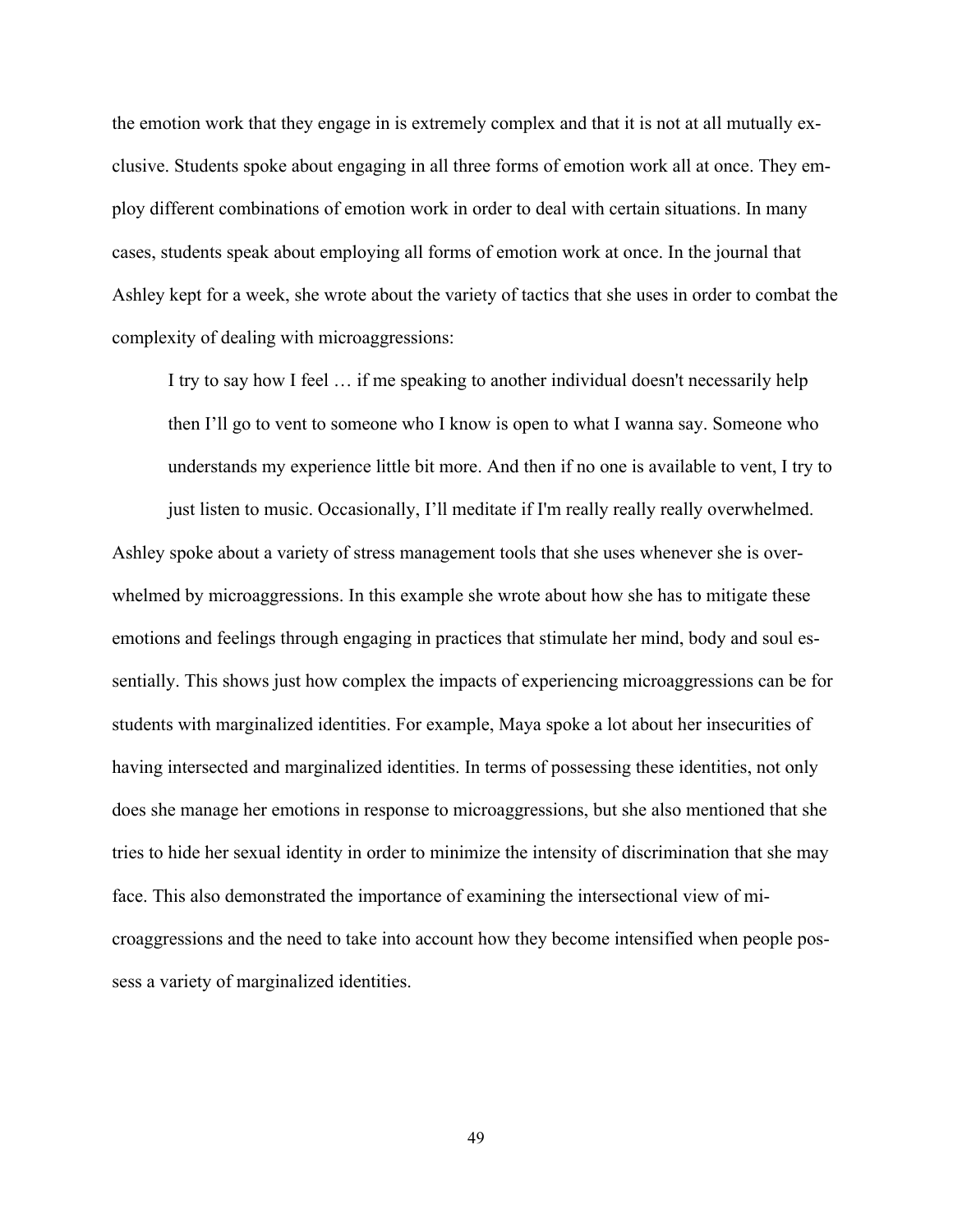the emotion work that they engage in is extremely complex and that it is not at all mutually exclusive. Students spoke about engaging in all three forms of emotion work all at once. They employ different combinations of emotion work in order to deal with certain situations. In many cases, students speak about employing all forms of emotion work at once. In the journal that Ashley kept for a week, she wrote about the variety of tactics that she uses in order to combat the complexity of dealing with microaggressions:

> I try to say how I feel … if me speaking to another individual doesn't necessarily help then I'll go to vent to someone who I know is open to what I wanna say. Someone who understands my experience little bit more. And then if no one is available to vent, I try to just listen to music. Occasionally, I'll meditate if I'm really really really overwhelmed.

Ashley spoke about a variety of stress management tools that she uses whenever she is overwhelmed by microaggressions. In this example she wrote about how she has to mitigate these emotions and feelings through engaging in practices that stimulate her mind, body and soul essentially. This shows just how complex the impacts of experiencing microaggressions can be for students with marginalized identities. For example, Maya spoke a lot about her insecurities of having intersected and marginalized identities. In terms of possessing these identities, not only does she manage her emotions in response to microaggressions, but she also mentioned that she tries to hide her sexual identity in order to minimize the intensity of discrimination that she may face. This also demonstrated the importance of examining the intersectional view of microaggressions and the need to take into account how they become intensified when people possess a variety of marginalized identities.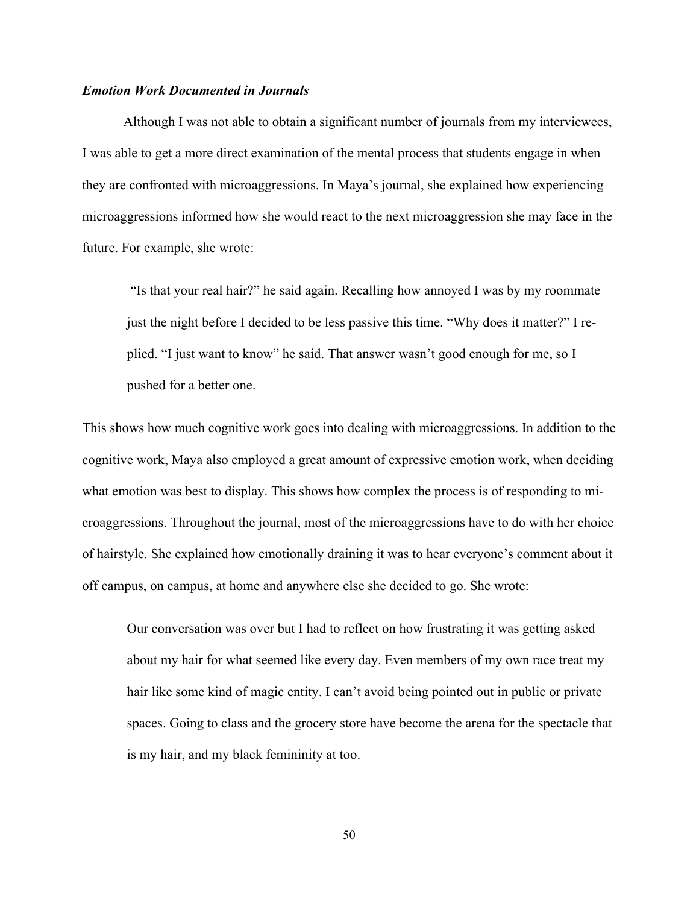***Emotion Work Documented in Journals***

Although I was not able to obtain a significant number of journals from my interviewees, I was able to get a more direct examination of the mental process that students engage in when they are confronted with microaggressions. In Maya's journal, she explained how experiencing microaggressions informed how she would react to the next microaggression she may face in the future. For example, she wrote:

> "Is that your real hair?" he said again. Recalling how annoyed I was by my roommate just the night before I decided to be less passive this time. "Why does it matter?" I replied. "I just want to know" he said. That answer wasn't good enough for me, so I pushed for a better one.

This shows how much cognitive work goes into dealing with microaggressions. In addition to the cognitive work, Maya also employed a great amount of expressive emotion work, when deciding what emotion was best to display. This shows how complex the process is of responding to microaggressions. Throughout the journal, most of the microaggressions have to do with her choice of hairstyle. She explained how emotionally draining it was to hear everyone's comment about it off campus, on campus, at home and anywhere else she decided to go. She wrote:

> Our conversation was over but I had to reflect on how frustrating it was getting asked about my hair for what seemed like every day. Even members of my own race treat my hair like some kind of magic entity. I can't avoid being pointed out in public or private spaces. Going to class and the grocery store have become the arena for the spectacle that is my hair, and my black femininity at too.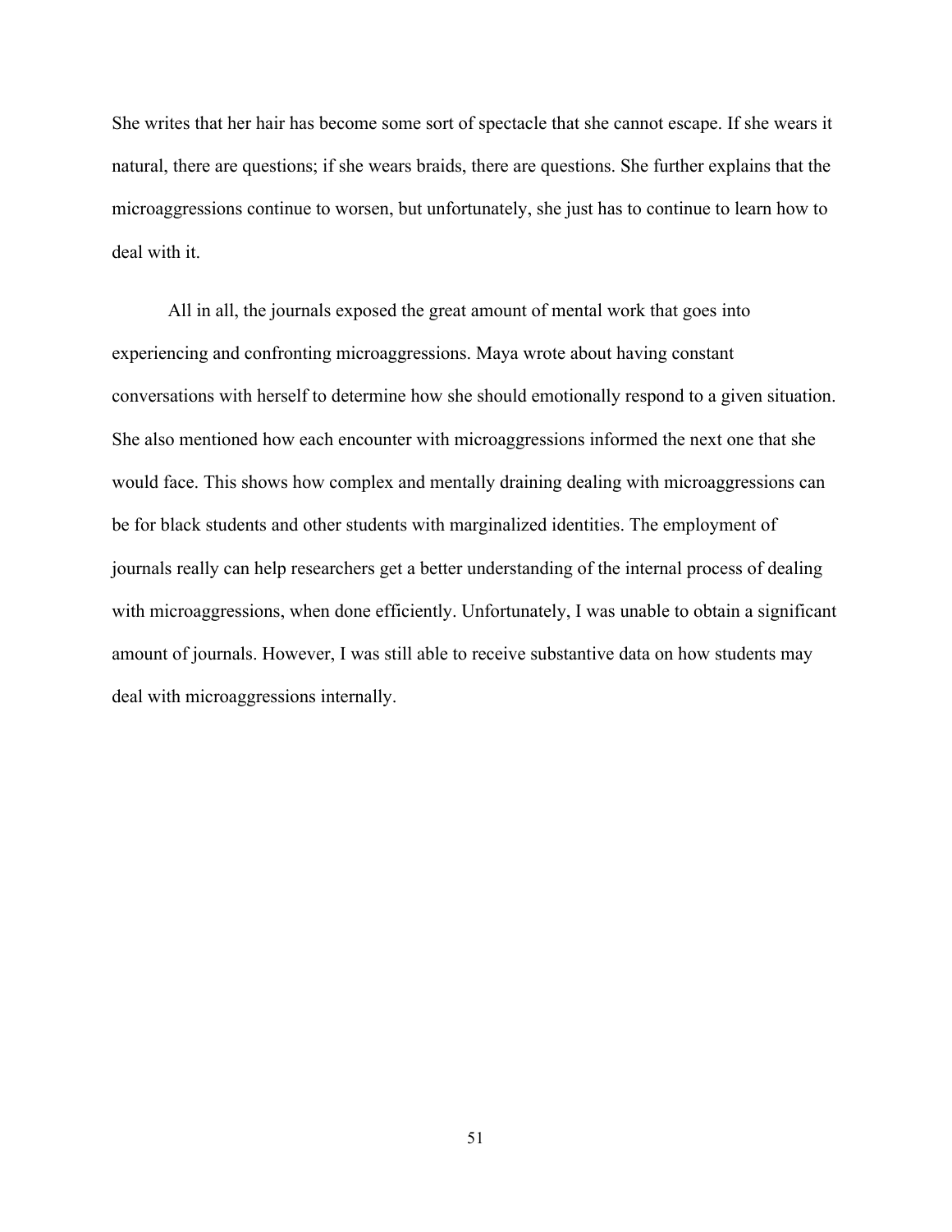She writes that her hair has become some sort of spectacle that she cannot escape. If she wears it natural, there are questions; if she wears braids, there are questions. She further explains that the microaggressions continue to worsen, but unfortunately, she just has to continue to learn how to deal with it.

All in all, the journals exposed the great amount of mental work that goes into experiencing and confronting microaggressions. Maya wrote about having constant conversations with herself to determine how she should emotionally respond to a given situation. She also mentioned how each encounter with microaggressions informed the next one that she would face. This shows how complex and mentally draining dealing with microaggressions can be for black students and other students with marginalized identities. The employment of journals really can help researchers get a better understanding of the internal process of dealing with microaggressions, when done efficiently. Unfortunately, I was unable to obtain a significant amount of journals. However, I was still able to receive substantive data on how students may deal with microaggressions internally.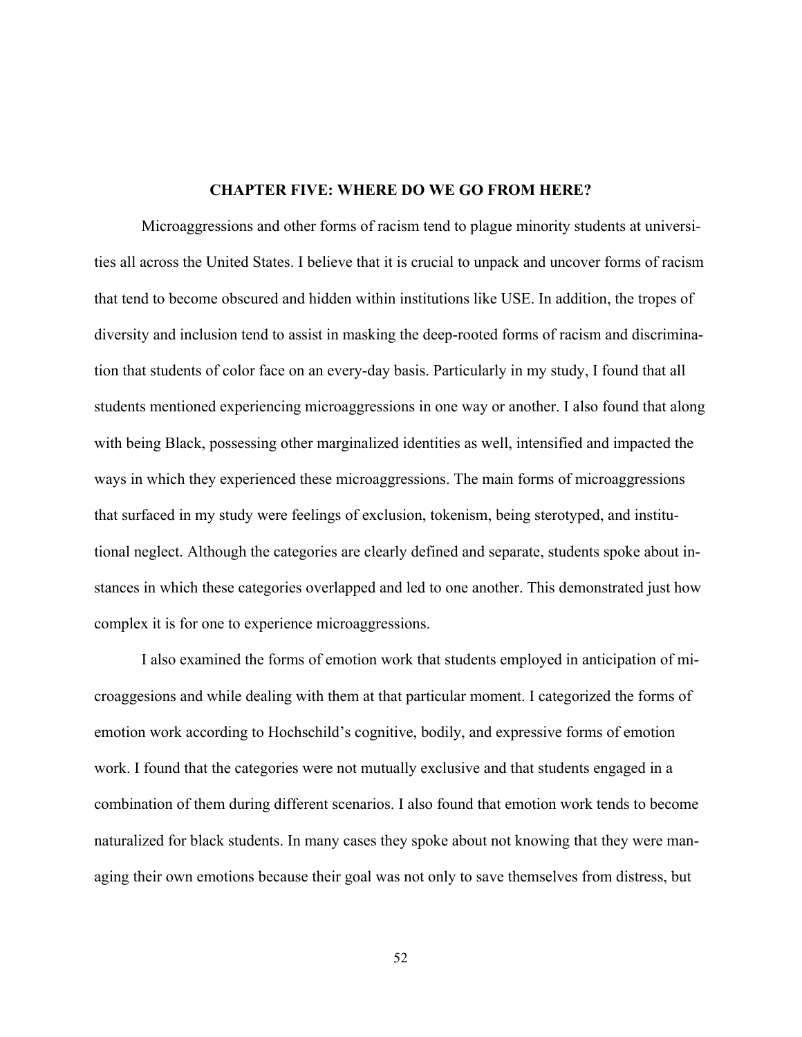# CHAPTER FIVE: WHERE DO WE GO FROM HERE?

Microaggressions and other forms of racism tend to plague minority students at universities all across the United States. I believe that it is crucial to unpack and uncover forms of racism that tend to become obscured and hidden within institutions like USE. In addition, the tropes of diversity and inclusion tend to assist in masking the deep-rooted forms of racism and discrimination that students of color face on an every-day basis. Particularly in my study, I found that all students mentioned experiencing microaggressions in one way or another. I also found that along with being Black, possessing other marginalized identities as well, intensified and impacted the ways in which they experienced these microaggressions. The main forms of microaggressions that surfaced in my study were feelings of exclusion, tokenism, being sterotyped, and institutional neglect. Although the categories are clearly defined and separate, students spoke about instances in which these categories overlapped and led to one another. This demonstrated just how complex it is for one to experience microaggressions.

I also examined the forms of emotion work that students employed in anticipation of microaggesions and while dealing with them at that particular moment. I categorized the forms of emotion work according to Hochschild's cognitive, bodily, and expressive forms of emotion work. I found that the categories were not mutually exclusive and that students engaged in a combination of them during different scenarios. I also found that emotion work tends to become naturalized for black students. In many cases they spoke about not knowing that they were managing their own emotions because their goal was not only to save themselves from distress, but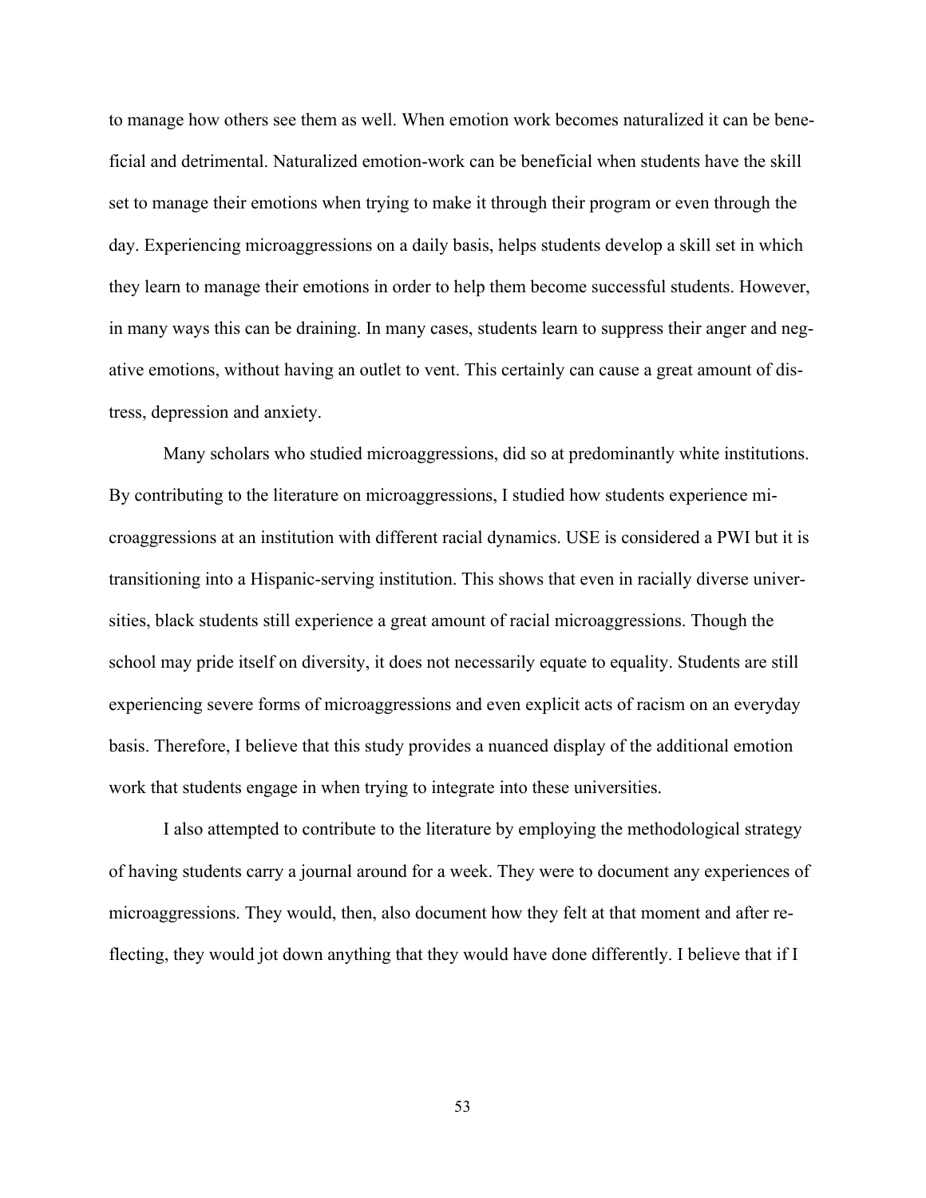to manage how others see them as well. When emotion work becomes naturalized it can be beneficial and detrimental. Naturalized emotion-work can be beneficial when students have the skill set to manage their emotions when trying to make it through their program or even through the day. Experiencing microaggressions on a daily basis, helps students develop a skill set in which they learn to manage their emotions in order to help them become successful students. However, in many ways this can be draining. In many cases, students learn to suppress their anger and negative emotions, without having an outlet to vent. This certainly can cause a great amount of distress, depression and anxiety.

Many scholars who studied microaggressions, did so at predominantly white institutions. By contributing to the literature on microaggressions, I studied how students experience microaggressions at an institution with different racial dynamics. USE is considered a PWI but it is transitioning into a Hispanic-serving institution. This shows that even in racially diverse universities, black students still experience a great amount of racial microaggressions. Though the school may pride itself on diversity, it does not necessarily equate to equality. Students are still experiencing severe forms of microaggressions and even explicit acts of racism on an everyday basis. Therefore, I believe that this study provides a nuanced display of the additional emotion work that students engage in when trying to integrate into these universities.

I also attempted to contribute to the literature by employing the methodological strategy of having students carry a journal around for a week. They were to document any experiences of microaggressions. They would, then, also document how they felt at that moment and after reflecting, they would jot down anything that they would have done differently. I believe that if I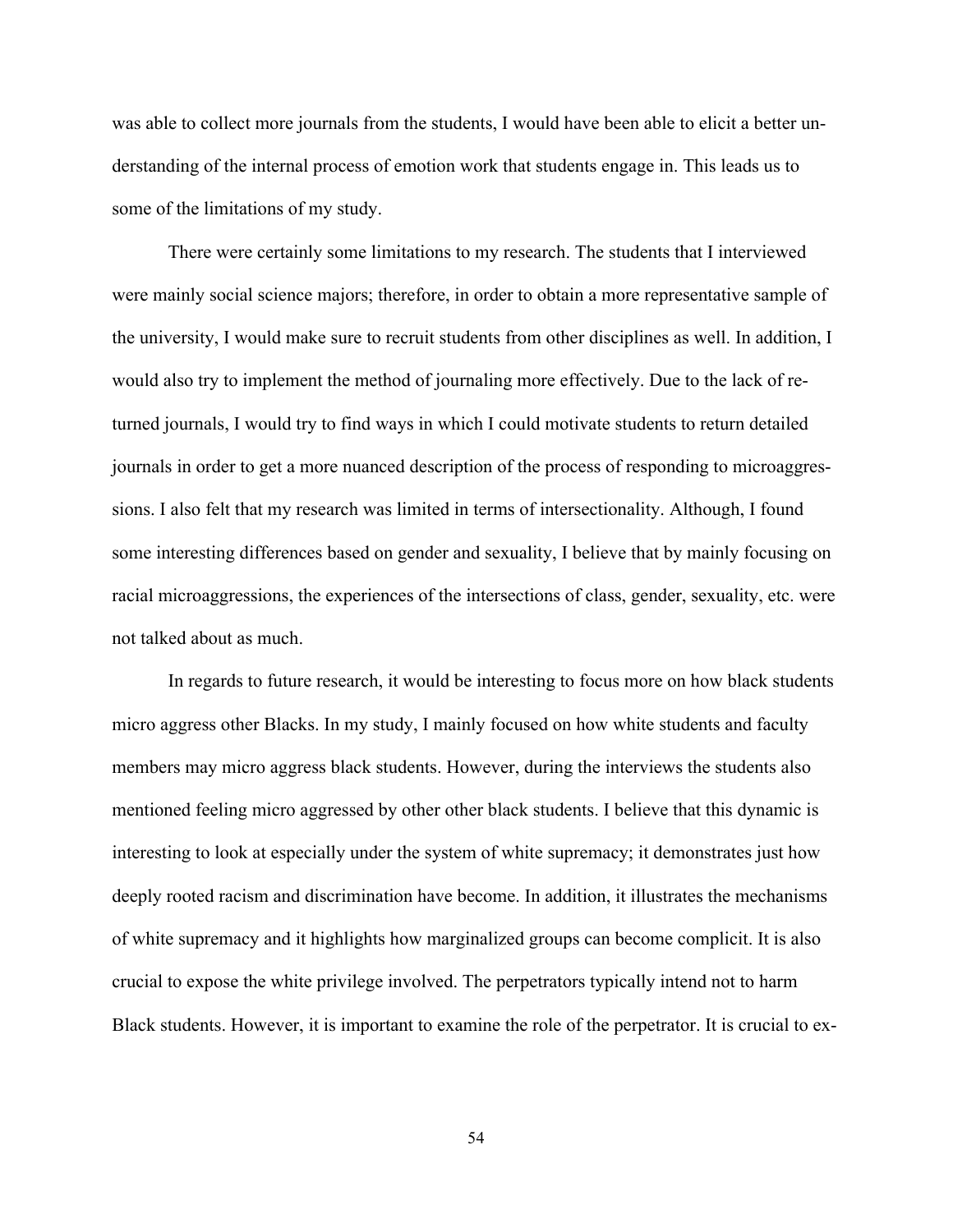was able to collect more journals from the students, I would have been able to elicit a better understanding of the internal process of emotion work that students engage in. This leads us to some of the limitations of my study.

There were certainly some limitations to my research. The students that I interviewed were mainly social science majors; therefore, in order to obtain a more representative sample of the university, I would make sure to recruit students from other disciplines as well. In addition, I would also try to implement the method of journaling more effectively. Due to the lack of returned journals, I would try to find ways in which I could motivate students to return detailed journals in order to get a more nuanced description of the process of responding to microaggressions. I also felt that my research was limited in terms of intersectionality. Although, I found some interesting differences based on gender and sexuality, I believe that by mainly focusing on racial microaggressions, the experiences of the intersections of class, gender, sexuality, etc. were not talked about as much.

In regards to future research, it would be interesting to focus more on how black students micro aggress other Blacks. In my study, I mainly focused on how white students and faculty members may micro aggress black students. However, during the interviews the students also mentioned feeling micro aggressed by other other black students. I believe that this dynamic is interesting to look at especially under the system of white supremacy; it demonstrates just how deeply rooted racism and discrimination have become. In addition, it illustrates the mechanisms of white supremacy and it highlights how marginalized groups can become complicit. It is also crucial to expose the white privilege involved. The perpetrators typically intend not to harm Black students. However, it is important to examine the role of the perpetrator. It is crucial to ex-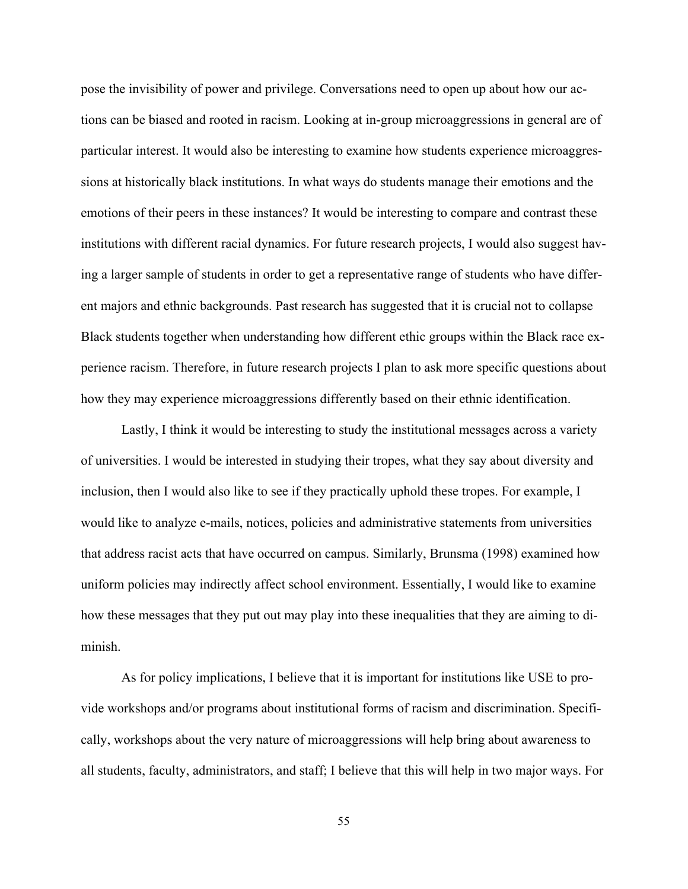pose the invisibility of power and privilege. Conversations need to open up about how our actions can be biased and rooted in racism. Looking at in-group microaggressions in general are of particular interest. It would also be interesting to examine how students experience microaggressions at historically black institutions. In what ways do students manage their emotions and the emotions of their peers in these instances? It would be interesting to compare and contrast these institutions with different racial dynamics. For future research projects, I would also suggest having a larger sample of students in order to get a representative range of students who have different majors and ethnic backgrounds. Past research has suggested that it is crucial not to collapse Black students together when understanding how different ethic groups within the Black race experience racism. Therefore, in future research projects I plan to ask more specific questions about how they may experience microaggressions differently based on their ethnic identification.

Lastly, I think it would be interesting to study the institutional messages across a variety of universities. I would be interested in studying their tropes, what they say about diversity and inclusion, then I would also like to see if they practically uphold these tropes. For example, I would like to analyze e-mails, notices, policies and administrative statements from universities that address racist acts that have occurred on campus. Similarly, Brunsma (1998) examined how uniform policies may indirectly affect school environment. Essentially, I would like to examine how these messages that they put out may play into these inequalities that they are aiming to diminish.

As for policy implications, I believe that it is important for institutions like USE to provide workshops and/or programs about institutional forms of racism and discrimination. Specifically, workshops about the very nature of microaggressions will help bring about awareness to all students, faculty, administrators, and staff; I believe that this will help in two major ways. For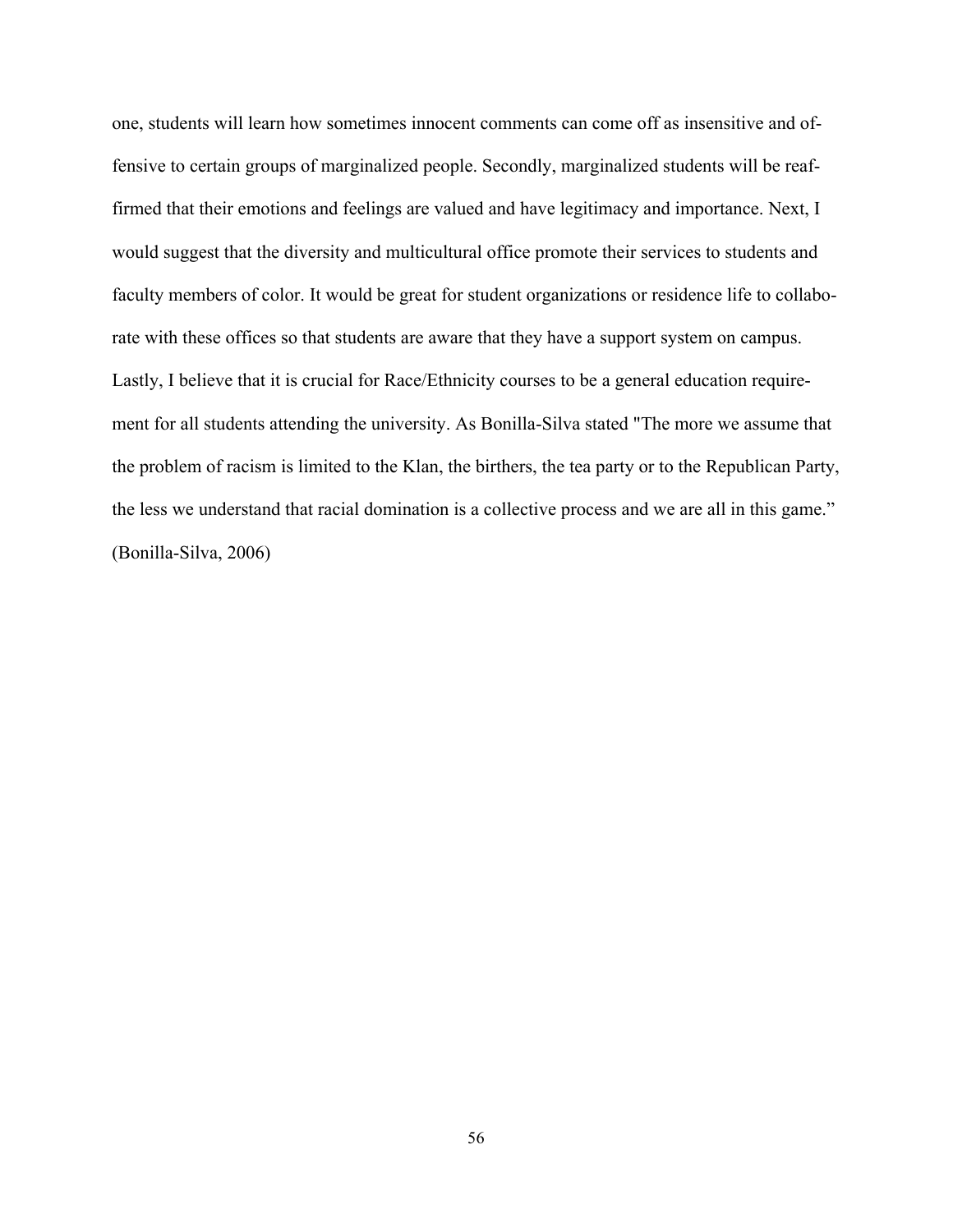one, students will learn how sometimes innocent comments can come off as insensitive and offensive to certain groups of marginalized people. Secondly, marginalized students will be reaffirmed that their emotions and feelings are valued and have legitimacy and importance. Next, I would suggest that the diversity and multicultural office promote their services to students and faculty members of color. It would be great for student organizations or residence life to collaborate with these offices so that students are aware that they have a support system on campus. Lastly, I believe that it is crucial for Race/Ethnicity courses to be a general education requirement for all students attending the university. As Bonilla-Silva stated "The more we assume that the problem of racism is limited to the Klan, the birthers, the tea party or to the Republican Party, the less we understand that racial domination is a collective process and we are all in this game." (Bonilla-Silva, 2006)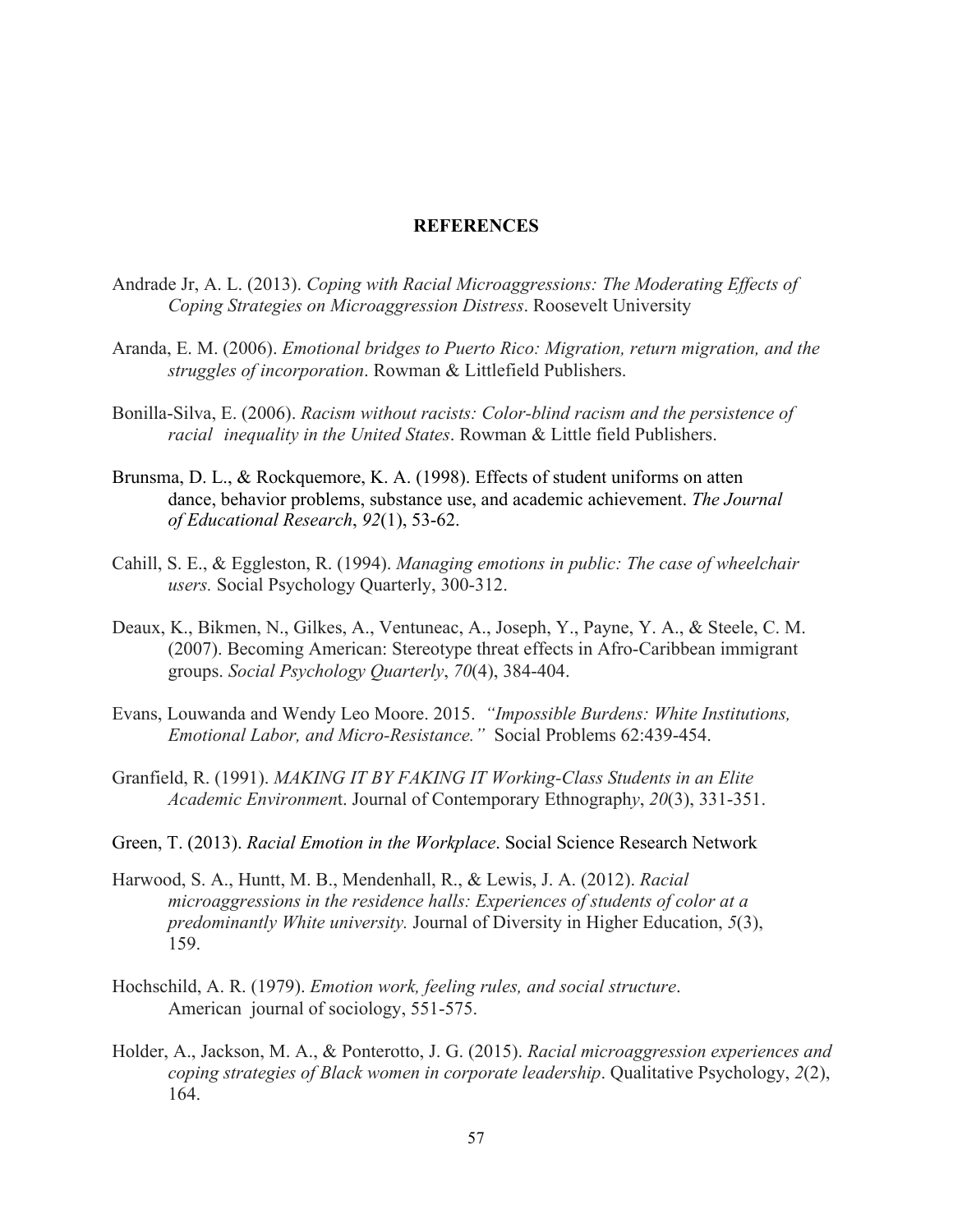# REFERENCES

Andrade Jr, A. L. (2013). *Coping with Racial Microaggressions: The Moderating Effects of Coping Strategies on Microaggression Distress*. Roosevelt University

Aranda, E. M. (2006). *Emotional bridges to Puerto Rico: Migration, return migration, and the struggles of incorporation*. Rowman & Littlefield Publishers.

Bonilla-Silva, E. (2006). *Racism without racists: Color-blind racism and the persistence of racial inequality in the United States*. Rowman & Little field Publishers.

Brunsma, D. L., & Rockquemore, K. A. (1998). Effects of student uniforms on atten dance, behavior problems, substance use, and academic achievement. *The Journal of Educational Research*, *92*(1), 53-62.

Cahill, S. E., & Eggleston, R. (1994). *Managing emotions in public: The case of wheelchair users.* Social Psychology Quarterly, 300-312.

Deaux, K., Bikmen, N., Gilkes, A., Ventuneac, A., Joseph, Y., Payne, Y. A., & Steele, C. M. (2007). Becoming American: Stereotype threat effects in Afro-Caribbean immigrant groups. *Social Psychology Quarterly*, *70*(4), 384-404.

Evans, Louwanda and Wendy Leo Moore. 2015. *"Impossible Burdens: White Institutions, Emotional Labor, and Micro-Resistance."* Social Problems 62:439-454.

Granfield, R. (1991). *MAKING IT BY FAKING IT Working-Class Students in an Elite Academic Environmen*t. Journal of Contemporary Ethnograph*y*, *20*(3), 331-351.

Green, T. (2013). *Racial Emotion in the Workplace*. Social Science Research Network

Harwood, S. A., Huntt, M. B., Mendenhall, R., & Lewis, J. A. (2012). *Racial microaggressions in the residence halls: Experiences of students of color at a predominantly White university.* Journal of Diversity in Higher Education, *5*(3), 159.

Hochschild, A. R. (1979). *Emotion work, feeling rules, and social structure*. American journal of sociology, 551-575.

Holder, A., Jackson, M. A., & Ponterotto, J. G. (2015). *Racial microaggression experiences and coping strategies of Black women in corporate leadership*. Qualitative Psychology, *2*(2), 164.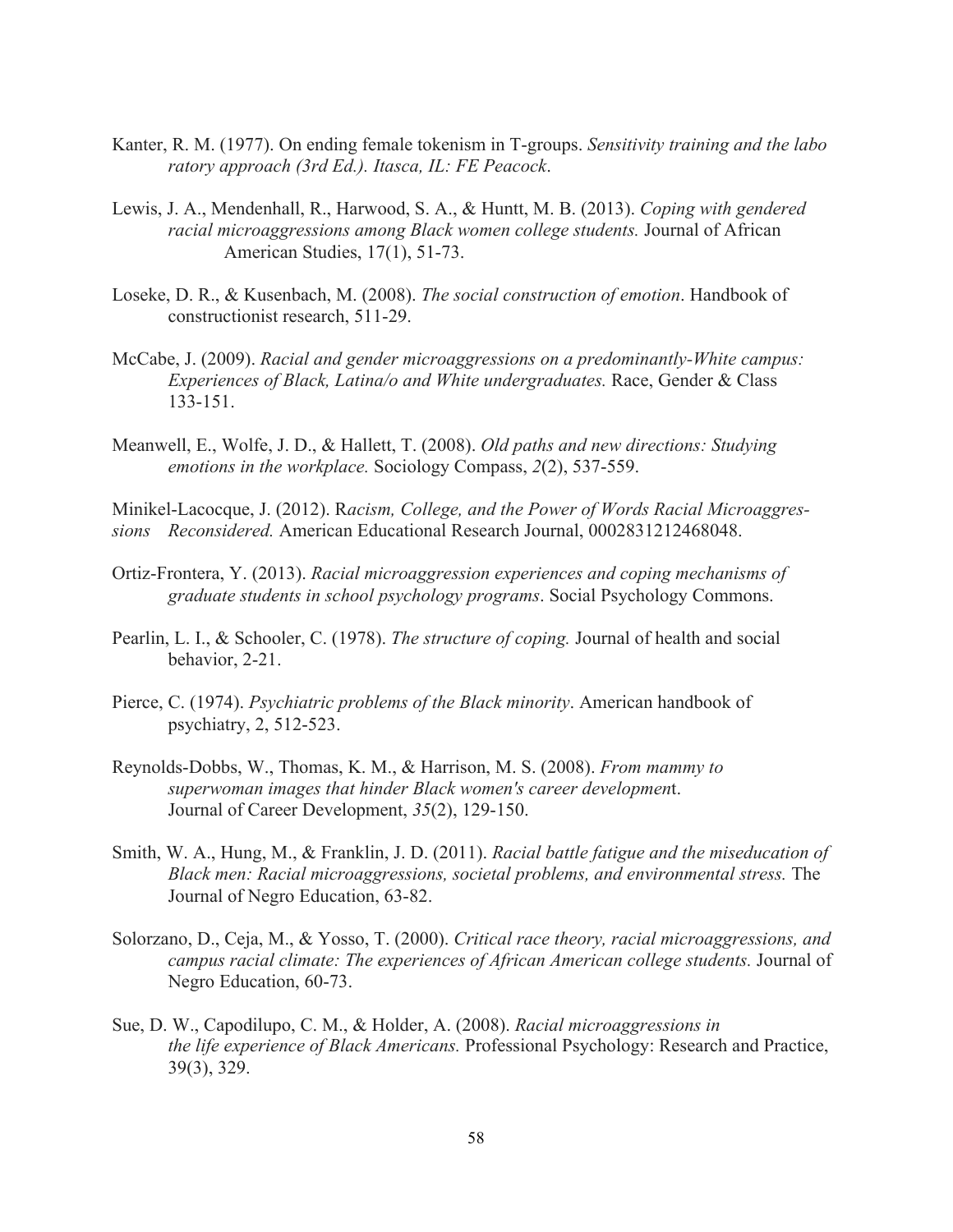Kanter, R. M. (1977). On ending female tokenism in T-groups. *Sensitivity training and the labo ratory approach (3rd Ed.). Itasca, IL: FE Peacock*.

Lewis, J. A., Mendenhall, R., Harwood, S. A., & Huntt, M. B. (2013). *Coping with gendered racial microaggressions among Black women college students.* Journal of African American Studies, 17(1), 51-73.

Loseke, D. R., & Kusenbach, M. (2008). *The social construction of emotion*. Handbook of constructionist research, 511-29.

McCabe, J. (2009). *Racial and gender microaggressions on a predominantly-White campus: Experiences of Black, Latina/o and White undergraduates.* Race, Gender & Class 133-151.

Meanwell, E., Wolfe, J. D., & Hallett, T. (2008). *Old paths and new directions: Studying emotions in the workplace.* Sociology Compass, *2*(2), 537-559.

Minikel-Lacocque, J. (2012). R*acism, College, and the Power of Words Racial Microaggressions Reconsidered.* American Educational Research Journal, 0002831212468048.

Ortiz-Frontera, Y. (2013). *Racial microaggression experiences and coping mechanisms of graduate students in school psychology programs*. Social Psychology Commons.

Pearlin, L. I., & Schooler, C. (1978). *The structure of coping.* Journal of health and social behavior, 2-21.

Pierce, C. (1974). *Psychiatric problems of the Black minority*. American handbook of psychiatry, 2, 512-523.

Reynolds-Dobbs, W., Thomas, K. M., & Harrison, M. S. (2008). *From mammy to superwoman images that hinder Black women's career developmen*t. Journal of Career Development, *35*(2), 129-150.

Smith, W. A., Hung, M., & Franklin, J. D. (2011). *Racial battle fatigue and the miseducation of Black men: Racial microaggressions, societal problems, and environmental stress.* The Journal of Negro Education, 63-82.

Solorzano, D., Ceja, M., & Yosso, T. (2000). *Critical race theory, racial microaggressions, and campus racial climate: The experiences of African American college students.* Journal of Negro Education, 60-73.

Sue, D. W., Capodilupo, C. M., & Holder, A. (2008). *Racial microaggressions in the life experience of Black Americans.* Professional Psychology: Research and Practice, 39(3), 329.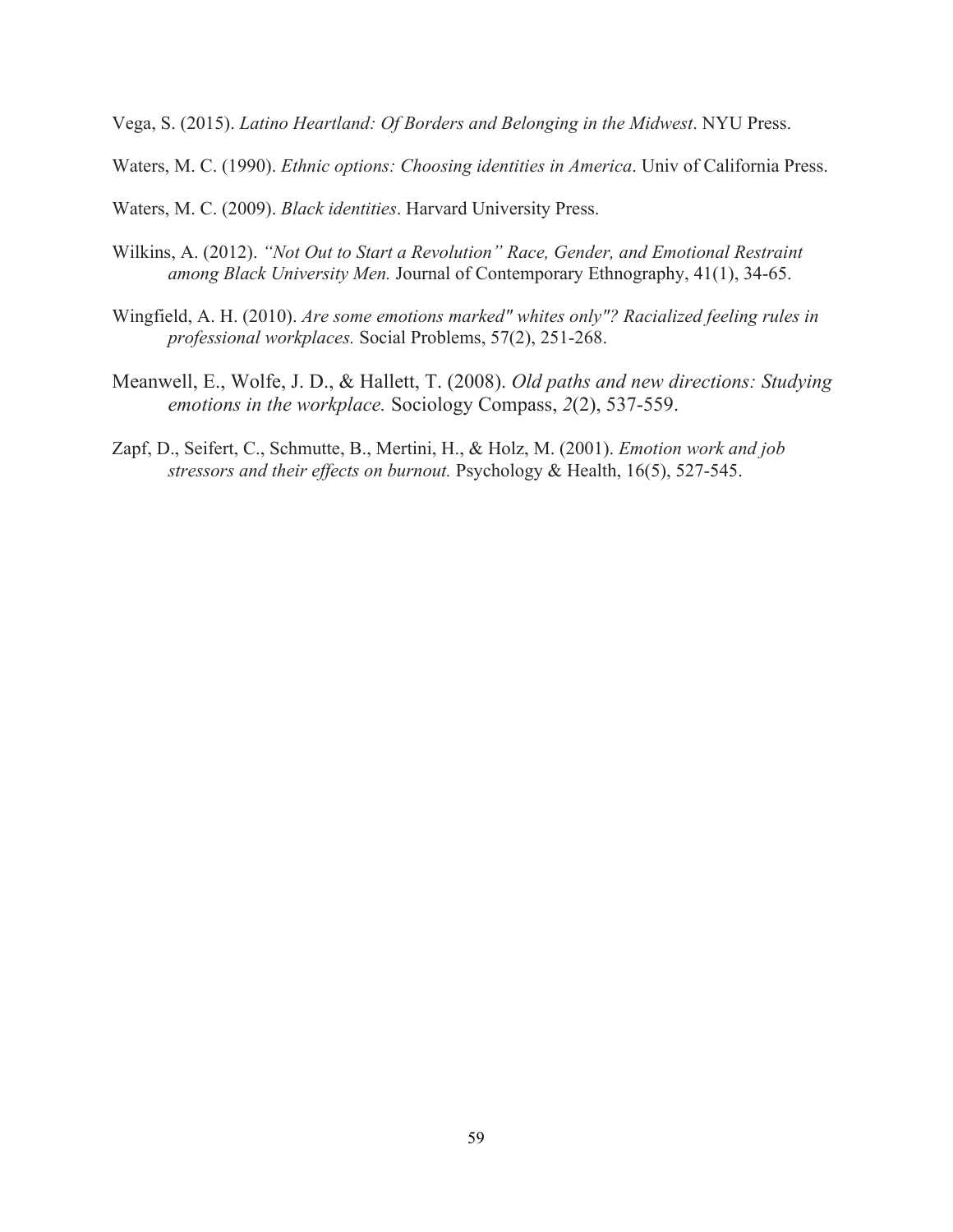Vega, S. (2015). *Latino Heartland: Of Borders and Belonging in the Midwest*. NYU Press.

Waters, M. C. (1990). *Ethnic options: Choosing identities in America*. Univ of California Press.

Waters, M. C. (2009). *Black identities*. Harvard University Press.

Wilkins, A. (2012). *"Not Out to Start a Revolution" Race, Gender, and Emotional Restraint among Black University Men.* Journal of Contemporary Ethnography, 41(1), 34-65.

Wingfield, A. H. (2010). *Are some emotions marked" whites only"? Racialized feeling rules in professional workplaces.* Social Problems, 57(2), 251-268.

Meanwell, E., Wolfe, J. D., & Hallett, T. (2008). *Old paths and new directions: Studying emotions in the workplace.* Sociology Compass, *2*(2), 537-559.

Zapf, D., Seifert, C., Schmutte, B., Mertini, H., & Holz, M. (2001). *Emotion work and job stressors and their effects on burnout.* Psychology & Health, 16(5), 527-545.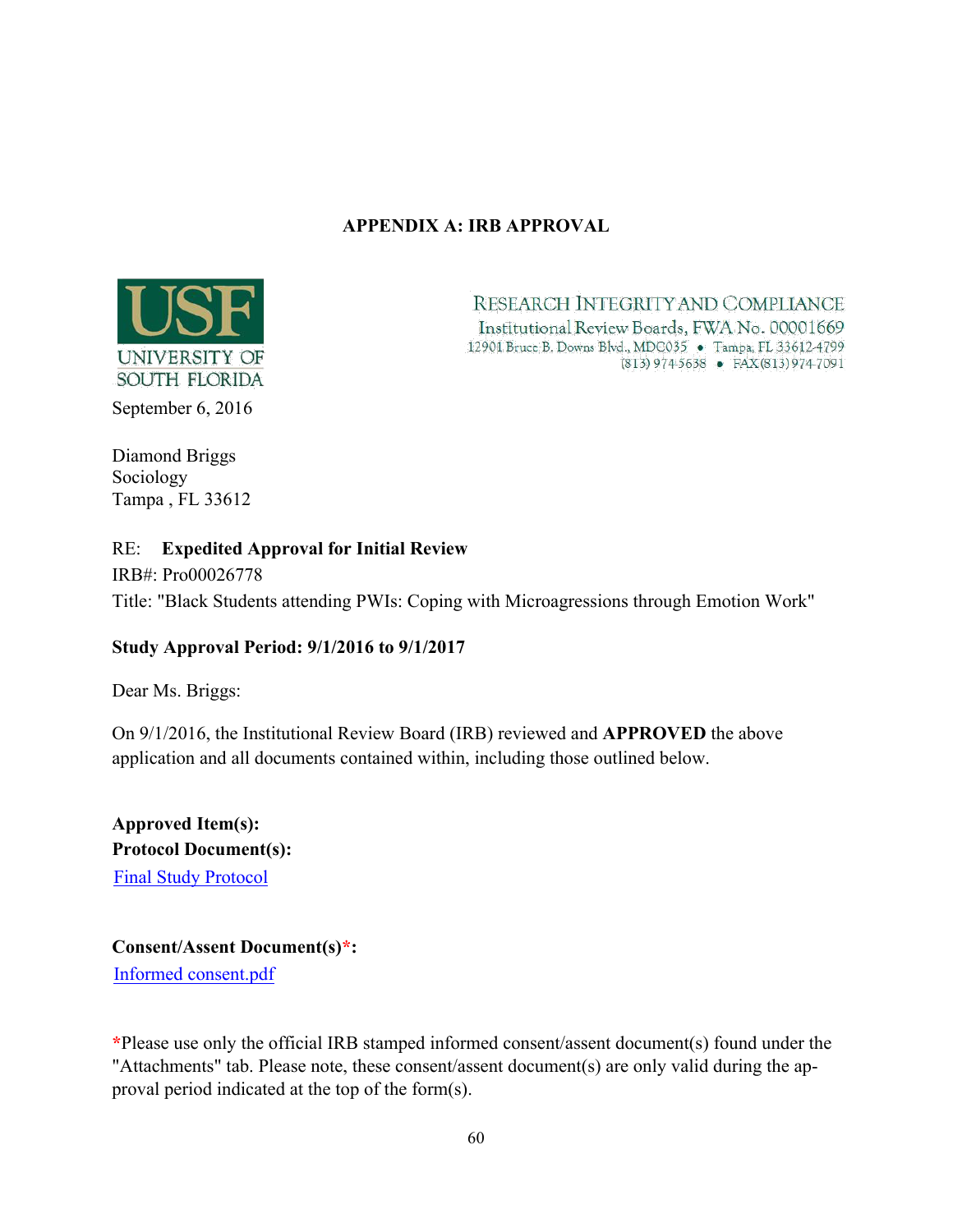## APPENDIX A: IRB APPROVAL

USF
UNIVERSITY OF
SOUTH FLORIDA

RESEARCH INTEGRITY AND COMPLIANCE
Institutional Review Boards, FWA No. 00001669
12901 Bruce B. Downs Blvd., MDC035 • Tampa, FL 33612-4799
(813) 974-5638 • FAX(813) 974-7091

September 6, 2016

Diamond Briggs
Sociology
Tampa , FL 33612

RE: **Expedited Approval for Initial Review**
IRB#: Pro00026778
Title: "Black Students attending PWIs: Coping with Microagressions through Emotion Work"

**Study Approval Period: 9/1/2016 to 9/1/2017**

Dear Ms. Briggs:

On 9/1/2016, the Institutional Review Board (IRB) reviewed and **APPROVED** the above application and all documents contained within, including those outlined below.

**Approved Item(s):**
**Protocol Document(s):**
Final Study Protocol

**Consent/Assent Document(s)*:**
Informed consent.pdf

*Please use only the official IRB stamped informed consent/assent document(s) found under the "Attachments" tab. Please note, these consent/assent document(s) are only valid during the approval period indicated at the top of the form(s).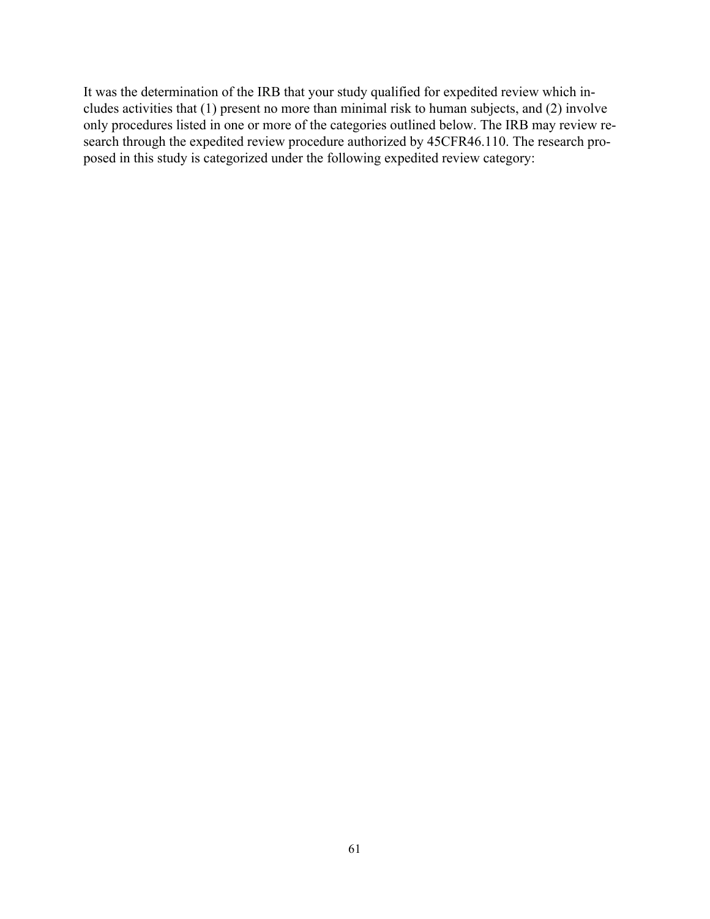It was the determination of the IRB that your study qualified for expedited review which includes activities that (1) present no more than minimal risk to human subjects, and (2) involve only procedures listed in one or more of the categories outlined below. The IRB may review research through the expedited review procedure authorized by 45CFR46.110. The research proposed in this study is categorized under the following expedited review category: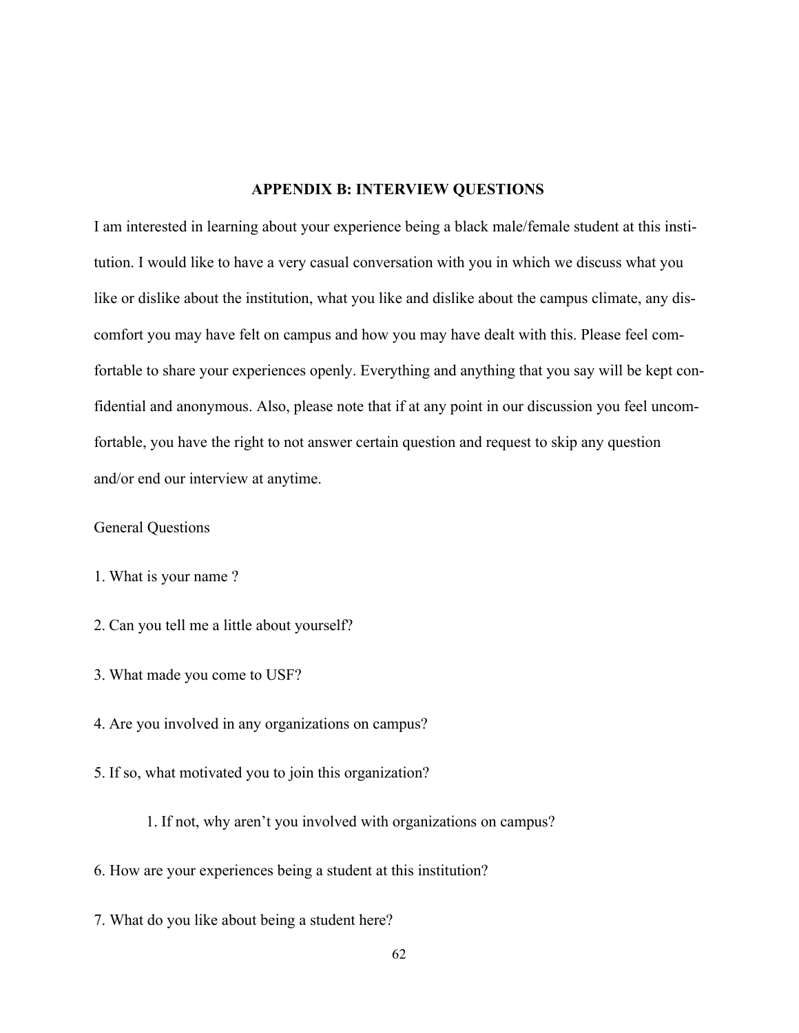## APPENDIX B: INTERVIEW QUESTIONS

I am interested in learning about your experience being a black male/female student at this institution. I would like to have a very casual conversation with you in which we discuss what you like or dislike about the institution, what you like and dislike about the campus climate, any discomfort you may have felt on campus and how you may have dealt with this. Please feel comfortable to share your experiences openly. Everything and anything that you say will be kept confidential and anonymous. Also, please note that if at any point in our discussion you feel uncomfortable, you have the right to not answer certain question and request to skip any question and/or end our interview at anytime.

General Questions

1. What is your name ?

2. Can you tell me a little about yourself?

3. What made you come to USF?

4. Are you involved in any organizations on campus?

5. If so, what motivated you to join this organization?

    1. If not, why aren't you involved with organizations on campus?

6. How are your experiences being a student at this institution?

7. What do you like about being a student here?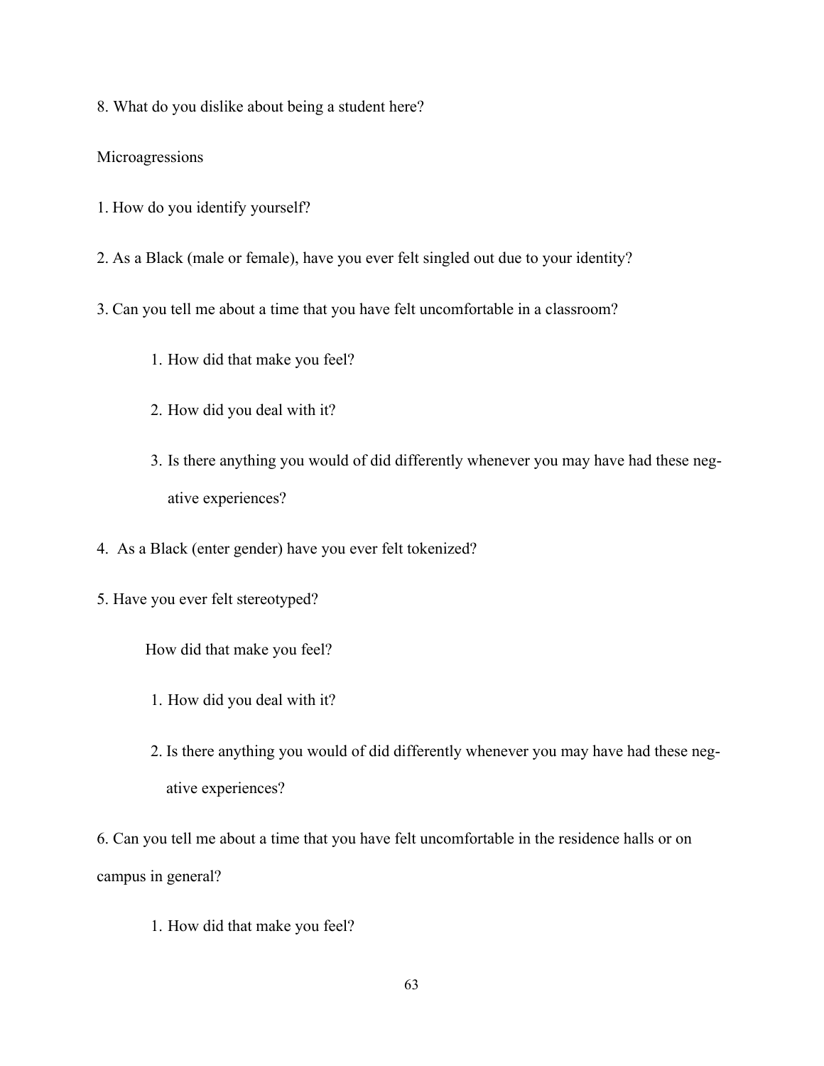8. What do you dislike about being a student here?

Microagressions

1. How do you identify yourself?

2. As a Black (male or female), have you ever felt singled out due to your identity?

3. Can you tell me about a time that you have felt uncomfortable in a classroom?

    1. How did that make you feel?

    2. How did you deal with it?

    3. Is there anything you would of did differently whenever you may have had these negative experiences?

4. As a Black (enter gender) have you ever felt tokenized?

5. Have you ever felt stereotyped?

    How did that make you feel?

    1. How did you deal with it?

    2. Is there anything you would of did differently whenever you may have had these negative experiences?

6. Can you tell me about a time that you have felt uncomfortable in the residence halls or on campus in general?

    1. How did that make you feel?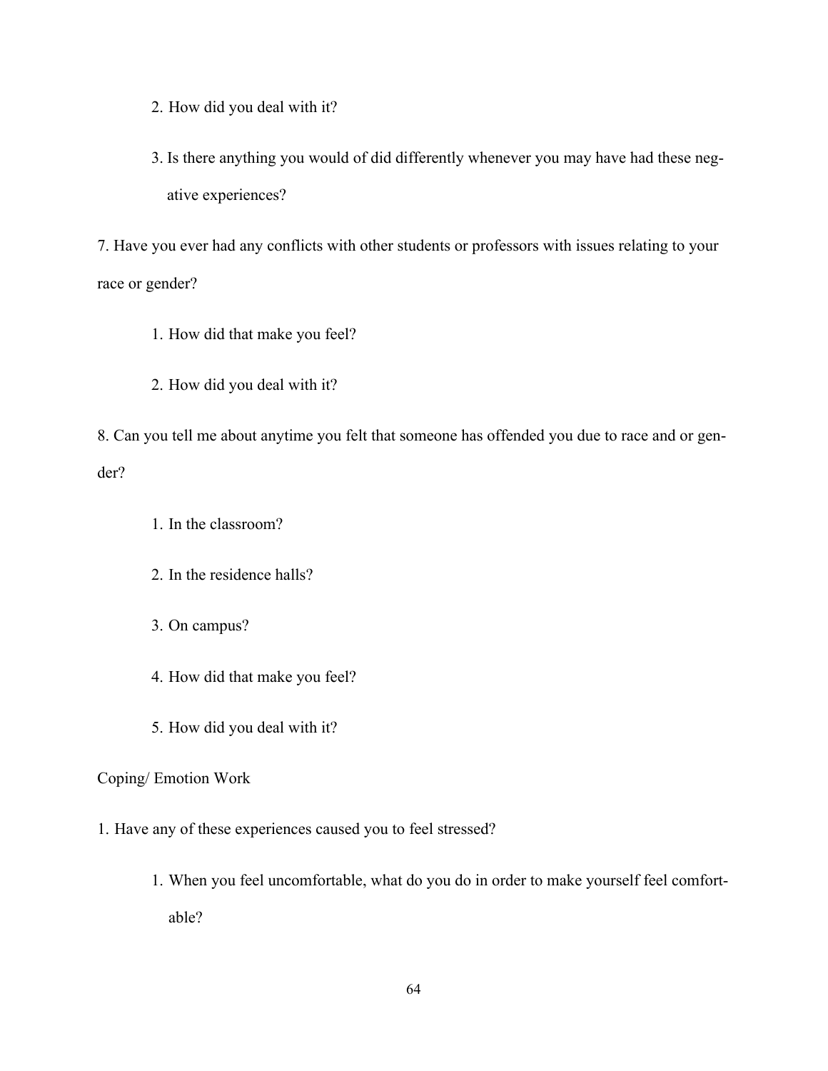2. How did you deal with it?

3. Is there anything you would of did differently whenever you may have had these negative experiences?

7. Have you ever had any conflicts with other students or professors with issues relating to your race or gender?

1. How did that make you feel?

2. How did you deal with it?

8. Can you tell me about anytime you felt that someone has offended you due to race and or gender?

1. In the classroom?

2. In the residence halls?

3. On campus?

4. How did that make you feel?

5. How did you deal with it?

Coping/ Emotion Work

1. Have any of these experiences caused you to feel stressed?

1. When you feel uncomfortable, what do you do in order to make yourself feel comfortable?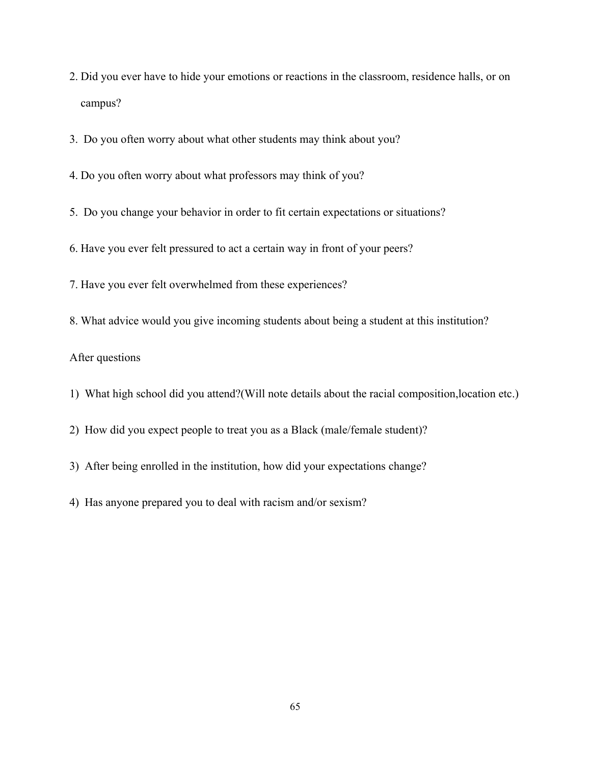2. Did you ever have to hide your emotions or reactions in the classroom, residence halls, or on campus?

3. Do you often worry about what other students may think about you?

4. Do you often worry about what professors may think of you?

5. Do you change your behavior in order to fit certain expectations or situations?

6. Have you ever felt pressured to act a certain way in front of your peers?

7. Have you ever felt overwhelmed from these experiences?

8. What advice would you give incoming students about being a student at this institution?

After questions

1) What high school did you attend?(Will note details about the racial composition,location etc.)

2) How did you expect people to treat you as a Black (male/female student)?

3) After being enrolled in the institution, how did your expectations change?

4) Has anyone prepared you to deal with racism and/or sexism?